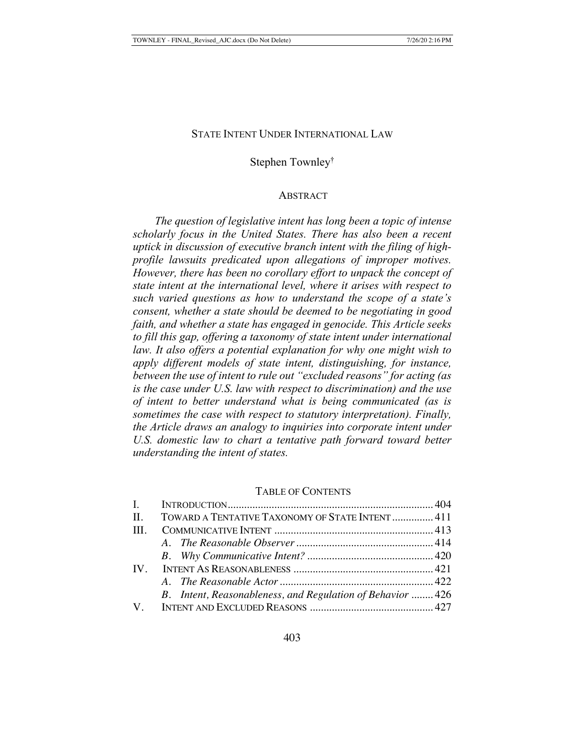# STATE INTENT UNDER INTERNATIONAL LAW

Stephen Townley[†]

## ABSTRACT

*The question of legislative intent has long been a topic of intense scholarly focus in the United States. There has also been a recent uptick in discussion of executive branch intent with the filing of high-profile lawsuits predicated upon allegations of improper motives. However, there has been no corollary effort to unpack the concept of state intent at the international level, where it arises with respect to such varied questions as how to understand the scope of a state's consent, whether a state should be deemed to be negotiating in good faith, and whether a state has engaged in genocide. This Article seeks to fill this gap, offering a taxonomy of state intent under international law. It also offers a potential explanation for why one might wish to apply different models of state intent, distinguishing, for instance, between the use of intent to rule out "excluded reasons" for acting (as is the case under U.S. law with respect to discrimination) and the use of intent to better understand what is being communicated (as is sometimes the case with respect to statutory interpretation). Finally, the Article draws an analogy to inquiries into corporate intent under U.S. domestic law to chart a tentative path forward toward better understanding the intent of states.*

## TABLE OF CONTENTS

| | | |
|---|---|---|
| I. | INTRODUCTION | 404 |
| II. | TOWARD A TENTATIVE TAXONOMY OF STATE INTENT | 411 |
| III. | COMMUNICATIVE INTENT | 413 |
| | *A. The Reasonable Observer* | 414 |
| | *B. Why Communicative Intent?* | 420 |
| IV. | INTENT AS REASONABLENESS | 421 |
| | *A. The Reasonable Actor* | 422 |
| | *B. Intent, Reasonableness, and Regulation of Behavior* | 426 |
| V. | INTENT AND EXCLUDED REASONS | 427 |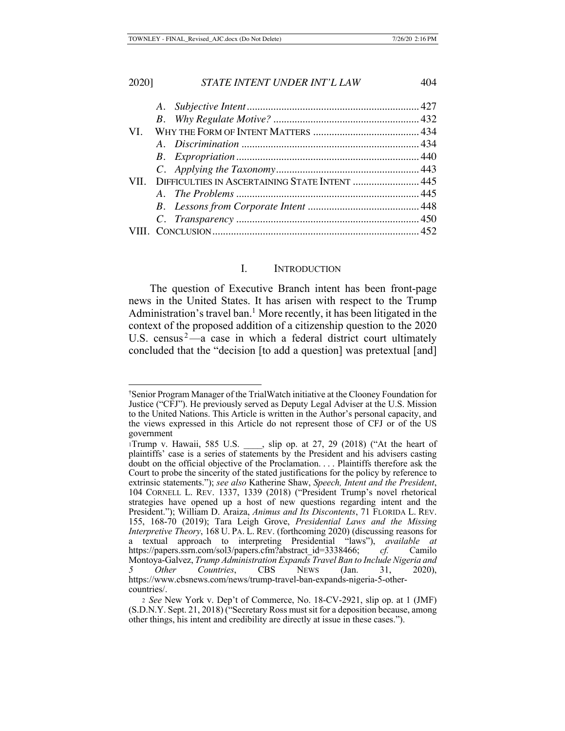| | | |
|---|---|---|
| | A. *Subjective Intent* | 427 |
| | B. *Why Regulate Motive?* | 432 |
| VI. | WHY THE FORM OF INTENT MATTERS | 434 |
| | A. *Discrimination* | 434 |
| | B. *Expropriation* | 440 |
| | C. *Applying the Taxonomy* | 443 |
| VII. | DIFFICULTIES IN ASCERTAINING STATE INTENT | 445 |
| | A. *The Problems* | 445 |
| | B. *Lessons from Corporate Intent* | 448 |
| | C. *Transparency* | 450 |
| VIII. | CONCLUSION | 452 |

## I. INTRODUCTION

The question of Executive Branch intent has been front-page news in the United States. It has arisen with respect to the Trump Administration's travel ban.[1] More recently, it has been litigated in the context of the proposed addition of a citizenship question to the 2020 U.S. census[2]—a case in which a federal district court ultimately concluded that the "decision [to add a question] was pretextual [and]

---

†Senior Program Manager of the TrialWatch initiative at the Clooney Foundation for Justice ("CFJ"). He previously served as Deputy Legal Adviser at the U.S. Mission to the United Nations. This Article is written in the Author's personal capacity, and the views expressed in this Article do not represent those of CFJ or of the US government

[1] Trump v. Hawaii, 585 U.S. ____, slip op. at 27, 29 (2018) ("At the heart of plaintiffs' case is a series of statements by the President and his advisers casting doubt on the official objective of the Proclamation. . . . Plaintiffs therefore ask the Court to probe the sincerity of the stated justifications for the policy by reference to extrinsic statements."); *see also* Katherine Shaw, *Speech, Intent and the President*, 104 CORNELL L. REV. 1337, 1339 (2018) ("President Trump's novel rhetorical strategies have opened up a host of new questions regarding intent and the President."); William D. Araiza, *Animus and Its Discontents*, 71 FLORIDA L. REV. 155, 168-70 (2019); Tara Leigh Grove, *Presidential Laws and the Missing Interpretive Theory*, 168 U. PA. L. REV. (forthcoming 2020) (discussing reasons for a textual approach to interpreting Presidential "laws"), *available at* https://papers.ssrn.com/sol3/papers.cfm?abstract_id=3338466; *cf.* Camilo Montoya-Galvez, *Trump Administration Expands Travel Ban to Include Nigeria and 5 Other Countries*, CBS NEWS (Jan. 31, 2020), https://www.cbsnews.com/news/trump-travel-ban-expands-nigeria-5-other-countries/.

[2] *See* New York v. Dep't of Commerce, No. 18-CV-2921, slip op. at 1 (JMF) (S.D.N.Y. Sept. 21, 2018) ("Secretary Ross must sit for a deposition because, among other things, his intent and credibility are directly at issue in these cases.").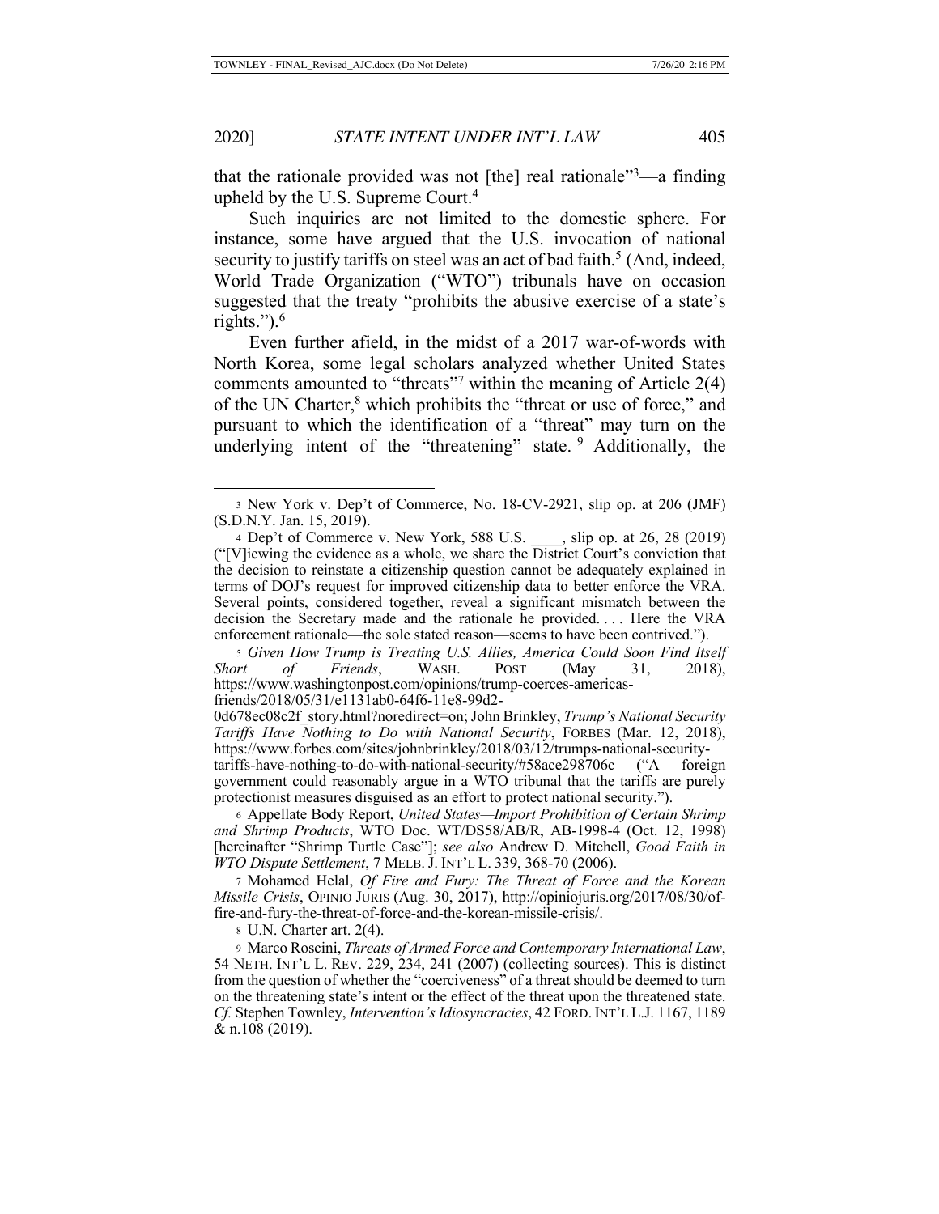that the rationale provided was not [the] real rationale"[3]—a finding upheld by the U.S. Supreme Court.[4]

Such inquiries are not limited to the domestic sphere. For instance, some have argued that the U.S. invocation of national security to justify tariffs on steel was an act of bad faith.[5] (And, indeed, World Trade Organization ("WTO") tribunals have on occasion suggested that the treaty "prohibits the abusive exercise of a state's rights.").[6]

Even further afield, in the midst of a 2017 war-of-words with North Korea, some legal scholars analyzed whether United States comments amounted to "threats"[7] within the meaning of Article 2(4) of the UN Charter,[8] which prohibits the "threat or use of force," and pursuant to which the identification of a "threat" may turn on the underlying intent of the "threatening" state.[9] Additionally, the

---

[3] New York v. Dep't of Commerce, No. 18-CV-2921, slip op. at 206 (JMF) (S.D.N.Y. Jan. 15, 2019).

[4] Dep't of Commerce v. New York, 588 U.S. ____, slip op. at 26, 28 (2019) ("[V]iewing the evidence as a whole, we share the District Court's conviction that the decision to reinstate a citizenship question cannot be adequately explained in terms of DOJ's request for improved citizenship data to better enforce the VRA. Several points, considered together, reveal a significant mismatch between the decision the Secretary made and the rationale he provided. . . . Here the VRA enforcement rationale—the sole stated reason—seems to have been contrived.").

[5] *Given How Trump is Treating U.S. Allies, America Could Soon Find Itself Short of Friends*, WASH. POST (May 31, 2018), https://www.washingtonpost.com/opinions/trump-coerces-americas-friends/2018/05/31/e1131ab0-64f6-11e8-99d2-0d678ec08c2f_story.html?noredirect=on; John Brinkley, *Trump's National Security Tariffs Have Nothing to Do with National Security*, FORBES (Mar. 12, 2018), https://www.forbes.com/sites/johnbrinkley/2018/03/12/trumps-national-security-tariffs-have-nothing-to-do-with-national-security/#58ace298706c ("A foreign government could reasonably argue in a WTO tribunal that the tariffs are purely protectionist measures disguised as an effort to protect national security.").

[6] Appellate Body Report, *United States—Import Prohibition of Certain Shrimp and Shrimp Products*, WTO Doc. WT/DS58/AB/R, AB-1998-4 (Oct. 12, 1998) [hereinafter "Shrimp Turtle Case"]; *see also* Andrew D. Mitchell, *Good Faith in WTO Dispute Settlement*, 7 MELB. J. INT'L L. 339, 368-70 (2006).

[7] Mohamed Helal, *Of Fire and Fury: The Threat of Force and the Korean Missile Crisis*, OPINIO JURIS (Aug. 30, 2017), http://opiniojuris.org/2017/08/30/of-fire-and-fury-the-threat-of-force-and-the-korean-missile-crisis/.

[8] U.N. Charter art. 2(4).

[9] Marco Roscini, *Threats of Armed Force and Contemporary International Law*, 54 NETH. INT'L L. REV. 229, 234, 241 (2007) (collecting sources). This is distinct from the question of whether the "coerciveness" of a threat should be deemed to turn on the threatening state's intent or the effect of the threat upon the threatened state. *Cf.* Stephen Townley, *Intervention's Idiosyncracies*, 42 FORD. INT'L L.J. 1167, 1189 & n.108 (2019).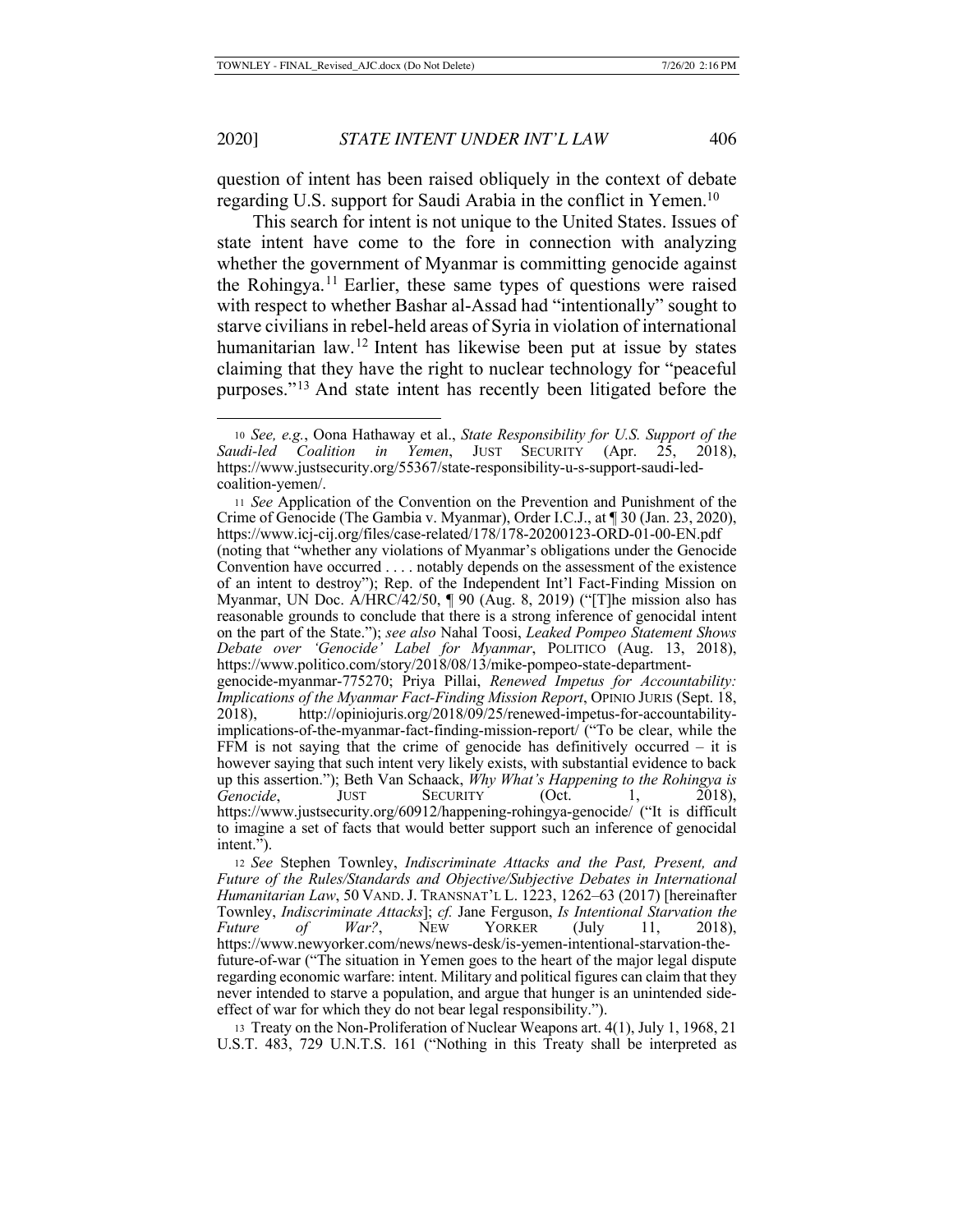question of intent has been raised obliquely in the context of debate regarding U.S. support for Saudi Arabia in the conflict in Yemen.[10]

This search for intent is not unique to the United States. Issues of state intent have come to the fore in connection with analyzing whether the government of Myanmar is committing genocide against the Rohingya.[11] Earlier, these same types of questions were raised with respect to whether Bashar al-Assad had "intentionally" sought to starve civilians in rebel-held areas of Syria in violation of international humanitarian law.[12] Intent has likewise been put at issue by states claiming that they have the right to nuclear technology for "peaceful purposes."[13] And state intent has recently been litigated before the

---

[10] *See, e.g.*, Oona Hathaway et al., *State Responsibility for U.S. Support of the Saudi-led Coalition in Yemen*, JUST SECURITY (Apr. 25, 2018), https://www.justsecurity.org/55367/state-responsibility-u-s-support-saudi-led-coalition-yemen/.

[11] *See* Application of the Convention on the Prevention and Punishment of the Crime of Genocide (The Gambia v. Myanmar), Order I.C.J., at ¶ 30 (Jan. 23, 2020), https://www.icj-cij.org/files/case-related/178/178-20200123-ORD-01-00-EN.pdf (noting that "whether any violations of Myanmar's obligations under the Genocide Convention have occurred . . . . notably depends on the assessment of the existence of an intent to destroy"); Rep. of the Independent Int'l Fact-Finding Mission on Myanmar, UN Doc. A/HRC/42/50, ¶ 90 (Aug. 8, 2019) ("[T]he mission also has reasonable grounds to conclude that there is a strong inference of genocidal intent on the part of the State."); *see also* Nahal Toosi, *Leaked Pompeo Statement Shows Debate over 'Genocide' Label for Myanmar*, POLITICO (Aug. 13, 2018), https://www.politico.com/story/2018/08/13/mike-pompeo-state-department-genocide-myanmar-775270; Priya Pillai, *Renewed Impetus for Accountability: Implications of the Myanmar Fact-Finding Mission Report*, OPINIO JURIS (Sept. 18, 2018), http://opiniojuris.org/2018/09/25/renewed-impetus-for-accountability-implications-of-the-myanmar-fact-finding-mission-report/ ("To be clear, while the FFM is not saying that the crime of genocide has definitively occurred – it is however saying that such intent very likely exists, with substantial evidence to back up this assertion."); Beth Van Schaack, *Why What's Happening to the Rohingya is Genocide*, JUST SECURITY (Oct. 1, 2018), https://www.justsecurity.org/60912/happening-rohingya-genocide/ ("It is difficult to imagine a set of facts that would better support such an inference of genocidal intent.").

[12] *See* Stephen Townley, *Indiscriminate Attacks and the Past, Present, and Future of the Rules/Standards and Objective/Subjective Debates in International Humanitarian Law*, 50 VAND. J. TRANSNAT'L L. 1223, 1262–63 (2017) [hereinafter Townley, *Indiscriminate Attacks*]; *cf.* Jane Ferguson, *Is Intentional Starvation the Future of War?*, NEW YORKER (July 11, 2018), https://www.newyorker.com/news/news-desk/is-yemen-intentional-starvation-the-future-of-war ("The situation in Yemen goes to the heart of the major legal dispute regarding economic warfare: intent. Military and political figures can claim that they never intended to starve a population, and argue that hunger is an unintended side-effect of war for which they do not bear legal responsibility.").

[13] Treaty on the Non-Proliferation of Nuclear Weapons art. 4(1), July 1, 1968, 21 U.S.T. 483, 729 U.N.T.S. 161 ("Nothing in this Treaty shall be interpreted as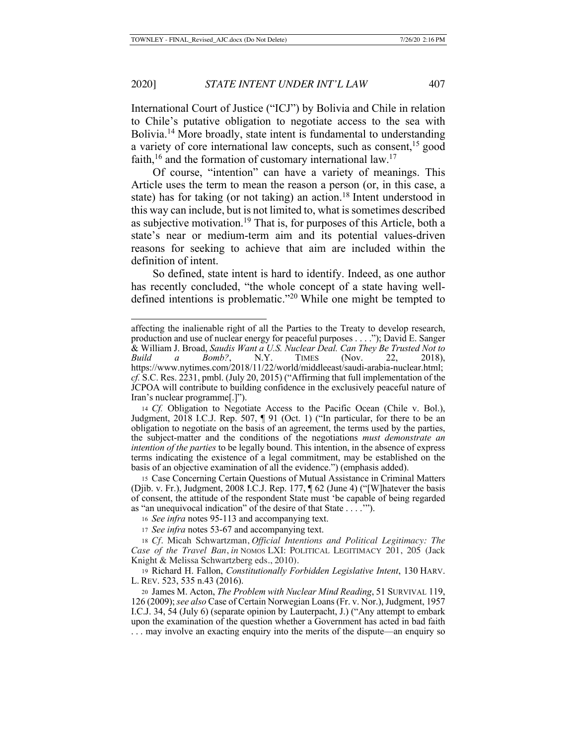International Court of Justice ("ICJ") by Bolivia and Chile in relation to Chile's putative obligation to negotiate access to the sea with Bolivia.[14] More broadly, state intent is fundamental to understanding a variety of core international law concepts, such as consent,[15] good faith,[16] and the formation of customary international law.[17]

Of course, "intention" can have a variety of meanings. This Article uses the term to mean the reason a person (or, in this case, a state) has for taking (or not taking) an action.[18] Intent understood in this way can include, but is not limited to, what is sometimes described as subjective motivation.[19] That is, for purposes of this Article, both a state's near or medium-term aim and its potential values-driven reasons for seeking to achieve that aim are included within the definition of intent.

So defined, state intent is hard to identify. Indeed, as one author has recently concluded, "the whole concept of a state having well-defined intentions is problematic."[20] While one might be tempted to

---

affecting the inalienable right of all the Parties to the Treaty to develop research, production and use of nuclear energy for peaceful purposes . . . ."); David E. Sanger & William J. Broad, *Saudis Want a U.S. Nuclear Deal. Can They Be Trusted Not to Build a Bomb?*, N.Y. TIMES (Nov. 22, 2018), https://www.nytimes.com/2018/11/22/world/middleeast/saudi-arabia-nuclear.html; *cf.* S.C. Res. 2231, pmbl. (July 20, 2015) ("Affirming that full implementation of the JCPOA will contribute to building confidence in the exclusively peaceful nature of Iran's nuclear programme[.]").

14 *Cf.* Obligation to Negotiate Access to the Pacific Ocean (Chile v. Bol.), Judgment, 2018 I.C.J. Rep. 507, ¶ 91 (Oct. 1) ("In particular, for there to be an obligation to negotiate on the basis of an agreement, the terms used by the parties, the subject-matter and the conditions of the negotiations *must demonstrate an intention of the parties* to be legally bound. This intention, in the absence of express terms indicating the existence of a legal commitment, may be established on the basis of an objective examination of all the evidence.") (emphasis added).

15 Case Concerning Certain Questions of Mutual Assistance in Criminal Matters (Djib. v. Fr.), Judgment, 2008 I.C.J. Rep. 177, ¶ 62 (June 4) ("[W]hatever the basis of consent, the attitude of the respondent State must 'be capable of being regarded as "an unequivocal indication" of the desire of that State . . . .'").

16 *See infra* notes 95-113 and accompanying text.

17 *See infra* notes 53-67 and accompanying text.

18 *Cf*. Micah Schwartzman, *Official Intentions and Political Legitimacy: The Case of the Travel Ban*, *in* NOMOS LXI: POLITICAL LEGITIMACY 201, 205 (Jack Knight & Melissa Schwartzberg eds., 2010).

19 Richard H. Fallon, *Constitutionally Forbidden Legislative Intent*, 130 HARV. L. REV. 523, 535 n.43 (2016).

20 James M. Acton, *The Problem with Nuclear Mind Reading*, 51 SURVIVAL 119, 126 (2009); *see also* Case of Certain Norwegian Loans (Fr. v. Nor.), Judgment, 1957 I.C.J. 34, 54 (July 6) (separate opinion by Lauterpacht, J.) ("Any attempt to embark upon the examination of the question whether a Government has acted in bad faith . . . may involve an exacting enquiry into the merits of the dispute—an enquiry so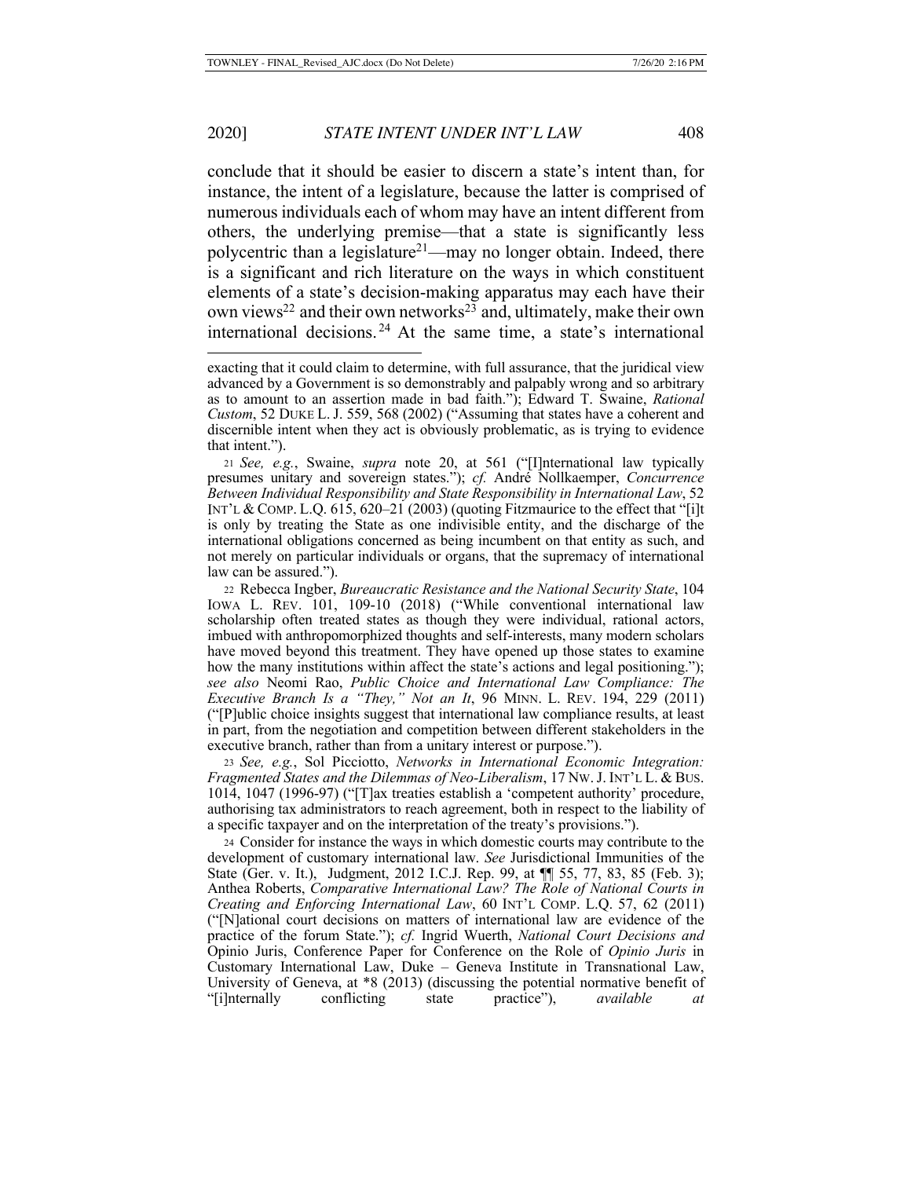conclude that it should be easier to discern a state's intent than, for instance, the intent of a legislature, because the latter is comprised of numerous individuals each of whom may have an intent different from others, the underlying premise—that a state is significantly less polycentric than a legislature[21]—may no longer obtain. Indeed, there is a significant and rich literature on the ways in which constituent elements of a state's decision-making apparatus may each have their own views[22] and their own networks[23] and, ultimately, make their own international decisions.[24] At the same time, a state's international

---

exacting that it could claim to determine, with full assurance, that the juridical view advanced by a Government is so demonstrably and palpably wrong and so arbitrary as to amount to an assertion made in bad faith."); Edward T. Swaine, *Rational Custom*, 52 DUKE L. J. 559, 568 (2002) ("Assuming that states have a coherent and discernible intent when they act is obviously problematic, as is trying to evidence that intent.").

21 *See, e.g.*, Swaine, *supra* note 20, at 561 ("[I]nternational law typically presumes unitary and sovereign states."); *cf.* André Nollkaemper, *Concurrence Between Individual Responsibility and State Responsibility in International Law*, 52 INT'L & COMP. L.Q. 615, 620–21 (2003) (quoting Fitzmaurice to the effect that "[i]t is only by treating the State as one indivisible entity, and the discharge of the international obligations concerned as being incumbent on that entity as such, and not merely on particular individuals or organs, that the supremacy of international law can be assured.").

22 Rebecca Ingber, *Bureaucratic Resistance and the National Security State*, 104 IOWA L. REV. 101, 109-10 (2018) ("While conventional international law scholarship often treated states as though they were individual, rational actors, imbued with anthropomorphized thoughts and self-interests, many modern scholars have moved beyond this treatment. They have opened up those states to examine how the many institutions within affect the state's actions and legal positioning."); *see also* Neomi Rao, *Public Choice and International Law Compliance: The Executive Branch Is a "They," Not an It*, 96 MINN. L. REV. 194, 229 (2011) ("[P]ublic choice insights suggest that international law compliance results, at least in part, from the negotiation and competition between different stakeholders in the executive branch, rather than from a unitary interest or purpose.").

23 *See, e.g.*, Sol Picciotto, *Networks in International Economic Integration: Fragmented States and the Dilemmas of Neo-Liberalism*, 17 NW. J. INT'L L. & BUS. 1014, 1047 (1996-97) ("[T]ax treaties establish a 'competent authority' procedure, authorising tax administrators to reach agreement, both in respect to the liability of a specific taxpayer and on the interpretation of the treaty's provisions.").

24 Consider for instance the ways in which domestic courts may contribute to the development of customary international law. *See* Jurisdictional Immunities of the State (Ger. v. It.), Judgment, 2012 I.C.J. Rep. 99, at ¶¶ 55, 77, 83, 85 (Feb. 3); Anthea Roberts, *Comparative International Law? The Role of National Courts in Creating and Enforcing International Law*, 60 INT'L COMP. L.Q. 57, 62 (2011) ("[N]ational court decisions on matters of international law are evidence of the practice of the forum State."); *cf.* Ingrid Wuerth, *National Court Decisions and* Opinio Juris, Conference Paper for Conference on the Role of *Opinio Juris* in Customary International Law, Duke – Geneva Institute in Transnational Law, University of Geneva, at *8 (2013) (discussing the potential normative benefit of "[i]nternally conflicting state practice"), *available at*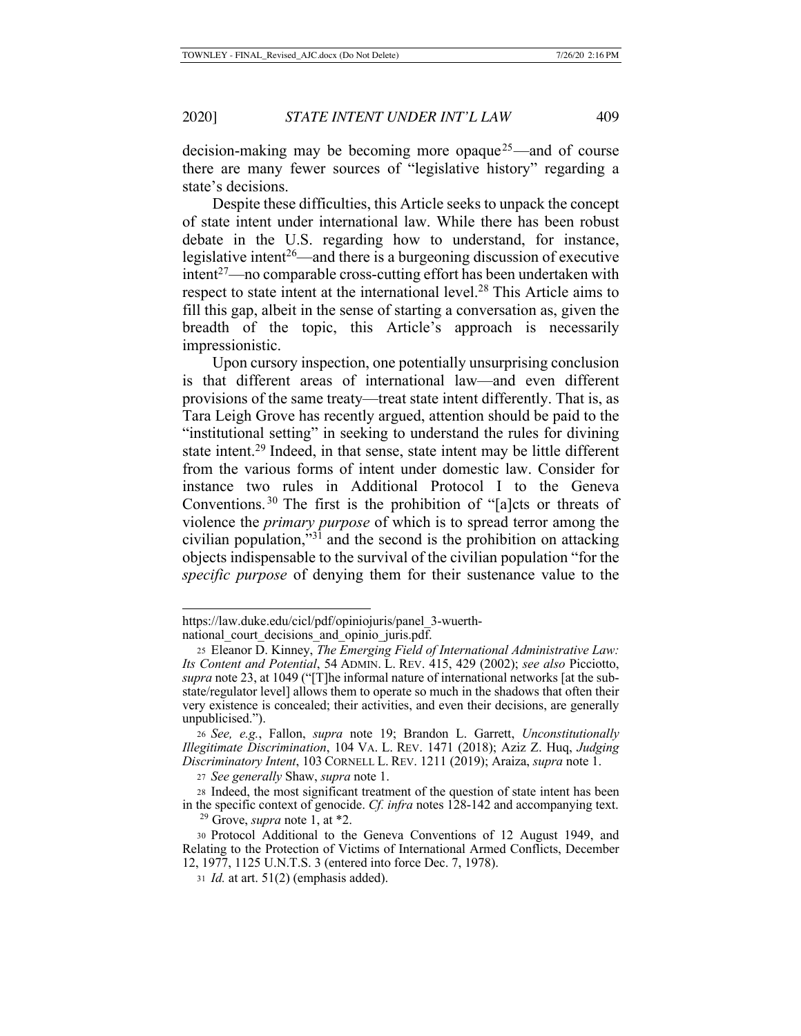decision-making may be becoming more opaque[25]—and of course there are many fewer sources of "legislative history" regarding a state's decisions.

Despite these difficulties, this Article seeks to unpack the concept of state intent under international law. While there has been robust debate in the U.S. regarding how to understand, for instance, legislative intent[26]—and there is a burgeoning discussion of executive intent[27]—no comparable cross-cutting effort has been undertaken with respect to state intent at the international level.[28] This Article aims to fill this gap, albeit in the sense of starting a conversation as, given the breadth of the topic, this Article's approach is necessarily impressionistic.

Upon cursory inspection, one potentially unsurprising conclusion is that different areas of international law—and even different provisions of the same treaty—treat state intent differently. That is, as Tara Leigh Grove has recently argued, attention should be paid to the "institutional setting" in seeking to understand the rules for divining state intent.[29] Indeed, in that sense, state intent may be little different from the various forms of intent under domestic law. Consider for instance two rules in Additional Protocol I to the Geneva Conventions.[30] The first is the prohibition of "[a]cts or threats of violence the *primary purpose* of which is to spread terror among the civilian population,"[31] and the second is the prohibition on attacking objects indispensable to the survival of the civilian population "for the *specific purpose* of denying them for their sustenance value to the

---

https://law.duke.edu/cicl/pdf/opiniojuris/panel_3-wuerth-national_court_decisions_and_opinio_juris.pdf.

25 Eleanor D. Kinney, *The Emerging Field of International Administrative Law: Its Content and Potential*, 54 ADMIN. L. REV. 415, 429 (2002); *see also* Picciotto, *supra* note 23, at 1049 ("[T]he informal nature of international networks [at the sub-state/regulator level] allows them to operate so much in the shadows that often their very existence is concealed; their activities, and even their decisions, are generally unpublicised.").

26 *See, e.g.*, Fallon, *supra* note 19; Brandon L. Garrett, *Unconstitutionally Illegitimate Discrimination*, 104 VA. L. REV. 1471 (2018); Aziz Z. Huq, *Judging Discriminatory Intent*, 103 CORNELL L. REV. 1211 (2019); Araiza, *supra* note 1.

27 *See generally* Shaw, *supra* note 1.

28 Indeed, the most significant treatment of the question of state intent has been in the specific context of genocide. *Cf. infra* notes 128-142 and accompanying text.

29 Grove, *supra* note 1, at *2.

30 Protocol Additional to the Geneva Conventions of 12 August 1949, and Relating to the Protection of Victims of International Armed Conflicts, December 12, 1977, 1125 U.N.T.S. 3 (entered into force Dec. 7, 1978).

31 *Id.* at art. 51(2) (emphasis added).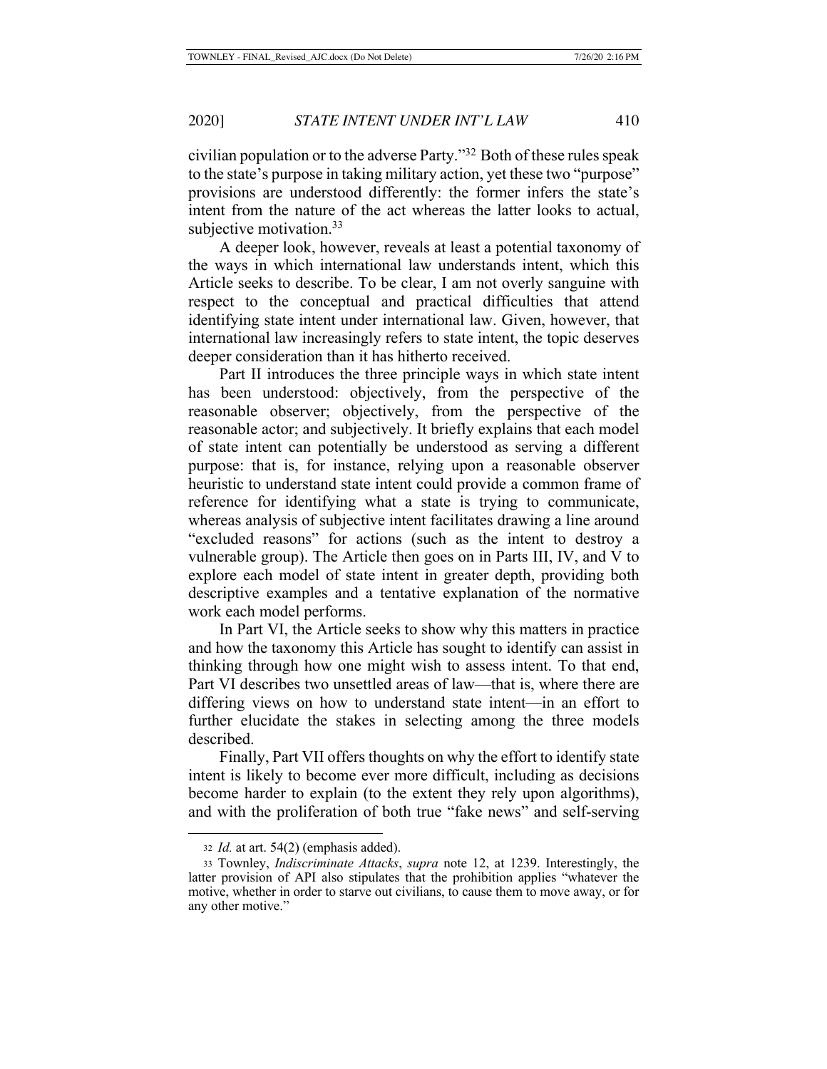civilian population or to the adverse Party."[32] Both of these rules speak to the state's purpose in taking military action, yet these two "purpose" provisions are understood differently: the former infers the state's intent from the nature of the act whereas the latter looks to actual, subjective motivation.[33]

A deeper look, however, reveals at least a potential taxonomy of the ways in which international law understands intent, which this Article seeks to describe. To be clear, I am not overly sanguine with respect to the conceptual and practical difficulties that attend identifying state intent under international law. Given, however, that international law increasingly refers to state intent, the topic deserves deeper consideration than it has hitherto received.

Part II introduces the three principle ways in which state intent has been understood: objectively, from the perspective of the reasonable observer; objectively, from the perspective of the reasonable actor; and subjectively. It briefly explains that each model of state intent can potentially be understood as serving a different purpose: that is, for instance, relying upon a reasonable observer heuristic to understand state intent could provide a common frame of reference for identifying what a state is trying to communicate, whereas analysis of subjective intent facilitates drawing a line around "excluded reasons" for actions (such as the intent to destroy a vulnerable group). The Article then goes on in Parts III, IV, and V to explore each model of state intent in greater depth, providing both descriptive examples and a tentative explanation of the normative work each model performs.

In Part VI, the Article seeks to show why this matters in practice and how the taxonomy this Article has sought to identify can assist in thinking through how one might wish to assess intent. To that end, Part VI describes two unsettled areas of law—that is, where there are differing views on how to understand state intent—in an effort to further elucidate the stakes in selecting among the three models described.

Finally, Part VII offers thoughts on why the effort to identify state intent is likely to become ever more difficult, including as decisions become harder to explain (to the extent they rely upon algorithms), and with the proliferation of both true "fake news" and self-serving

---

[32] *Id.* at art. 54(2) (emphasis added).

[33] Townley, *Indiscriminate Attacks*, *supra* note 12, at 1239. Interestingly, the latter provision of API also stipulates that the prohibition applies "whatever the motive, whether in order to starve out civilians, to cause them to move away, or for any other motive."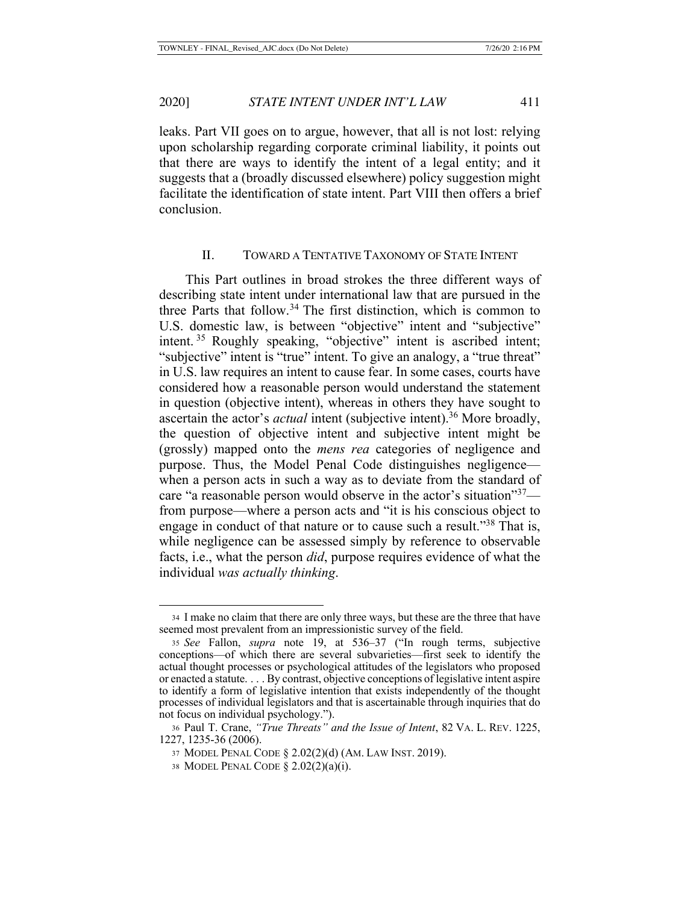leaks. Part VII goes on to argue, however, that all is not lost: relying upon scholarship regarding corporate criminal liability, it points out that there are ways to identify the intent of a legal entity; and it suggests that a (broadly discussed elsewhere) policy suggestion might facilitate the identification of state intent. Part VIII then offers a brief conclusion.

## II. TOWARD A TENTATIVE TAXONOMY OF STATE INTENT

This Part outlines in broad strokes the three different ways of describing state intent under international law that are pursued in the three Parts that follow.[34] The first distinction, which is common to U.S. domestic law, is between "objective" intent and "subjective" intent.[35] Roughly speaking, "objective" intent is ascribed intent; "subjective" intent is "true" intent. To give an analogy, a "true threat" in U.S. law requires an intent to cause fear. In some cases, courts have considered how a reasonable person would understand the statement in question (objective intent), whereas in others they have sought to ascertain the actor's *actual* intent (subjective intent).[36] More broadly, the question of objective intent and subjective intent might be (grossly) mapped onto the *mens rea* categories of negligence and purpose. Thus, the Model Penal Code distinguishes negligence—when a person acts in such a way as to deviate from the standard of care "a reasonable person would observe in the actor's situation"[37]—from purpose—where a person acts and "it is his conscious object to engage in conduct of that nature or to cause such a result."[38] That is, while negligence can be assessed simply by reference to observable facts, i.e., what the person *did*, purpose requires evidence of what the individual *was actually thinking*.

---

34 I make no claim that there are only three ways, but these are the three that have seemed most prevalent from an impressionistic survey of the field.

35 *See* Fallon, *supra* note 19, at 536–37 ("In rough terms, subjective conceptions—of which there are several subvarieties—first seek to identify the actual thought processes or psychological attitudes of the legislators who proposed or enacted a statute. . . . By contrast, objective conceptions of legislative intent aspire to identify a form of legislative intention that exists independently of the thought processes of individual legislators and that is ascertainable through inquiries that do not focus on individual psychology.").

36 Paul T. Crane, *"True Threats" and the Issue of Intent*, 82 VA. L. REV. 1225, 1227, 1235-36 (2006).

37 MODEL PENAL CODE § 2.02(2)(d) (AM. LAW INST. 2019).

38 MODEL PENAL CODE § 2.02(2)(a)(i).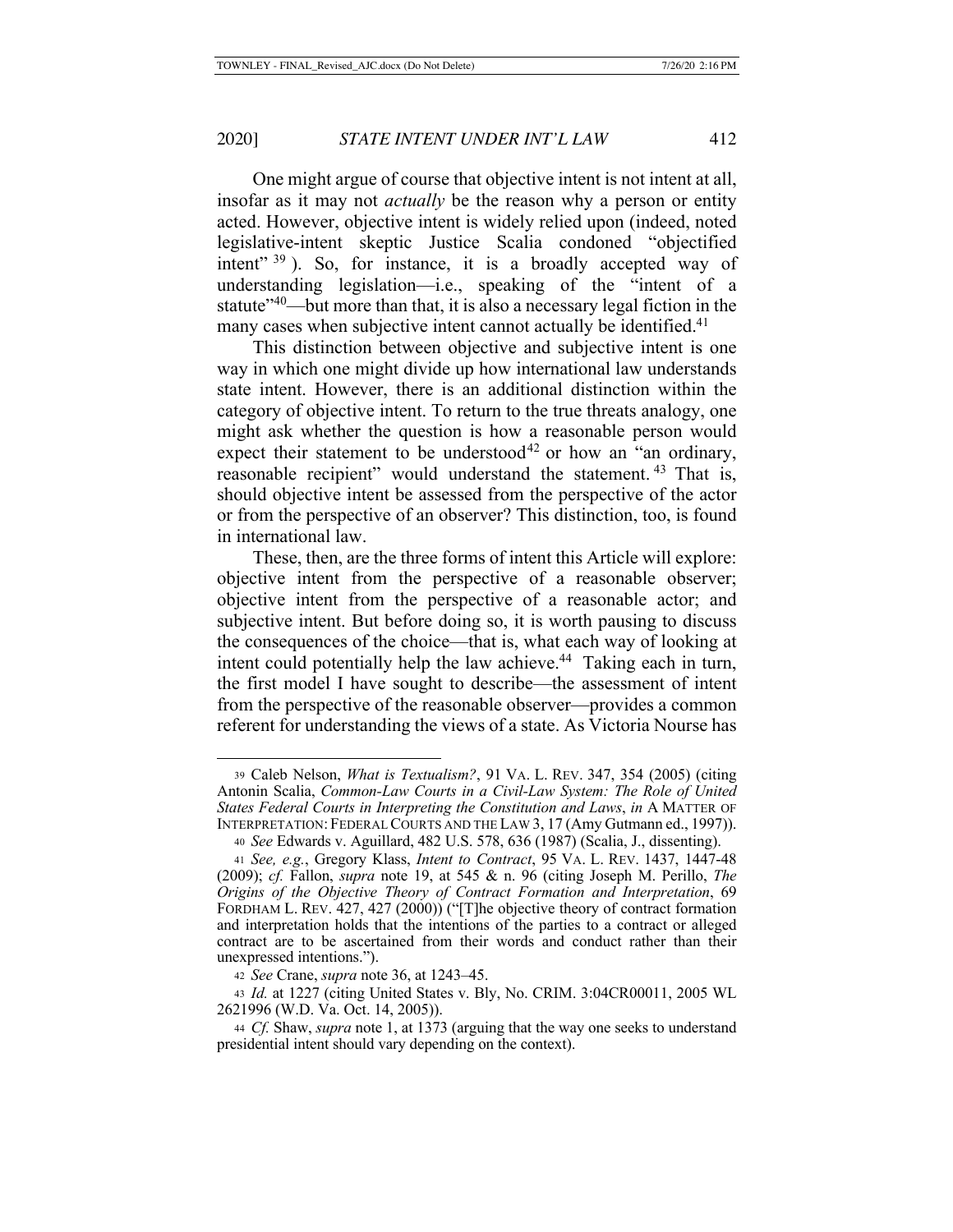One might argue of course that objective intent is not intent at all, insofar as it may not *actually* be the reason why a person or entity acted. However, objective intent is widely relied upon (indeed, noted legislative-intent skeptic Justice Scalia condoned "objectified intent"[39]). So, for instance, it is a broadly accepted way of understanding legislation—i.e., speaking of the "intent of a statute"[40]—but more than that, it is also a necessary legal fiction in the many cases when subjective intent cannot actually be identified.[41]

This distinction between objective and subjective intent is one way in which one might divide up how international law understands state intent. However, there is an additional distinction within the category of objective intent. To return to the true threats analogy, one might ask whether the question is how a reasonable person would expect their statement to be understood[42] or how an "an ordinary, reasonable recipient" would understand the statement.[43] That is, should objective intent be assessed from the perspective of the actor or from the perspective of an observer? This distinction, too, is found in international law.

These, then, are the three forms of intent this Article will explore: objective intent from the perspective of a reasonable observer; objective intent from the perspective of a reasonable actor; and subjective intent. But before doing so, it is worth pausing to discuss the consequences of the choice—that is, what each way of looking at intent could potentially help the law achieve.[44] Taking each in turn, the first model I have sought to describe—the assessment of intent from the perspective of the reasonable observer—provides a common referent for understanding the views of a state. As Victoria Nourse has

---

[39] Caleb Nelson, *What is Textualism?*, 91 VA. L. REV. 347, 354 (2005) (citing Antonin Scalia, *Common-Law Courts in a Civil-Law System: The Role of United States Federal Courts in Interpreting the Constitution and Laws*, *in* A MATTER OF INTERPRETATION: FEDERAL COURTS AND THE LAW 3, 17 (Amy Gutmann ed., 1997)).

[40] *See* Edwards v. Aguillard, 482 U.S. 578, 636 (1987) (Scalia, J., dissenting).

[41] *See, e.g.*, Gregory Klass, *Intent to Contract*, 95 VA. L. REV. 1437, 1447-48 (2009); *cf.* Fallon, *supra* note 19, at 545 & n. 96 (citing Joseph M. Perillo, *The Origins of the Objective Theory of Contract Formation and Interpretation*, 69 FORDHAM L. REV. 427, 427 (2000)) ("[T]he objective theory of contract formation and interpretation holds that the intentions of the parties to a contract or alleged contract are to be ascertained from their words and conduct rather than their unexpressed intentions.").

[42] *See* Crane, *supra* note 36, at 1243–45.

[43] *Id.* at 1227 (citing United States v. Bly, No. CRIM. 3:04CR00011, 2005 WL 2621996 (W.D. Va. Oct. 14, 2005)).

[44] *Cf.* Shaw, *supra* note 1, at 1373 (arguing that the way one seeks to understand presidential intent should vary depending on the context).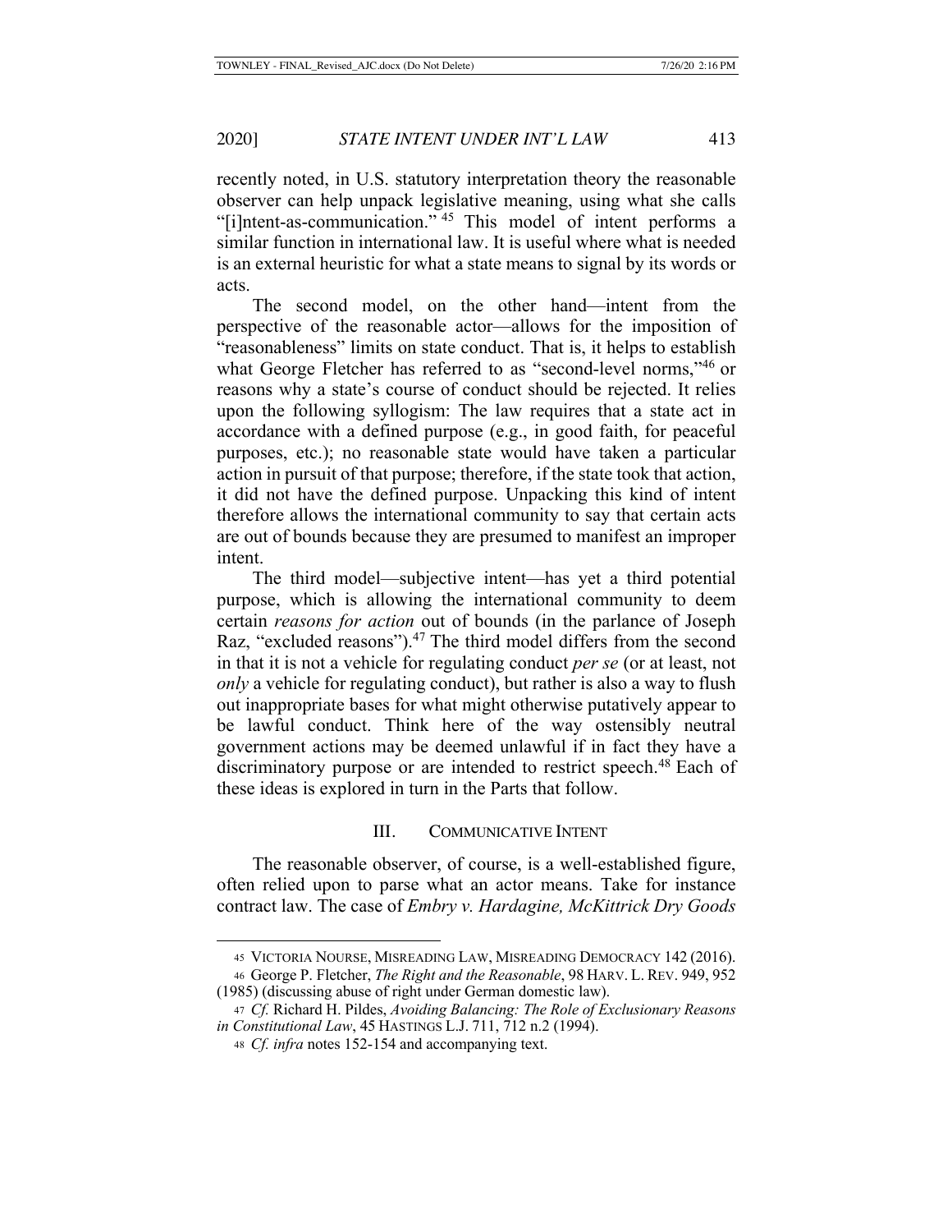recently noted, in U.S. statutory interpretation theory the reasonable observer can help unpack legislative meaning, using what she calls "[i]ntent-as-communication."[45] This model of intent performs a similar function in international law. It is useful where what is needed is an external heuristic for what a state means to signal by its words or acts.

The second model, on the other hand—intent from the perspective of the reasonable actor—allows for the imposition of "reasonableness" limits on state conduct. That is, it helps to establish what George Fletcher has referred to as "second-level norms,"[46] or reasons why a state's course of conduct should be rejected. It relies upon the following syllogism: The law requires that a state act in accordance with a defined purpose (e.g., in good faith, for peaceful purposes, etc.); no reasonable state would have taken a particular action in pursuit of that purpose; therefore, if the state took that action, it did not have the defined purpose. Unpacking this kind of intent therefore allows the international community to say that certain acts are out of bounds because they are presumed to manifest an improper intent.

The third model—subjective intent—has yet a third potential purpose, which is allowing the international community to deem certain *reasons for action* out of bounds (in the parlance of Joseph Raz, "excluded reasons").[47] The third model differs from the second in that it is not a vehicle for regulating conduct *per se* (or at least, not *only* a vehicle for regulating conduct), but rather is also a way to flush out inappropriate bases for what might otherwise putatively appear to be lawful conduct. Think here of the way ostensibly neutral government actions may be deemed unlawful if in fact they have a discriminatory purpose or are intended to restrict speech.[48] Each of these ideas is explored in turn in the Parts that follow.

## III. COMMUNICATIVE INTENT

The reasonable observer, of course, is a well-established figure, often relied upon to parse what an actor means. Take for instance contract law. The case of *Embry v. Hardagine, McKittrick Dry Goods*

---

45 VICTORIA NOURSE, MISREADING LAW, MISREADING DEMOCRACY 142 (2016).

46 George P. Fletcher, *The Right and the Reasonable*, 98 HARV. L. REV. 949, 952 (1985) (discussing abuse of right under German domestic law).

47 *Cf.* Richard H. Pildes, *Avoiding Balancing: The Role of Exclusionary Reasons in Constitutional Law*, 45 HASTINGS L.J. 711, 712 n.2 (1994).

48 *Cf. infra* notes 152-154 and accompanying text.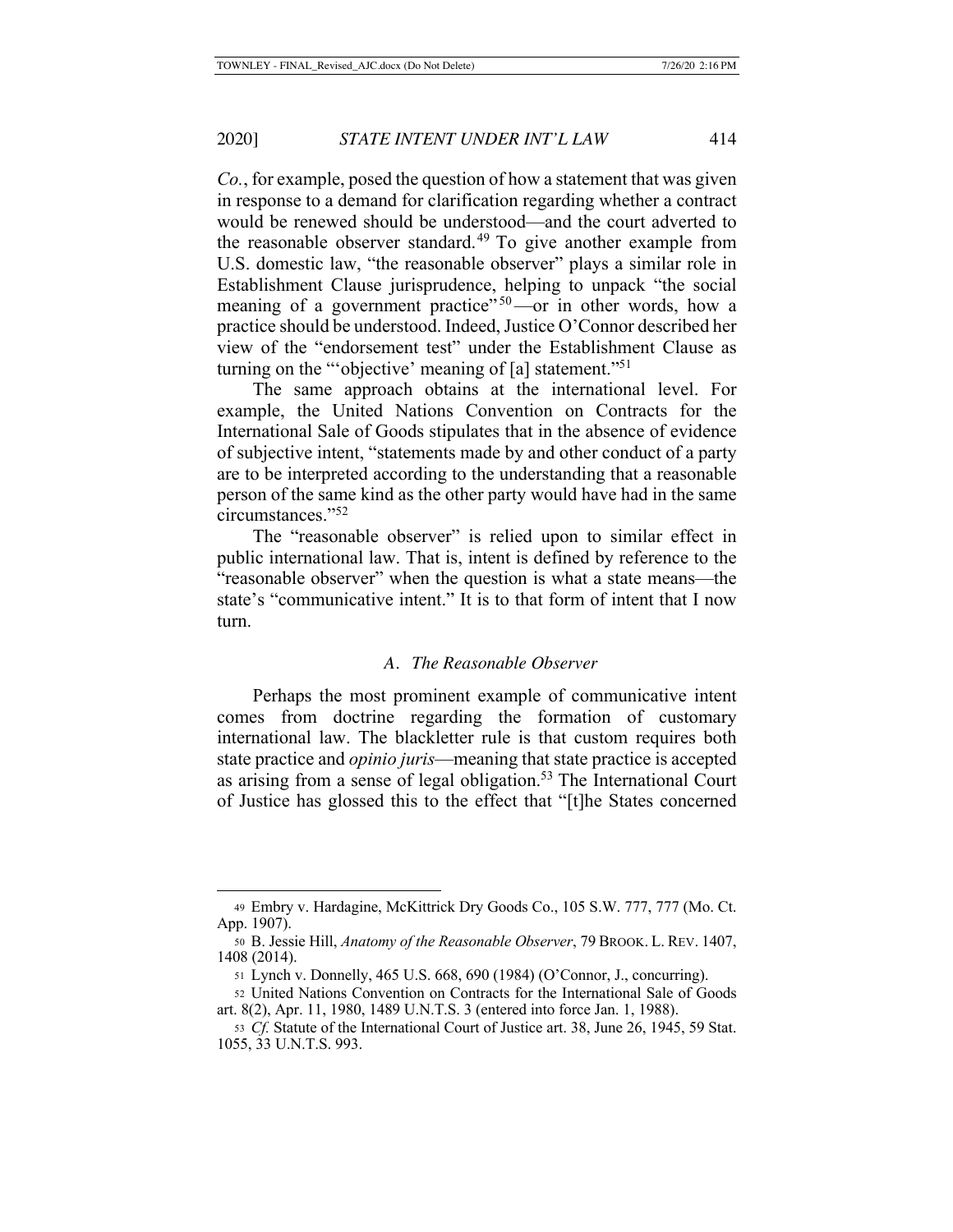*Co.*, for example, posed the question of how a statement that was given in response to a demand for clarification regarding whether a contract would be renewed should be understood—and the court adverted to the reasonable observer standard.[49] To give another example from U.S. domestic law, "the reasonable observer" plays a similar role in Establishment Clause jurisprudence, helping to unpack "the social meaning of a government practice"[50]—or in other words, how a practice should be understood. Indeed, Justice O'Connor described her view of the "endorsement test" under the Establishment Clause as turning on the "'objective' meaning of [a] statement."[51]

The same approach obtains at the international level. For example, the United Nations Convention on Contracts for the International Sale of Goods stipulates that in the absence of evidence of subjective intent, "statements made by and other conduct of a party are to be interpreted according to the understanding that a reasonable person of the same kind as the other party would have had in the same circumstances."[52]

The "reasonable observer" is relied upon to similar effect in public international law. That is, intent is defined by reference to the "reasonable observer" when the question is what a state means—the state's "communicative intent." It is to that form of intent that I now turn.

### *A. The Reasonable Observer*

Perhaps the most prominent example of communicative intent comes from doctrine regarding the formation of customary international law. The blackletter rule is that custom requires both state practice and *opinio juris*—meaning that state practice is accepted as arising from a sense of legal obligation.[53] The International Court of Justice has glossed this to the effect that "[t]he States concerned

---

49 Embry v. Hardagine, McKittrick Dry Goods Co., 105 S.W. 777, 777 (Mo. Ct. App. 1907).

50 B. Jessie Hill, *Anatomy of the Reasonable Observer*, 79 BROOK. L. REV. 1407, 1408 (2014).

51 Lynch v. Donnelly, 465 U.S. 668, 690 (1984) (O'Connor, J., concurring).

52 United Nations Convention on Contracts for the International Sale of Goods art. 8(2), Apr. 11, 1980, 1489 U.N.T.S. 3 (entered into force Jan. 1, 1988).

53 *Cf.* Statute of the International Court of Justice art. 38, June 26, 1945, 59 Stat. 1055, 33 U.N.T.S. 993.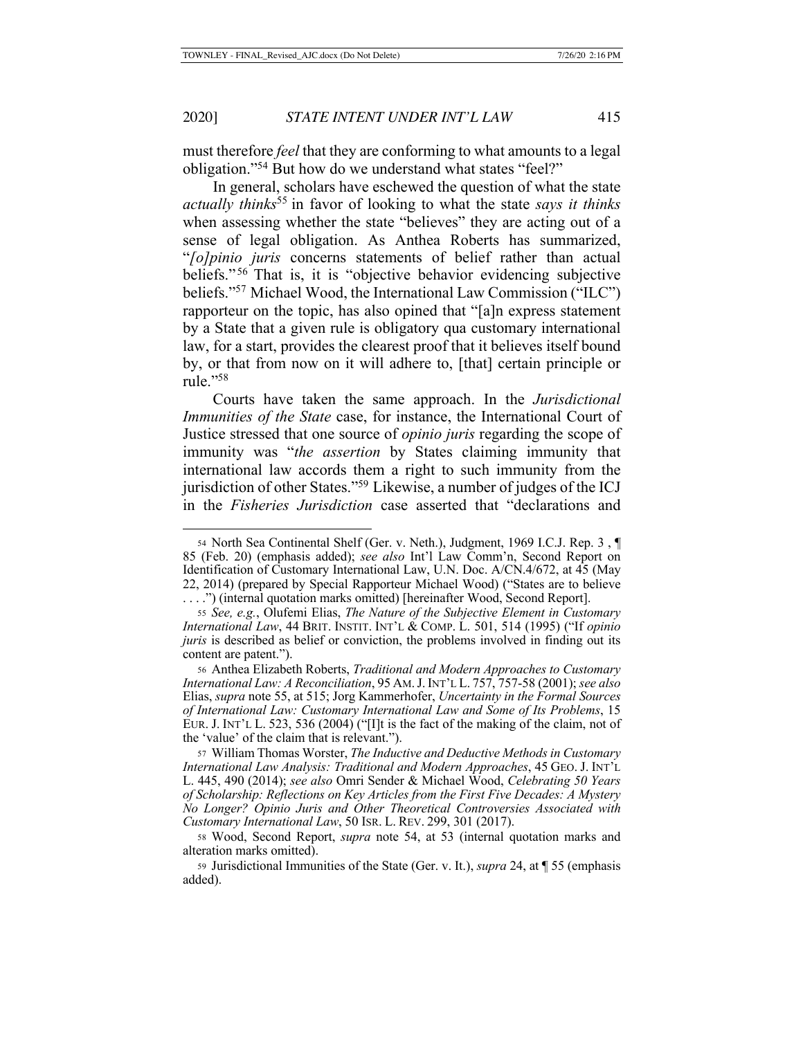must therefore *feel* that they are conforming to what amounts to a legal obligation."[54] But how do we understand what states "feel?"

In general, scholars have eschewed the question of what the state *actually thinks*[55] in favor of looking to what the state *says it thinks* when assessing whether the state "believes" they are acting out of a sense of legal obligation. As Anthea Roberts has summarized, "*[o]pinio juris* concerns statements of belief rather than actual beliefs."[56] That is, it is "objective behavior evidencing subjective beliefs."[57] Michael Wood, the International Law Commission ("ILC") rapporteur on the topic, has also opined that "[a]n express statement by a State that a given rule is obligatory qua customary international law, for a start, provides the clearest proof that it believes itself bound by, or that from now on it will adhere to, [that] certain principle or rule."[58]

Courts have taken the same approach. In the *Jurisdictional Immunities of the State* case, for instance, the International Court of Justice stressed that one source of *opinio juris* regarding the scope of immunity was "*the assertion* by States claiming immunity that international law accords them a right to such immunity from the jurisdiction of other States."[59] Likewise, a number of judges of the ICJ in the *Fisheries Jurisdiction* case asserted that "declarations and

---

54 North Sea Continental Shelf (Ger. v. Neth.), Judgment, 1969 I.C.J. Rep. 3 , ¶ 85 (Feb. 20) (emphasis added); *see also* Int'l Law Comm'n, Second Report on Identification of Customary International Law, U.N. Doc. A/CN.4/672, at 45 (May 22, 2014) (prepared by Special Rapporteur Michael Wood) ("States are to believe . . . .") (internal quotation marks omitted) [hereinafter Wood, Second Report].

55 *See, e.g.*, Olufemi Elias, *The Nature of the Subjective Element in Customary International Law*, 44 BRIT. INSTIT. INT'L & COMP. L. 501, 514 (1995) ("If *opinio juris* is described as belief or conviction, the problems involved in finding out its content are patent.").

56 Anthea Elizabeth Roberts, *Traditional and Modern Approaches to Customary International Law: A Reconciliation*, 95 AM. J. INT'L L. 757, 757-58 (2001); *see also* Elias, *supra* note 55, at 515; Jorg Kammerhofer, *Uncertainty in the Formal Sources of International Law: Customary International Law and Some of Its Problems*, 15 EUR. J. INT'L L. 523, 536 (2004) ("[I]t is the fact of the making of the claim, not of the 'value' of the claim that is relevant.").

57 William Thomas Worster, *The Inductive and Deductive Methods in Customary International Law Analysis: Traditional and Modern Approaches*, 45 GEO. J. INT'L L. 445, 490 (2014); *see also* Omri Sender & Michael Wood, *Celebrating 50 Years of Scholarship: Reflections on Key Articles from the First Five Decades: A Mystery No Longer? Opinio Juris and Other Theoretical Controversies Associated with Customary International Law*, 50 ISR. L. REV. 299, 301 (2017).

58 Wood, Second Report, *supra* note 54, at 53 (internal quotation marks and alteration marks omitted).

59 Jurisdictional Immunities of the State (Ger. v. It.), *supra* 24, at ¶ 55 (emphasis added).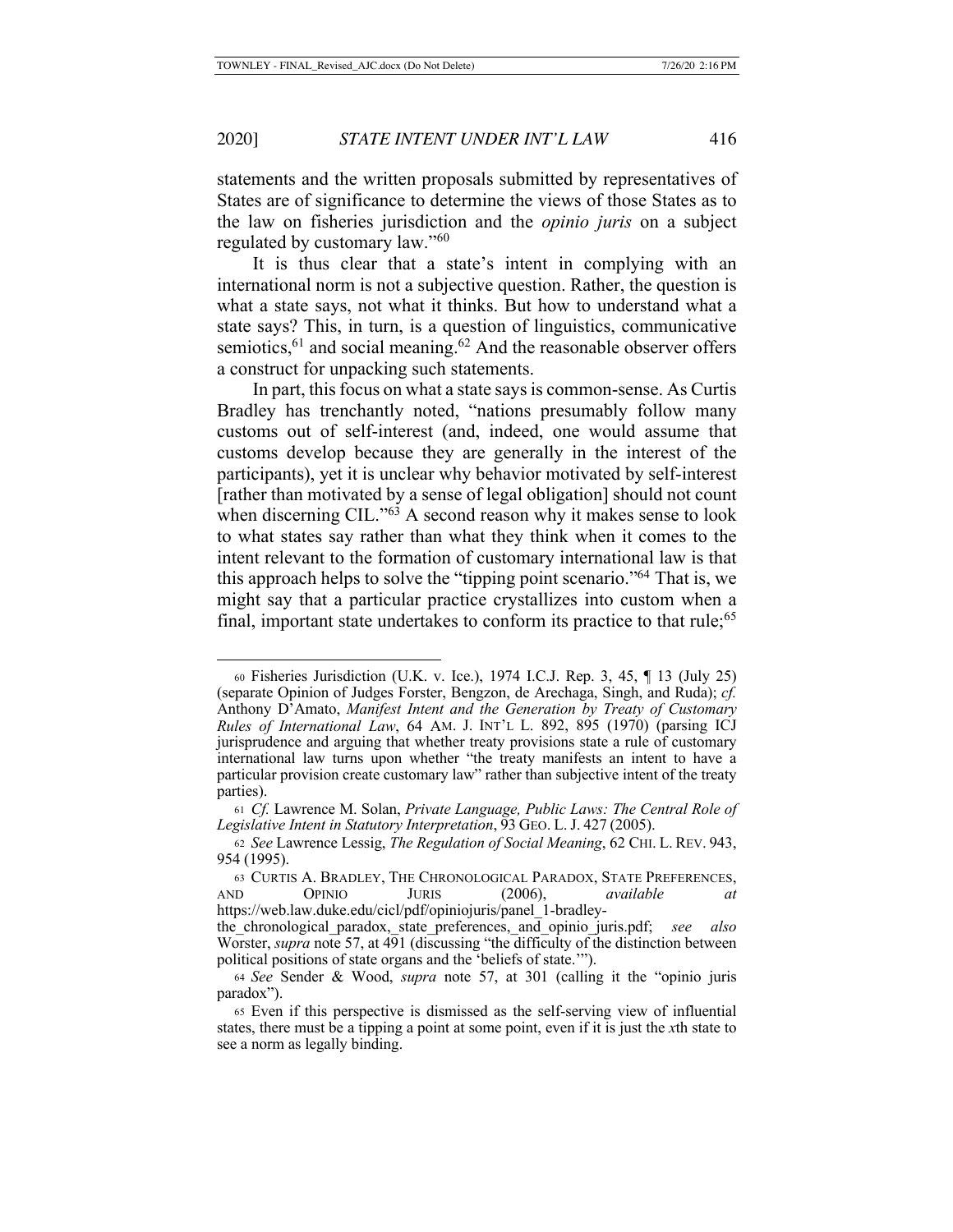statements and the written proposals submitted by representatives of States are of significance to determine the views of those States as to the law on fisheries jurisdiction and the *opinio juris* on a subject regulated by customary law."[60]

It is thus clear that a state's intent in complying with an international norm is not a subjective question. Rather, the question is what a state says, not what it thinks. But how to understand what a state says? This, in turn, is a question of linguistics, communicative semiotics,[61] and social meaning.[62] And the reasonable observer offers a construct for unpacking such statements.

In part, this focus on what a state says is common-sense. As Curtis Bradley has trenchantly noted, "nations presumably follow many customs out of self-interest (and, indeed, one would assume that customs develop because they are generally in the interest of the participants), yet it is unclear why behavior motivated by self-interest [rather than motivated by a sense of legal obligation] should not count when discerning CIL."[63] A second reason why it makes sense to look to what states say rather than what they think when it comes to the intent relevant to the formation of customary international law is that this approach helps to solve the "tipping point scenario."[64] That is, we might say that a particular practice crystallizes into custom when a final, important state undertakes to conform its practice to that rule;[65]

---

[60] Fisheries Jurisdiction (U.K. v. Ice.), 1974 I.C.J. Rep. 3, 45, ¶ 13 (July 25) (separate Opinion of Judges Forster, Bengzon, de Arechaga, Singh, and Ruda); *cf.* Anthony D'Amato, *Manifest Intent and the Generation by Treaty of Customary Rules of International Law*, 64 AM. J. INT'L L. 892, 895 (1970) (parsing ICJ jurisprudence and arguing that whether treaty provisions state a rule of customary international law turns upon whether "the treaty manifests an intent to have a particular provision create customary law" rather than subjective intent of the treaty parties).

[61] *Cf.* Lawrence M. Solan, *Private Language, Public Laws: The Central Role of Legislative Intent in Statutory Interpretation*, 93 GEO. L. J. 427 (2005).

[62] *See* Lawrence Lessig, *The Regulation of Social Meaning*, 62 CHI. L. REV. 943, 954 (1995).

[63] CURTIS A. BRADLEY, THE CHRONOLOGICAL PARADOX, STATE PREFERENCES, AND OPINIO JURIS (2006), *available at* https://web.law.duke.edu/cicl/pdf/opiniojuris/panel_1-bradley-the_chronological_paradox,_state_preferences,_and_opinio_juris.pdf; *see also* Worster, *supra* note 57, at 491 (discussing "the difficulty of the distinction between political positions of state organs and the 'beliefs of state.'").

[64] *See* Sender & Wood, *supra* note 57, at 301 (calling it the "opinio juris paradox").

[65] Even if this perspective is dismissed as the self-serving view of influential states, there must be a tipping a point at some point, even if it is just the *x*th state to see a norm as legally binding.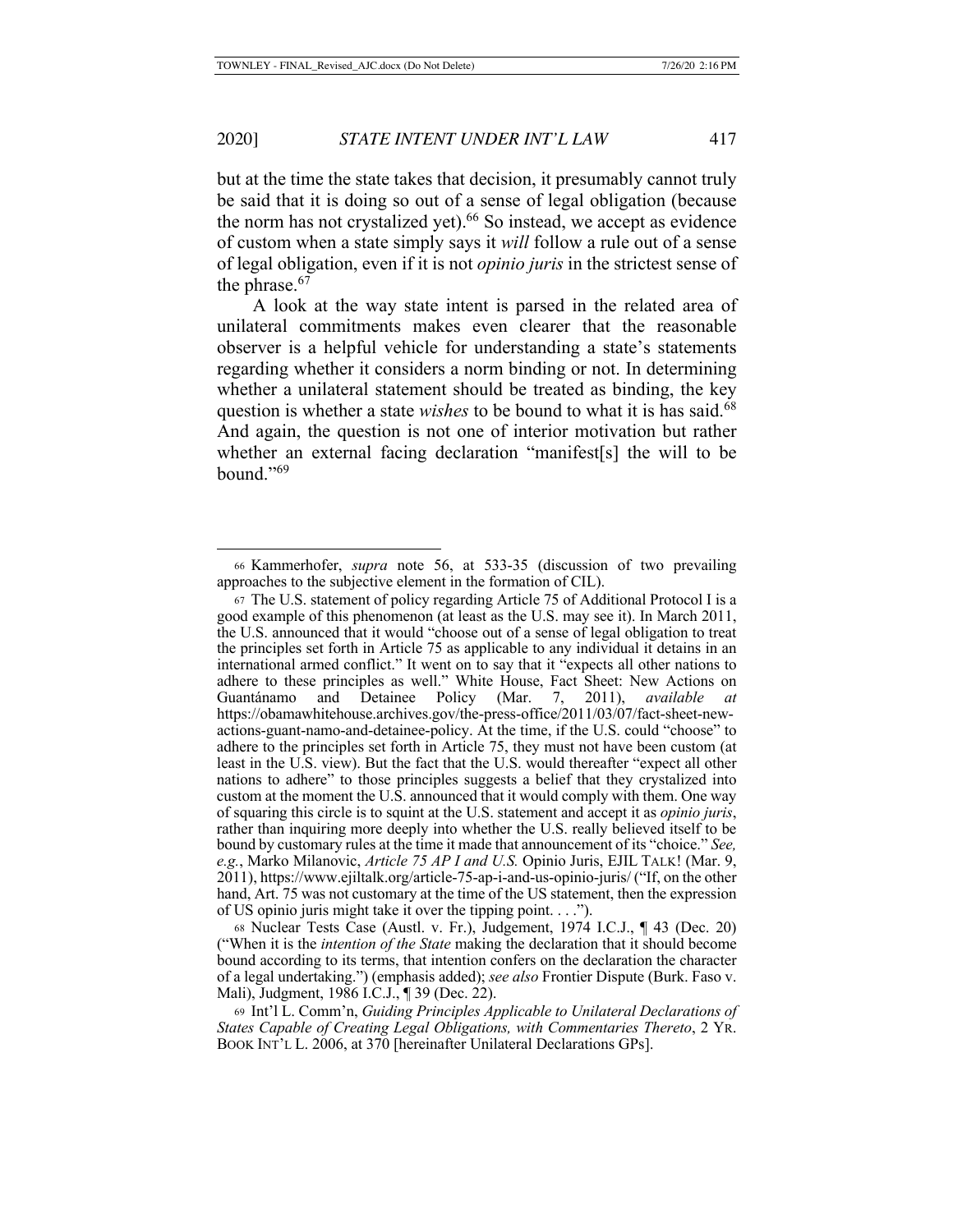but at the time the state takes that decision, it presumably cannot truly be said that it is doing so out of a sense of legal obligation (because the norm has not crystalized yet).[66] So instead, we accept as evidence of custom when a state simply says it *will* follow a rule out of a sense of legal obligation, even if it is not *opinio juris* in the strictest sense of the phrase.[67]

A look at the way state intent is parsed in the related area of unilateral commitments makes even clearer that the reasonable observer is a helpful vehicle for understanding a state's statements regarding whether it considers a norm binding or not. In determining whether a unilateral statement should be treated as binding, the key question is whether a state *wishes* to be bound to what it is has said.[68] And again, the question is not one of interior motivation but rather whether an external facing declaration "manifest[s] the will to be bound."[69]

---

[66] Kammerhofer, *supra* note 56, at 533-35 (discussion of two prevailing approaches to the subjective element in the formation of CIL).

[67] The U.S. statement of policy regarding Article 75 of Additional Protocol I is a good example of this phenomenon (at least as the U.S. may see it). In March 2011, the U.S. announced that it would "choose out of a sense of legal obligation to treat the principles set forth in Article 75 as applicable to any individual it detains in an international armed conflict." It went on to say that it "expects all other nations to adhere to these principles as well." White House, Fact Sheet: New Actions on Guantánamo and Detainee Policy (Mar. 7, 2011), *available at* https://obamawhitehouse.archives.gov/the-press-office/2011/03/07/fact-sheet-new-actions-guant-namo-and-detainee-policy. At the time, if the U.S. could "choose" to adhere to the principles set forth in Article 75, they must not have been custom (at least in the U.S. view). But the fact that the U.S. would thereafter "expect all other nations to adhere" to those principles suggests a belief that they crystalized into custom at the moment the U.S. announced that it would comply with them. One way of squaring this circle is to squint at the U.S. statement and accept it as *opinio juris*, rather than inquiring more deeply into whether the U.S. really believed itself to be bound by customary rules at the time it made that announcement of its "choice." *See, e.g.*, Marko Milanovic, *Article 75 AP I and U.S.* Opinio Juris, EJIL TALK! (Mar. 9, 2011), https://www.ejiltalk.org/article-75-ap-i-and-us-opinio-juris/ ("If, on the other hand, Art. 75 was not customary at the time of the US statement, then the expression of US opinio juris might take it over the tipping point. . . .").

[68] Nuclear Tests Case (Austl. v. Fr.), Judgement, 1974 I.C.J., ¶ 43 (Dec. 20) ("When it is the *intention of the State* making the declaration that it should become bound according to its terms, that intention confers on the declaration the character of a legal undertaking.") (emphasis added); *see also* Frontier Dispute (Burk. Faso v. Mali), Judgment, 1986 I.C.J., ¶ 39 (Dec. 22).

[69] Int'l L. Comm'n, *Guiding Principles Applicable to Unilateral Declarations of States Capable of Creating Legal Obligations, with Commentaries Thereto*, 2 YR. BOOK INT'L L. 2006, at 370 [hereinafter Unilateral Declarations GPs].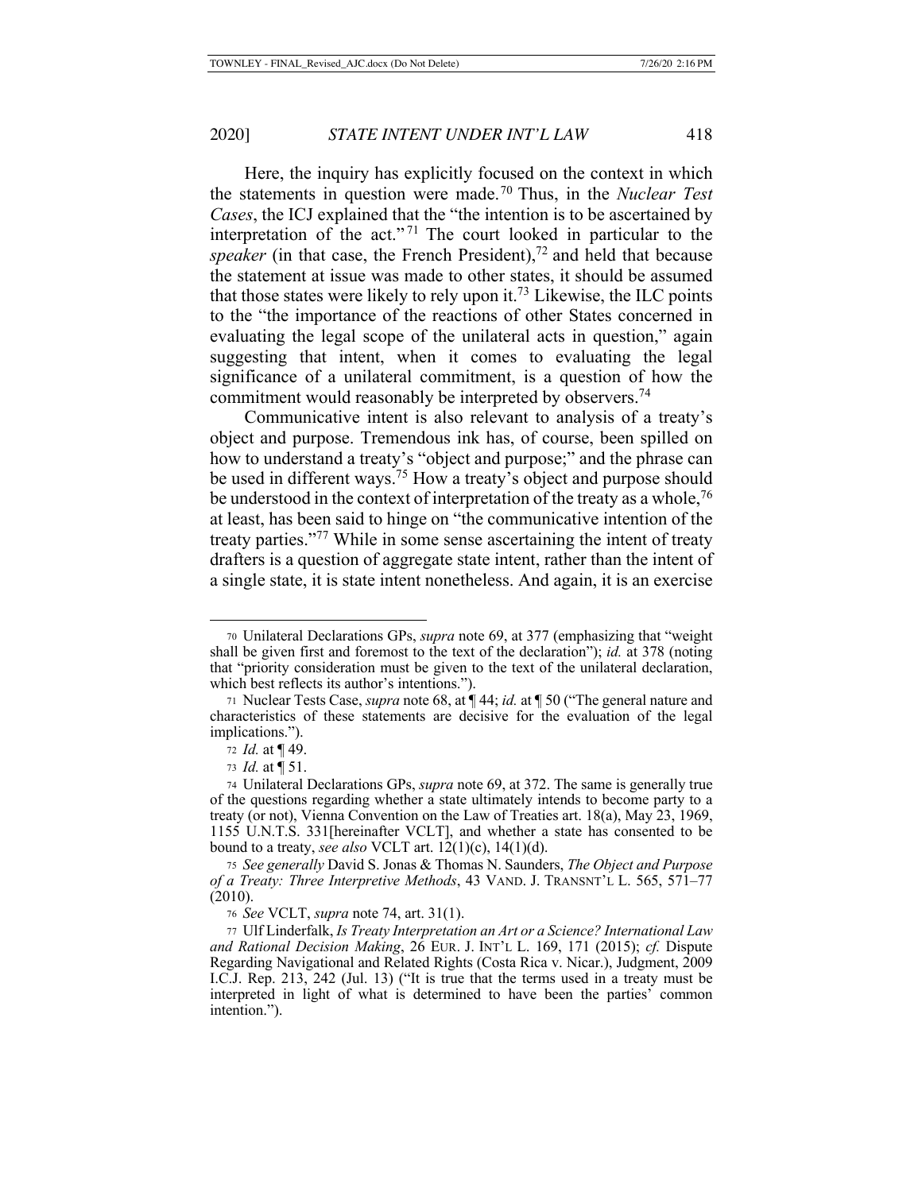Here, the inquiry has explicitly focused on the context in which the statements in question were made.[70] Thus, in the *Nuclear Test Cases*, the ICJ explained that the "the intention is to be ascertained by interpretation of the act."[71] The court looked in particular to the *speaker* (in that case, the French President),[72] and held that because the statement at issue was made to other states, it should be assumed that those states were likely to rely upon it.[73] Likewise, the ILC points to the "the importance of the reactions of other States concerned in evaluating the legal scope of the unilateral acts in question," again suggesting that intent, when it comes to evaluating the legal significance of a unilateral commitment, is a question of how the commitment would reasonably be interpreted by observers.[74]

Communicative intent is also relevant to analysis of a treaty's object and purpose. Tremendous ink has, of course, been spilled on how to understand a treaty's "object and purpose;" and the phrase can be used in different ways.[75] How a treaty's object and purpose should be understood in the context of interpretation of the treaty as a whole,[76] at least, has been said to hinge on "the communicative intention of the treaty parties."[77] While in some sense ascertaining the intent of treaty drafters is a question of aggregate state intent, rather than the intent of a single state, it is state intent nonetheless. And again, it is an exercise

---

70 Unilateral Declarations GPs, *supra* note 69, at 377 (emphasizing that "weight shall be given first and foremost to the text of the declaration"); *id.* at 378 (noting that "priority consideration must be given to the text of the unilateral declaration, which best reflects its author's intentions.").

71 Nuclear Tests Case, *supra* note 68, at ¶ 44; *id.* at ¶ 50 ("The general nature and characteristics of these statements are decisive for the evaluation of the legal implications.").

72 *Id.* at ¶ 49.

73 *Id.* at ¶ 51.

74 Unilateral Declarations GPs, *supra* note 69, at 372. The same is generally true of the questions regarding whether a state ultimately intends to become party to a treaty (or not), Vienna Convention on the Law of Treaties art. 18(a), May 23, 1969, 1155 U.N.T.S. 331[hereinafter VCLT], and whether a state has consented to be bound to a treaty, *see also* VCLT art. 12(1)(c), 14(1)(d).

75 *See generally* David S. Jonas & Thomas N. Saunders, *The Object and Purpose of a Treaty: Three Interpretive Methods*, 43 VAND. J. TRANSNT'L L. 565, 571–77 (2010).

76 *See* VCLT, *supra* note 74, art. 31(1).

77 Ulf Linderfalk, *Is Treaty Interpretation an Art or a Science? International Law and Rational Decision Making*, 26 EUR. J. INT'L L. 169, 171 (2015); *cf.* Dispute Regarding Navigational and Related Rights (Costa Rica v. Nicar.), Judgment, 2009 I.C.J. Rep. 213, 242 (Jul. 13) ("It is true that the terms used in a treaty must be interpreted in light of what is determined to have been the parties' common intention.").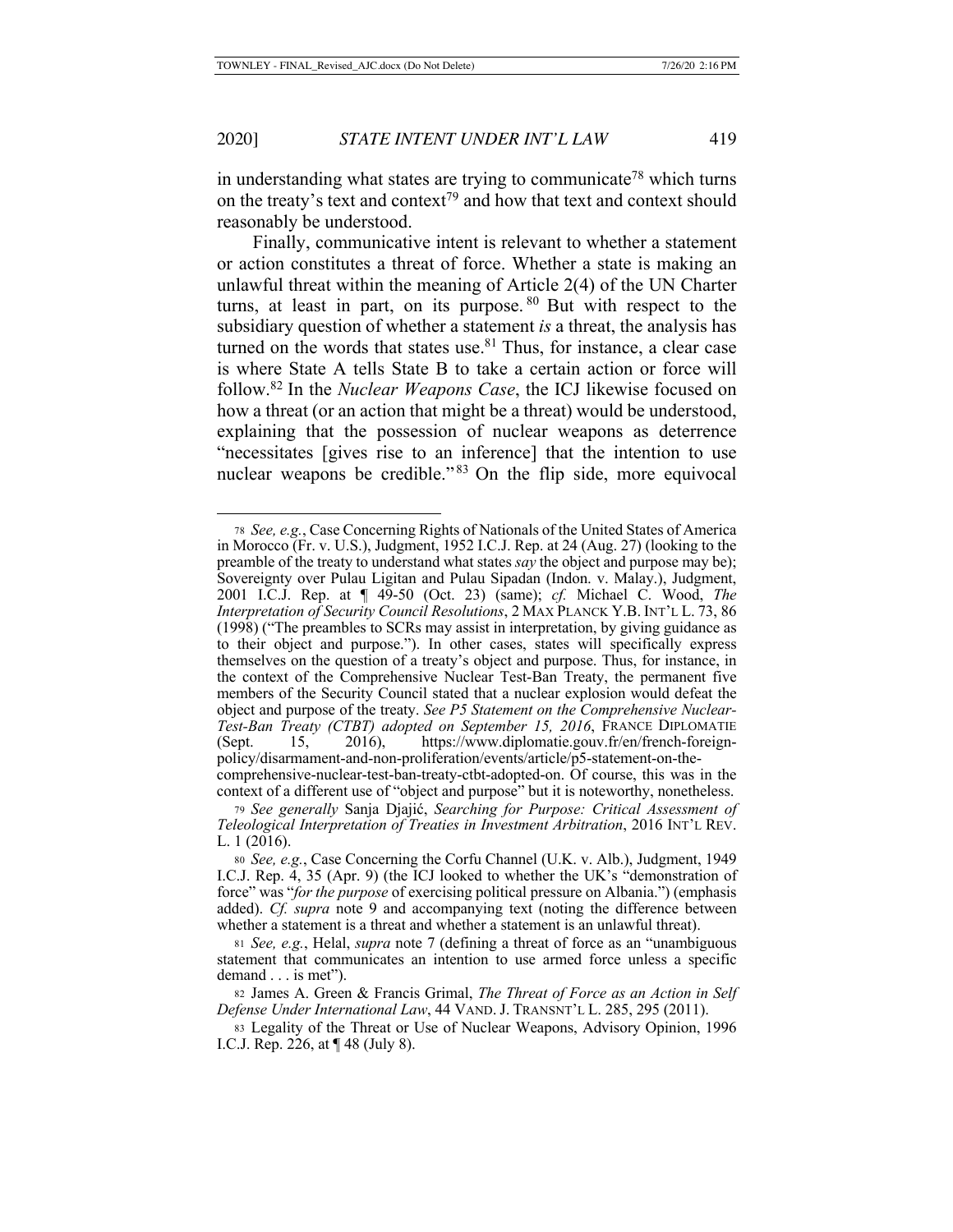in understanding what states are trying to communicate[78] which turns on the treaty's text and context[79] and how that text and context should reasonably be understood.

Finally, communicative intent is relevant to whether a statement or action constitutes a threat of force. Whether a state is making an unlawful threat within the meaning of Article 2(4) of the UN Charter turns, at least in part, on its purpose.[80] But with respect to the subsidiary question of whether a statement *is* a threat, the analysis has turned on the words that states use.[81] Thus, for instance, a clear case is where State A tells State B to take a certain action or force will follow.[82] In the *Nuclear Weapons Case*, the ICJ likewise focused on how a threat (or an action that might be a threat) would be understood, explaining that the possession of nuclear weapons as deterrence "necessitates [gives rise to an inference] that the intention to use nuclear weapons be credible."[83] On the flip side, more equivocal

---

78 *See, e.g.*, Case Concerning Rights of Nationals of the United States of America in Morocco (Fr. v. U.S.), Judgment, 1952 I.C.J. Rep. at 24 (Aug. 27) (looking to the preamble of the treaty to understand what states *say* the object and purpose may be); Sovereignty over Pulau Ligitan and Pulau Sipadan (Indon. v. Malay.), Judgment, 2001 I.C.J. Rep. at ¶ 49-50 (Oct. 23) (same); *cf.* Michael C. Wood, *The Interpretation of Security Council Resolutions*, 2 MAX PLANCK Y.B. INT'L L. 73, 86 (1998) ("The preambles to SCRs may assist in interpretation, by giving guidance as to their object and purpose."). In other cases, states will specifically express themselves on the question of a treaty's object and purpose. Thus, for instance, in the context of the Comprehensive Nuclear Test-Ban Treaty, the permanent five members of the Security Council stated that a nuclear explosion would defeat the object and purpose of the treaty. *See P5 Statement on the Comprehensive Nuclear-Test-Ban Treaty (CTBT) adopted on September 15, 2016*, FRANCE DIPLOMATIE (Sept. 15, 2016), https://www.diplomatie.gouv.fr/en/french-foreign-policy/disarmament-and-non-proliferation/events/article/p5-statement-on-the-comprehensive-nuclear-test-ban-treaty-ctbt-adopted-on. Of course, this was in the context of a different use of "object and purpose" but it is noteworthy, nonetheless.

79 *See generally* Sanja Djajić, *Searching for Purpose: Critical Assessment of Teleological Interpretation of Treaties in Investment Arbitration*, 2016 INT'L REV. L. 1 (2016).

80 *See, e.g.*, Case Concerning the Corfu Channel (U.K. v. Alb.), Judgment, 1949 I.C.J. Rep. 4, 35 (Apr. 9) (the ICJ looked to whether the UK's "demonstration of force" was "*for the purpose* of exercising political pressure on Albania.") (emphasis added). *Cf. supra* note 9 and accompanying text (noting the difference between whether a statement is a threat and whether a statement is an unlawful threat).

81 *See, e.g.*, Helal, *supra* note 7 (defining a threat of force as an "unambiguous statement that communicates an intention to use armed force unless a specific demand . . . is met").

82 James A. Green & Francis Grimal, *The Threat of Force as an Action in Self Defense Under International Law*, 44 VAND. J. TRANSNT'L L. 285, 295 (2011).

83 Legality of the Threat or Use of Nuclear Weapons, Advisory Opinion, 1996 I.C.J. Rep. 226, at ¶ 48 (July 8).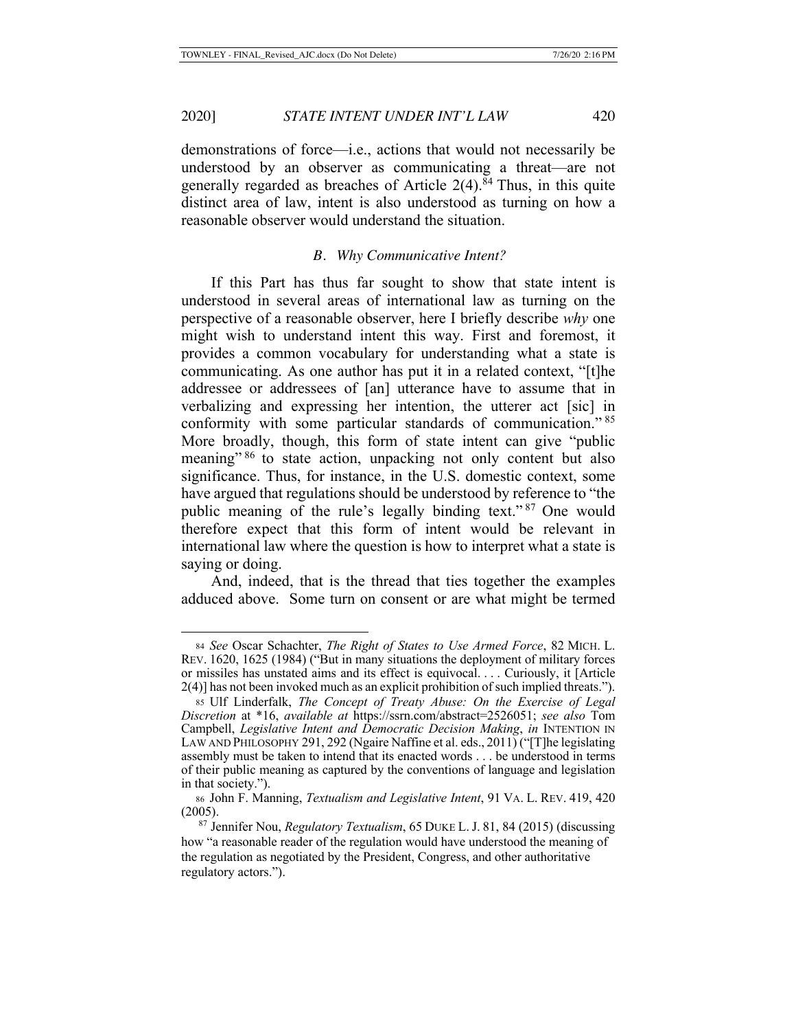demonstrations of force—i.e., actions that would not necessarily be understood by an observer as communicating a threat—are not generally regarded as breaches of Article 2(4).[84] Thus, in this quite distinct area of law, intent is also understood as turning on how a reasonable observer would understand the situation.

### *B. Why Communicative Intent?*

If this Part has thus far sought to show that state intent is understood in several areas of international law as turning on the perspective of a reasonable observer, here I briefly describe *why* one might wish to understand intent this way. First and foremost, it provides a common vocabulary for understanding what a state is communicating. As one author has put it in a related context, "[t]he addressee or addressees of [an] utterance have to assume that in verbalizing and expressing her intention, the utterer act [sic] in conformity with some particular standards of communication."[85] More broadly, though, this form of state intent can give "public meaning"[86] to state action, unpacking not only content but also significance. Thus, for instance, in the U.S. domestic context, some have argued that regulations should be understood by reference to "the public meaning of the rule's legally binding text."[87] One would therefore expect that this form of intent would be relevant in international law where the question is how to interpret what a state is saying or doing.

And, indeed, that is the thread that ties together the examples adduced above. Some turn on consent or are what might be termed

---

[84] *See* Oscar Schachter, *The Right of States to Use Armed Force*, 82 MICH. L. REV. 1620, 1625 (1984) ("But in many situations the deployment of military forces or missiles has unstated aims and its effect is equivocal. . . . Curiously, it [Article 2(4)] has not been invoked much as an explicit prohibition of such implied threats.").

[85] Ulf Linderfalk, *The Concept of Treaty Abuse: On the Exercise of Legal Discretion* at *16, *available at* https://ssrn.com/abstract=2526051; *see also* Tom Campbell, *Legislative Intent and Democratic Decision Making*, *in* INTENTION IN LAW AND PHILOSOPHY 291, 292 (Ngaire Naffine et al. eds., 2011) ("[T]he legislating assembly must be taken to intend that its enacted words . . . be understood in terms of their public meaning as captured by the conventions of language and legislation in that society.").

[86] John F. Manning, *Textualism and Legislative Intent*, 91 VA. L. REV. 419, 420 (2005).

[87] Jennifer Nou, *Regulatory Textualism*, 65 DUKE L. J. 81, 84 (2015) (discussing how "a reasonable reader of the regulation would have understood the meaning of the regulation as negotiated by the President, Congress, and other authoritative regulatory actors.").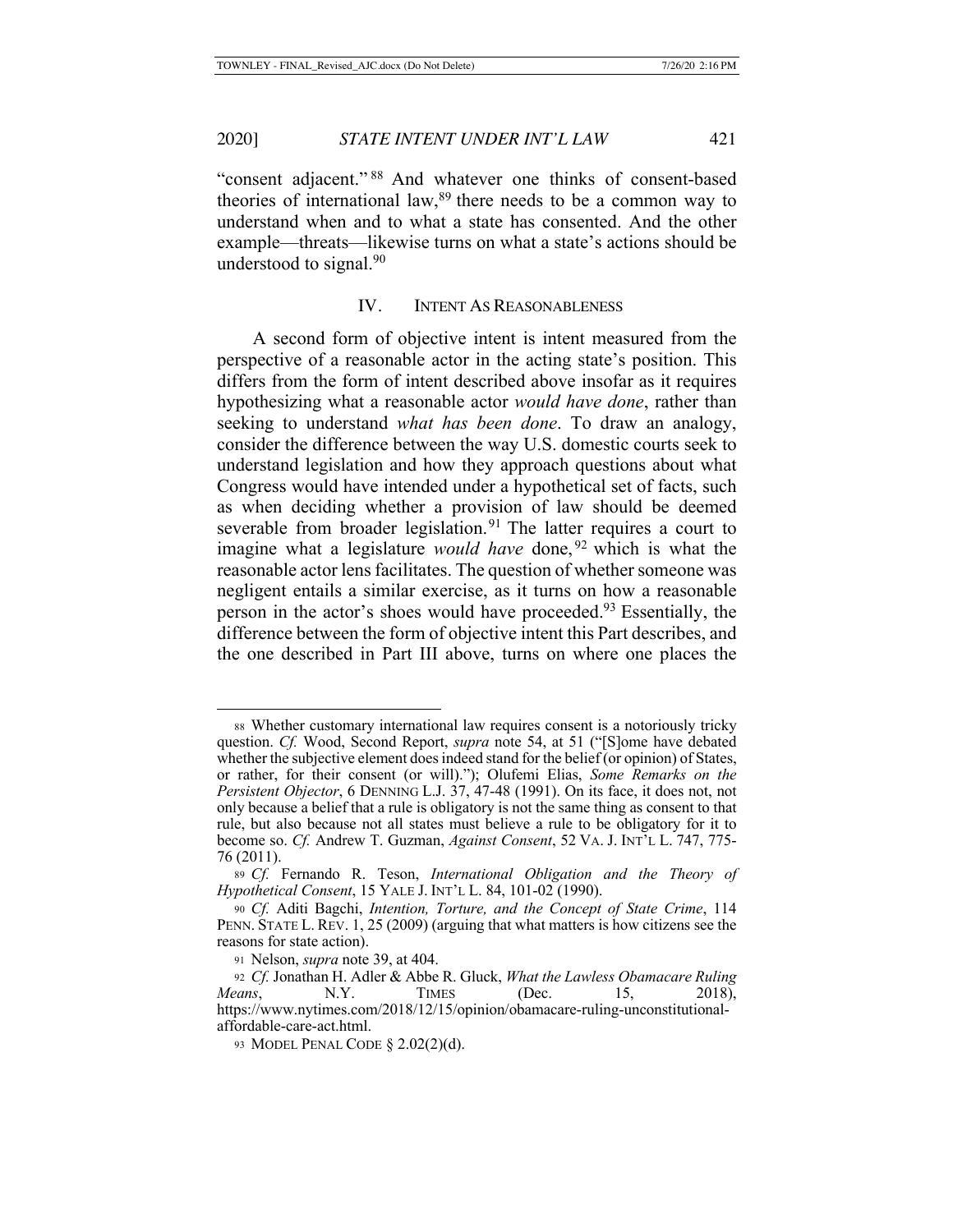"consent adjacent."[88] And whatever one thinks of consent-based theories of international law,[89] there needs to be a common way to understand when and to what a state has consented. And the other example—threats—likewise turns on what a state's actions should be understood to signal.[90]

## IV. Intent As Reasonableness

A second form of objective intent is intent measured from the perspective of a reasonable actor in the acting state's position. This differs from the form of intent described above insofar as it requires hypothesizing what a reasonable actor *would have done*, rather than seeking to understand *what has been done*. To draw an analogy, consider the difference between the way U.S. domestic courts seek to understand legislation and how they approach questions about what Congress would have intended under a hypothetical set of facts, such as when deciding whether a provision of law should be deemed severable from broader legislation.[91] The latter requires a court to imagine what a legislature *would have* done,[92] which is what the reasonable actor lens facilitates. The question of whether someone was negligent entails a similar exercise, as it turns on how a reasonable person in the actor's shoes would have proceeded.[93] Essentially, the difference between the form of objective intent this Part describes, and the one described in Part III above, turns on where one places the

---

88 Whether customary international law requires consent is a notoriously tricky question. *Cf.* Wood, Second Report, *supra* note 54, at 51 ("[S]ome have debated whether the subjective element does indeed stand for the belief (or opinion) of States, or rather, for their consent (or will)."); Olufemi Elias, *Some Remarks on the Persistent Objector*, 6 DENNING L.J. 37, 47-48 (1991). On its face, it does not, not only because a belief that a rule is obligatory is not the same thing as consent to that rule, but also because not all states must believe a rule to be obligatory for it to become so. *Cf.* Andrew T. Guzman, *Against Consent*, 52 VA. J. INT'L L. 747, 775-76 (2011).

89 *Cf.* Fernando R. Teson, *International Obligation and the Theory of Hypothetical Consent*, 15 YALE J. INT'L L. 84, 101-02 (1990).

90 *Cf.* Aditi Bagchi, *Intention, Torture, and the Concept of State Crime*, 114 PENN. STATE L. REV. 1, 25 (2009) (arguing that what matters is how citizens see the reasons for state action).

91 Nelson, *supra* note 39, at 404.

92 *Cf.* Jonathan H. Adler & Abbe R. Gluck, *What the Lawless Obamacare Ruling Means*, N.Y. TIMES (Dec. 15, 2018), https://www.nytimes.com/2018/12/15/opinion/obamacare-ruling-unconstitutional-affordable-care-act.html.

93 MODEL PENAL CODE § 2.02(2)(d).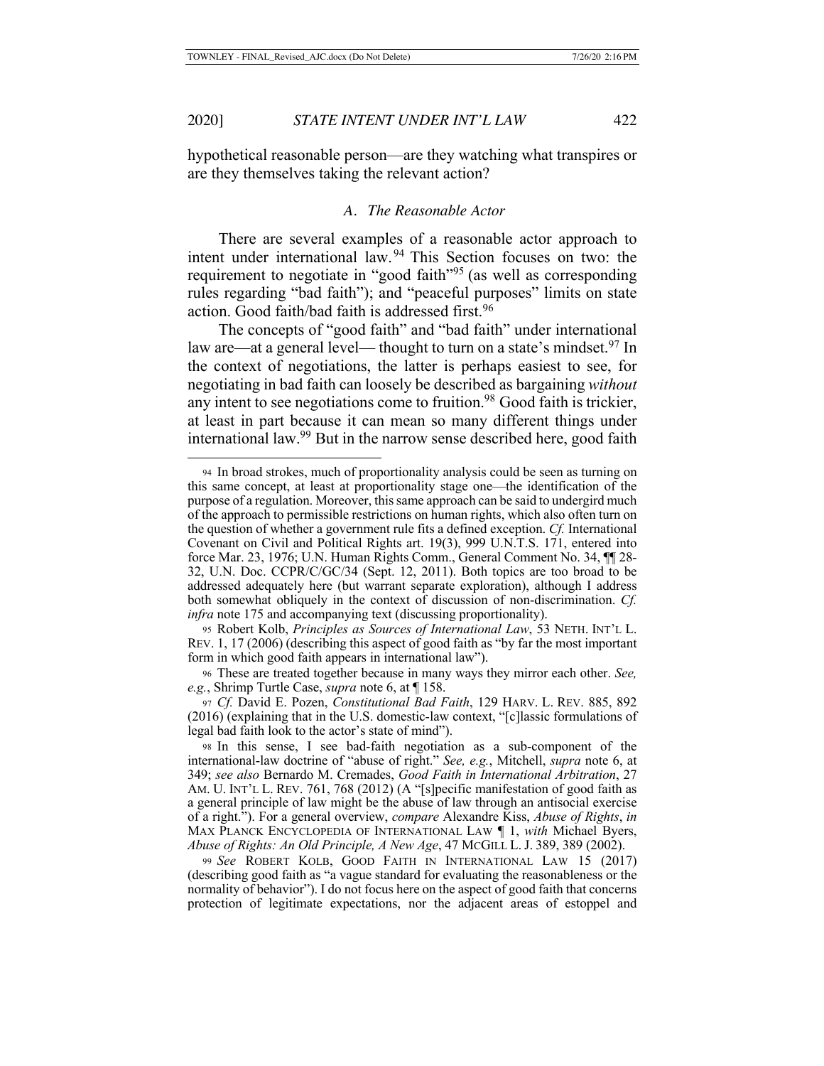hypothetical reasonable person—are they watching what transpires or are they themselves taking the relevant action?

### *A. The Reasonable Actor*

There are several examples of a reasonable actor approach to intent under international law.[94] This Section focuses on two: the requirement to negotiate in "good faith"[95] (as well as corresponding rules regarding "bad faith"); and "peaceful purposes" limits on state action. Good faith/bad faith is addressed first.[96]

The concepts of "good faith" and "bad faith" under international law are—at a general level— thought to turn on a state's mindset.[97] In the context of negotiations, the latter is perhaps easiest to see, for negotiating in bad faith can loosely be described as bargaining *without* any intent to see negotiations come to fruition.[98] Good faith is trickier, at least in part because it can mean so many different things under international law.[99] But in the narrow sense described here, good faith

---

94 In broad strokes, much of proportionality analysis could be seen as turning on this same concept, at least at proportionality stage one—the identification of the purpose of a regulation. Moreover, this same approach can be said to undergird much of the approach to permissible restrictions on human rights, which also often turn on the question of whether a government rule fits a defined exception. *Cf.* International Covenant on Civil and Political Rights art. 19(3), 999 U.N.T.S. 171, entered into force Mar. 23, 1976; U.N. Human Rights Comm., General Comment No. 34, ¶¶ 28-32, U.N. Doc. CCPR/C/GC/34 (Sept. 12, 2011). Both topics are too broad to be addressed adequately here (but warrant separate exploration), although I address both somewhat obliquely in the context of discussion of non-discrimination. *Cf. infra* note 175 and accompanying text (discussing proportionality).

95 Robert Kolb, *Principles as Sources of International Law*, 53 NETH. INT'L L. REV. 1, 17 (2006) (describing this aspect of good faith as "by far the most important form in which good faith appears in international law").

96 These are treated together because in many ways they mirror each other. *See, e.g.*, Shrimp Turtle Case, *supra* note 6, at ¶ 158.

97 *Cf.* David E. Pozen, *Constitutional Bad Faith*, 129 HARV. L. REV. 885, 892 (2016) (explaining that in the U.S. domestic-law context, "[c]lassic formulations of legal bad faith look to the actor's state of mind").

98 In this sense, I see bad-faith negotiation as a sub-component of the international-law doctrine of "abuse of right." *See, e.g.*, Mitchell, *supra* note 6, at 349; *see also* Bernardo M. Cremades, *Good Faith in International Arbitration*, 27 AM. U. INT'L L. REV. 761, 768 (2012) (A "[s]pecific manifestation of good faith as a general principle of law might be the abuse of law through an antisocial exercise of a right."). For a general overview, *compare* Alexandre Kiss, *Abuse of Rights*, *in* MAX PLANCK ENCYCLOPEDIA OF INTERNATIONAL LAW ¶ 1, *with* Michael Byers, *Abuse of Rights: An Old Principle, A New Age*, 47 MCGILL L. J. 389, 389 (2002).

99 *See* ROBERT KOLB, GOOD FAITH IN INTERNATIONAL LAW 15 (2017) (describing good faith as "a vague standard for evaluating the reasonableness or the normality of behavior"). I do not focus here on the aspect of good faith that concerns protection of legitimate expectations, nor the adjacent areas of estoppel and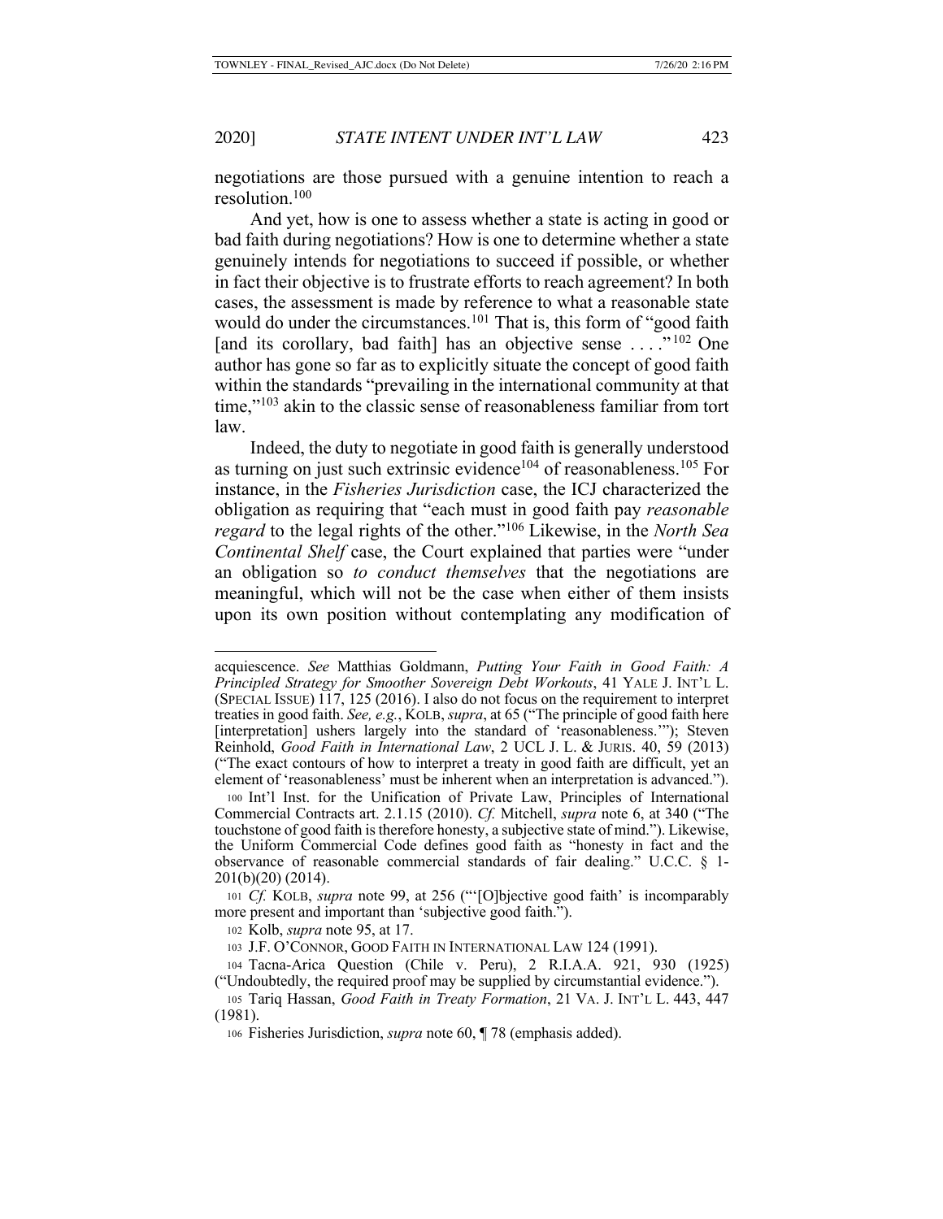negotiations are those pursued with a genuine intention to reach a resolution.[100]

And yet, how is one to assess whether a state is acting in good or bad faith during negotiations? How is one to determine whether a state genuinely intends for negotiations to succeed if possible, or whether in fact their objective is to frustrate efforts to reach agreement? In both cases, the assessment is made by reference to what a reasonable state would do under the circumstances.[101] That is, this form of "good faith [and its corollary, bad faith] has an objective sense . . . ."[102] One author has gone so far as to explicitly situate the concept of good faith within the standards "prevailing in the international community at that time,"[103] akin to the classic sense of reasonableness familiar from tort law.

Indeed, the duty to negotiate in good faith is generally understood as turning on just such extrinsic evidence[104] of reasonableness.[105] For instance, in the *Fisheries Jurisdiction* case, the ICJ characterized the obligation as requiring that "each must in good faith pay *reasonable regard* to the legal rights of the other."[106] Likewise, in the *North Sea Continental Shelf* case, the Court explained that parties were "under an obligation so *to conduct themselves* that the negotiations are meaningful, which will not be the case when either of them insists upon its own position without contemplating any modification of

---

acquiescence. *See* Matthias Goldmann, *Putting Your Faith in Good Faith: A Principled Strategy for Smoother Sovereign Debt Workouts*, 41 YALE J. INT'L L. (SPECIAL ISSUE) 117, 125 (2016). I also do not focus on the requirement to interpret treaties in good faith. *See, e.g.*, KOLB, *supra*, at 65 ("The principle of good faith here [interpretation] ushers largely into the standard of 'reasonableness.'"); Steven Reinhold, *Good Faith in International Law*, 2 UCL J. L. & JURIS. 40, 59 (2013) ("The exact contours of how to interpret a treaty in good faith are difficult, yet an element of 'reasonableness' must be inherent when an interpretation is advanced.").

100 Int'l Inst. for the Unification of Private Law, Principles of International Commercial Contracts art. 2.1.15 (2010). *Cf.* Mitchell, *supra* note 6, at 340 ("The touchstone of good faith is therefore honesty, a subjective state of mind."). Likewise, the Uniform Commercial Code defines good faith as "honesty in fact and the observance of reasonable commercial standards of fair dealing." U.C.C. § 1-201(b)(20) (2014).

101 *Cf.* KOLB, *supra* note 99, at 256 ("'[O]bjective good faith' is incomparably more present and important than 'subjective good faith.").

102 Kolb, *supra* note 95, at 17.

103 J.F. O'CONNOR, GOOD FAITH IN INTERNATIONAL LAW 124 (1991).

104 Tacna-Arica Question (Chile v. Peru), 2 R.I.A.A. 921, 930 (1925) ("Undoubtedly, the required proof may be supplied by circumstantial evidence.").

105 Tariq Hassan, *Good Faith in Treaty Formation*, 21 VA. J. INT'L L. 443, 447 (1981).

106 Fisheries Jurisdiction, *supra* note 60, ¶ 78 (emphasis added).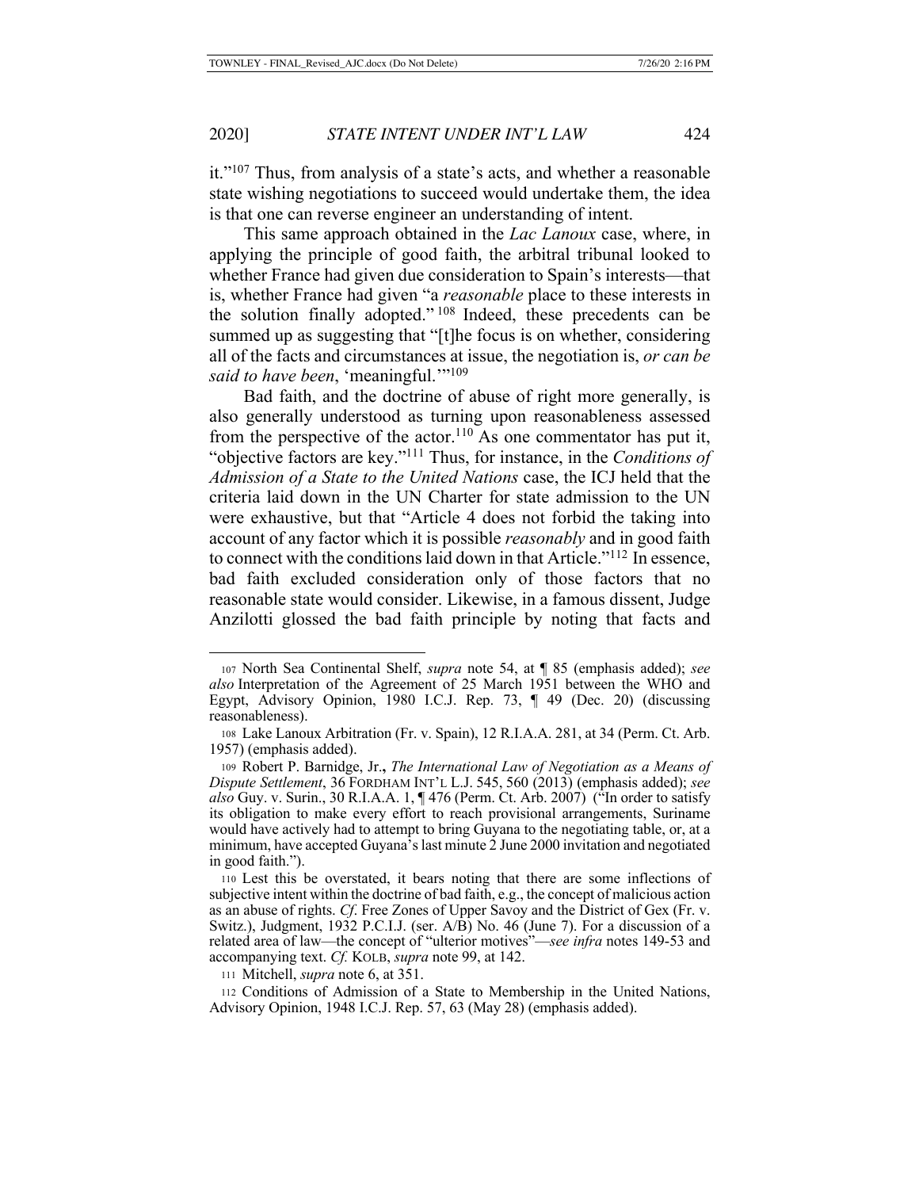it."[107] Thus, from analysis of a state's acts, and whether a reasonable state wishing negotiations to succeed would undertake them, the idea is that one can reverse engineer an understanding of intent.

This same approach obtained in the *Lac Lanoux* case, where, in applying the principle of good faith, the arbitral tribunal looked to whether France had given due consideration to Spain's interests—that is, whether France had given "a *reasonable* place to these interests in the solution finally adopted."[108] Indeed, these precedents can be summed up as suggesting that "[t]he focus is on whether, considering all of the facts and circumstances at issue, the negotiation is, *or can be said to have been*, 'meaningful.'"[109]

Bad faith, and the doctrine of abuse of right more generally, is also generally understood as turning upon reasonableness assessed from the perspective of the actor.[110] As one commentator has put it, "objective factors are key."[111] Thus, for instance, in the *Conditions of Admission of a State to the United Nations* case, the ICJ held that the criteria laid down in the UN Charter for state admission to the UN were exhaustive, but that "Article 4 does not forbid the taking into account of any factor which it is possible *reasonably* and in good faith to connect with the conditions laid down in that Article."[112] In essence, bad faith excluded consideration only of those factors that no reasonable state would consider. Likewise, in a famous dissent, Judge Anzilotti glossed the bad faith principle by noting that facts and

---

107 North Sea Continental Shelf, *supra* note 54, at ¶ 85 (emphasis added); *see also* Interpretation of the Agreement of 25 March 1951 between the WHO and Egypt, Advisory Opinion, 1980 I.C.J. Rep. 73, ¶ 49 (Dec. 20) (discussing reasonableness).

108 Lake Lanoux Arbitration (Fr. v. Spain), 12 R.I.A.A. 281, at 34 (Perm. Ct. Arb. 1957) (emphasis added).

109 Robert P. Barnidge, Jr.**,** *The International Law of Negotiation as a Means of Dispute Settlement*, 36 FORDHAM INT'L L.J. 545, 560 (2013) (emphasis added); *see also* Guy. v. Surin., 30 R.I.A.A. 1, ¶ 476 (Perm. Ct. Arb. 2007) ("In order to satisfy its obligation to make every effort to reach provisional arrangements, Suriname would have actively had to attempt to bring Guyana to the negotiating table, or, at a minimum, have accepted Guyana's last minute 2 June 2000 invitation and negotiated in good faith.").

110 Lest this be overstated, it bears noting that there are some inflections of subjective intent within the doctrine of bad faith, e.g., the concept of malicious action as an abuse of rights. *Cf*. Free Zones of Upper Savoy and the District of Gex (Fr. v. Switz.), Judgment, 1932 P.C.I.J. (ser. A/B) No. 46 (June 7). For a discussion of a related area of law—the concept of "ulterior motives"—*see infra* notes 149-53 and accompanying text. *Cf.* KOLB, *supra* note 99, at 142.

111 Mitchell, *supra* note 6, at 351.

112 Conditions of Admission of a State to Membership in the United Nations, Advisory Opinion, 1948 I.C.J. Rep. 57, 63 (May 28) (emphasis added).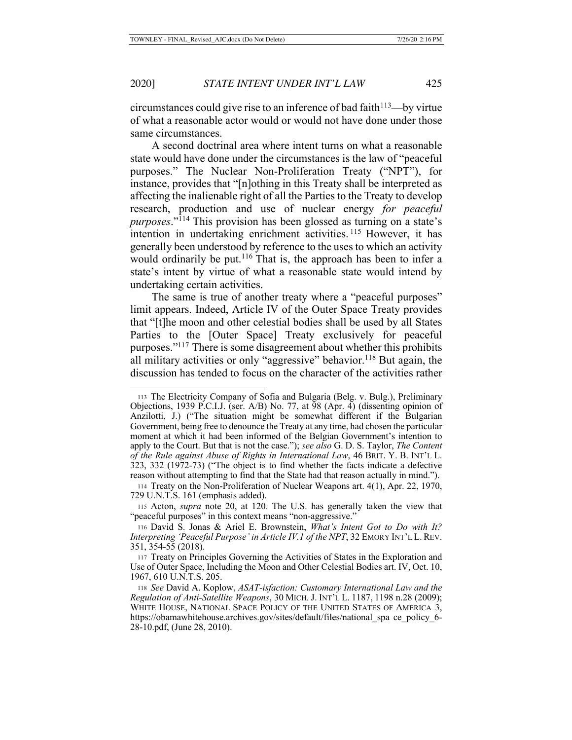circumstances could give rise to an inference of bad faith[113]—by virtue of what a reasonable actor would or would not have done under those same circumstances.

A second doctrinal area where intent turns on what a reasonable state would have done under the circumstances is the law of "peaceful purposes." The Nuclear Non-Proliferation Treaty ("NPT"), for instance, provides that "[n]othing in this Treaty shall be interpreted as affecting the inalienable right of all the Parties to the Treaty to develop research, production and use of nuclear energy *for peaceful purposes*."[114] This provision has been glossed as turning on a state's intention in undertaking enrichment activities.[115] However, it has generally been understood by reference to the uses to which an activity would ordinarily be put.[116] That is, the approach has been to infer a state's intent by virtue of what a reasonable state would intend by undertaking certain activities.

The same is true of another treaty where a "peaceful purposes" limit appears. Indeed, Article IV of the Outer Space Treaty provides that "[t]he moon and other celestial bodies shall be used by all States Parties to the [Outer Space] Treaty exclusively for peaceful purposes."[117] There is some disagreement about whether this prohibits all military activities or only "aggressive" behavior.[118] But again, the discussion has tended to focus on the character of the activities rather

---

113 The Electricity Company of Sofia and Bulgaria (Belg. v. Bulg.), Preliminary Objections, 1939 P.C.I.J. (ser. A/B) No. 77, at 98 (Apr. 4) (dissenting opinion of Anzilotti, J.) ("The situation might be somewhat different if the Bulgarian Government, being free to denounce the Treaty at any time, had chosen the particular moment at which it had been informed of the Belgian Government's intention to apply to the Court. But that is not the case."); *see also* G. D. S. Taylor, *The Content of the Rule against Abuse of Rights in International Law*, 46 BRIT. Y. B. INT'L L. 323, 332 (1972-73) ("The object is to find whether the facts indicate a defective reason without attempting to find that the State had that reason actually in mind.").

114 Treaty on the Non-Proliferation of Nuclear Weapons art. 4(1), Apr. 22, 1970, 729 U.N.T.S. 161 (emphasis added).

115 Acton, *supra* note 20, at 120. The U.S. has generally taken the view that "peaceful purposes" in this context means "non-aggressive."

116 David S. Jonas & Ariel E. Brownstein, *What's Intent Got to Do with It? Interpreting 'Peaceful Purpose' in Article IV.1 of the NPT*, 32 EMORY INT'L L. REV. 351, 354-55 (2018).

117 Treaty on Principles Governing the Activities of States in the Exploration and Use of Outer Space, Including the Moon and Other Celestial Bodies art. IV, Oct. 10, 1967, 610 U.N.T.S. 205.

118 *See* David A. Koplow, *ASAT-isfaction: Customary International Law and the Regulation of Anti-Satellite Weapons*, 30 MICH. J. INT'L L. 1187, 1198 n.28 (2009); WHITE HOUSE, NATIONAL SPACE POLICY OF THE UNITED STATES OF AMERICA 3, https://obamawhitehouse.archives.gov/sites/default/files/national_spa ce_policy_6-28-10.pdf, (June 28, 2010).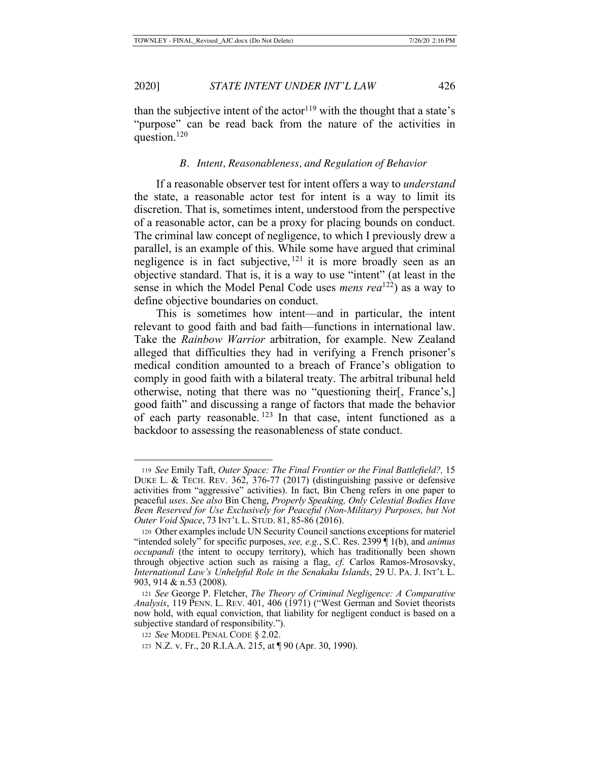than the subjective intent of the actor[119] with the thought that a state's "purpose" can be read back from the nature of the activities in question.[120]

### *B. Intent, Reasonableness, and Regulation of Behavior*

If a reasonable observer test for intent offers a way to *understand* the state, a reasonable actor test for intent is a way to limit its discretion. That is, sometimes intent, understood from the perspective of a reasonable actor, can be a proxy for placing bounds on conduct. The criminal law concept of negligence, to which I previously drew a parallel, is an example of this. While some have argued that criminal negligence is in fact subjective,[121] it is more broadly seen as an objective standard. That is, it is a way to use "intent" (at least in the sense in which the Model Penal Code uses *mens rea*[122]) as a way to define objective boundaries on conduct.

This is sometimes how intent—and in particular, the intent relevant to good faith and bad faith—functions in international law. Take the *Rainbow Warrior* arbitration, for example. New Zealand alleged that difficulties they had in verifying a French prisoner's medical condition amounted to a breach of France's obligation to comply in good faith with a bilateral treaty. The arbitral tribunal held otherwise, noting that there was no "questioning their[, France's,] good faith" and discussing a range of factors that made the behavior of each party reasonable.[123] In that case, intent functioned as a backdoor to assessing the reasonableness of state conduct.

---

119 *See* Emily Taft, *Outer Space: The Final Frontier or the Final Battlefield?,* 15 DUKE L. & TECH. REV. 362, 376-77 (2017) (distinguishing passive or defensive activities from "aggressive" activities). In fact, Bin Cheng refers in one paper to peaceful *uses*. *See also* Bin Cheng, *Properly Speaking, Only Celestial Bodies Have Been Reserved for Use Exclusively for Peaceful (Non-Military) Purposes, but Not Outer Void Space*, 73 INT'L L. STUD. 81, 85-86 (2016).

120 Other examples include UN Security Council sanctions exceptions for materiel "intended solely" for specific purposes, *see, e.g.*, S.C. Res. 2399 ¶ 1(b), and *animus occupandi* (the intent to occupy territory), which has traditionally been shown through objective action such as raising a flag, *cf.* Carlos Ramos-Mrosovsky, *International Law's Unhelpful Role in the Senakaku Islands*, 29 U. PA. J. INT'L L. 903, 914 & n.53 (2008).

121 *See* George P. Fletcher, *The Theory of Criminal Negligence: A Comparative Analysis*, 119 PENN. L. REV. 401, 406 (1971) ("West German and Soviet theorists now hold, with equal conviction, that liability for negligent conduct is based on a subjective standard of responsibility.").

122 *See* MODEL PENAL CODE § 2.02.

123 N.Z. v. Fr., 20 R.I.A.A. 215, at ¶ 90 (Apr. 30, 1990).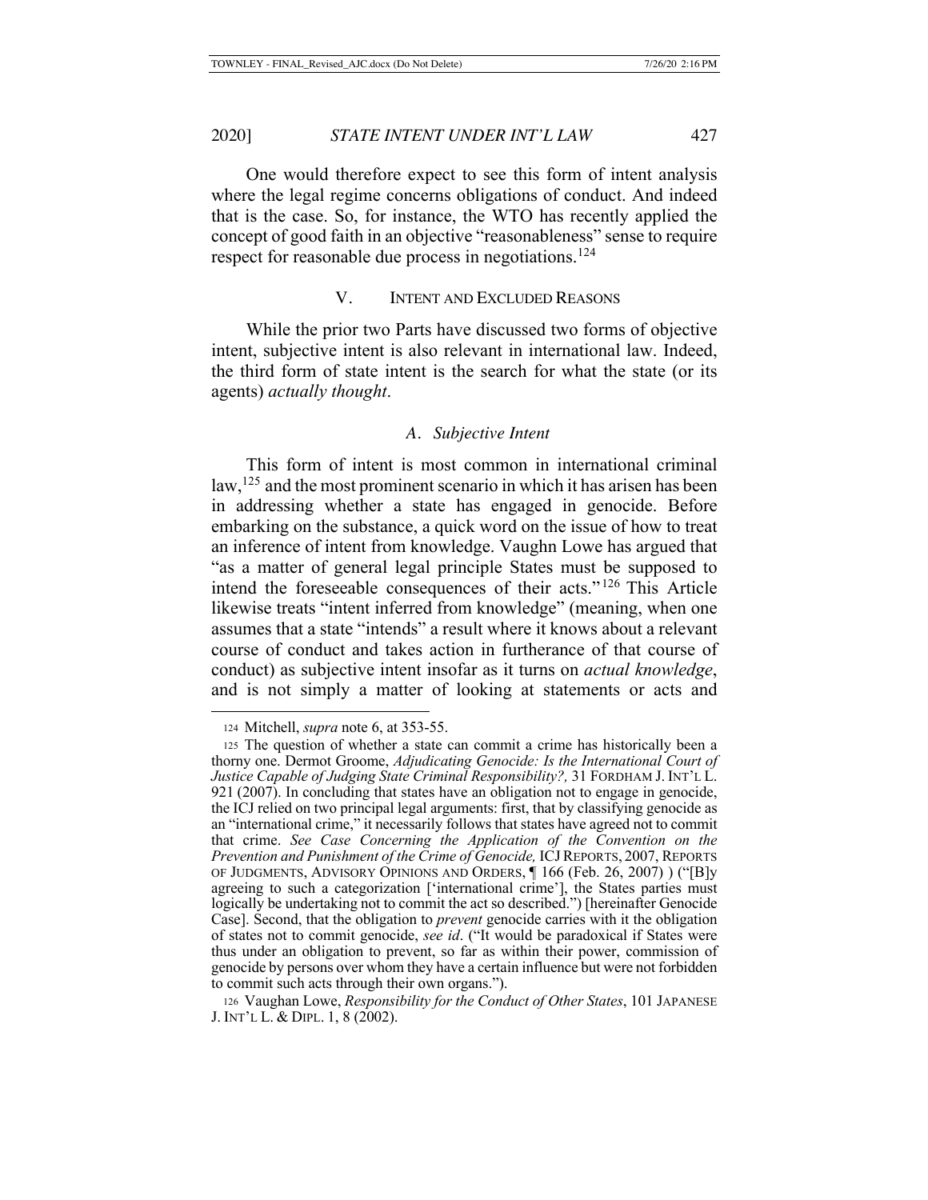One would therefore expect to see this form of intent analysis where the legal regime concerns obligations of conduct. And indeed that is the case. So, for instance, the WTO has recently applied the concept of good faith in an objective "reasonableness" sense to require respect for reasonable due process in negotiations.[124]

## V. INTENT AND EXCLUDED REASONS

While the prior two Parts have discussed two forms of objective intent, subjective intent is also relevant in international law. Indeed, the third form of state intent is the search for what the state (or its agents) *actually thought*.

### *A. Subjective Intent*

This form of intent is most common in international criminal law,[125] and the most prominent scenario in which it has arisen has been in addressing whether a state has engaged in genocide. Before embarking on the substance, a quick word on the issue of how to treat an inference of intent from knowledge. Vaughn Lowe has argued that "as a matter of general legal principle States must be supposed to intend the foreseeable consequences of their acts."[126] This Article likewise treats "intent inferred from knowledge" (meaning, when one assumes that a state "intends" a result where it knows about a relevant course of conduct and takes action in furtherance of that course of conduct) as subjective intent insofar as it turns on *actual knowledge*, and is not simply a matter of looking at statements or acts and

---

124 Mitchell, *supra* note 6, at 353-55.

125 The question of whether a state can commit a crime has historically been a thorny one. Dermot Groome, *Adjudicating Genocide: Is the International Court of Justice Capable of Judging State Criminal Responsibility?,* 31 FORDHAM J. INT'L L. 921 (2007). In concluding that states have an obligation not to engage in genocide, the ICJ relied on two principal legal arguments: first, that by classifying genocide as an "international crime," it necessarily follows that states have agreed not to commit that crime. *See Case Concerning the Application of the Convention on the Prevention and Punishment of the Crime of Genocide,* ICJ REPORTS, 2007, REPORTS OF JUDGMENTS, ADVISORY OPINIONS AND ORDERS, ¶ 166 (Feb. 26, 2007) ) ("[B]y agreeing to such a categorization ['international crime'], the States parties must logically be undertaking not to commit the act so described.") [hereinafter Genocide Case]. Second, that the obligation to *prevent* genocide carries with it the obligation of states not to commit genocide, *see id*. ("It would be paradoxical if States were thus under an obligation to prevent, so far as within their power, commission of genocide by persons over whom they have a certain influence but were not forbidden to commit such acts through their own organs.").

126 Vaughan Lowe, *Responsibility for the Conduct of Other States*, 101 JAPANESE J. INT'L L. & DIPL. 1, 8 (2002).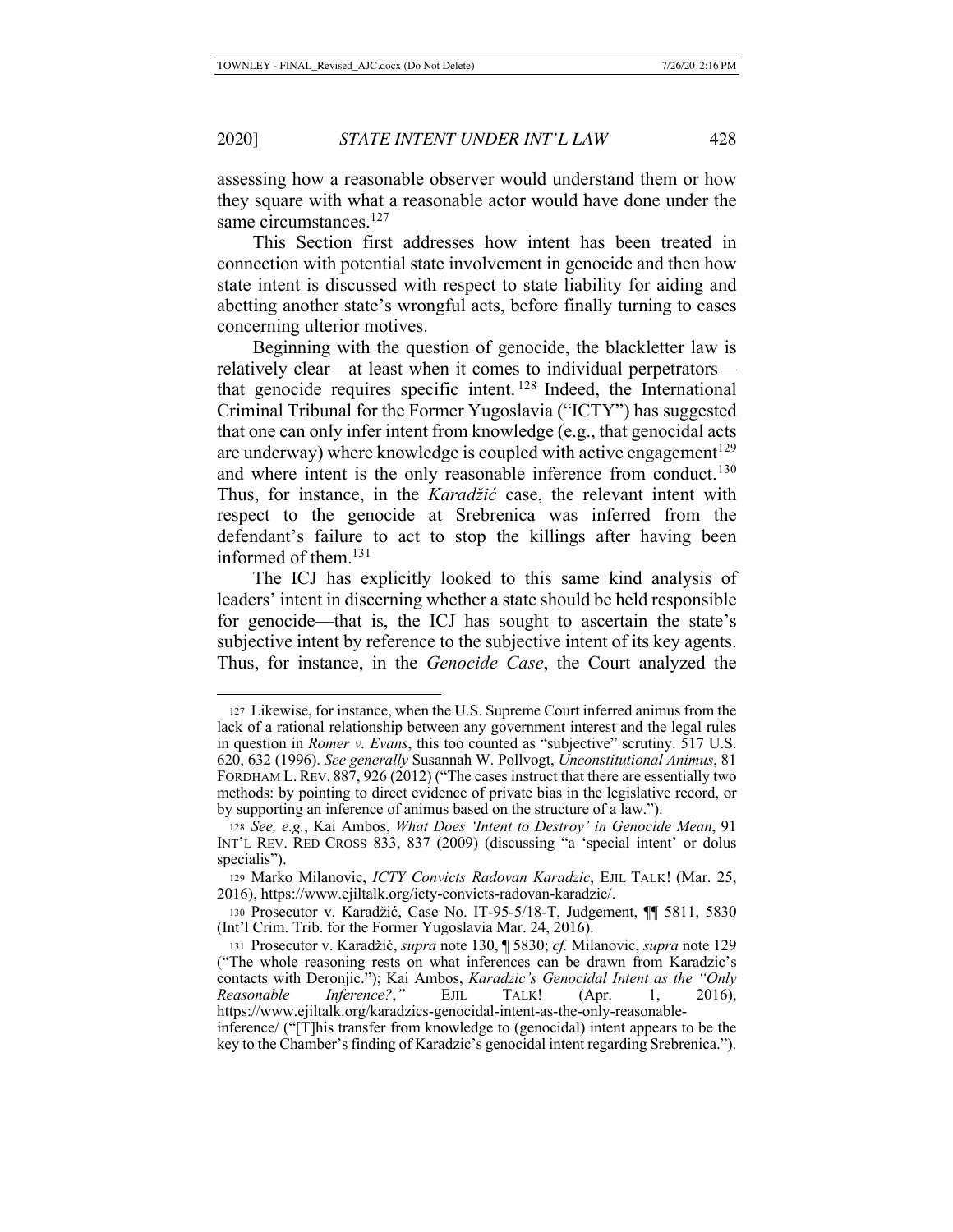assessing how a reasonable observer would understand them or how they square with what a reasonable actor would have done under the same circumstances.[127]

This Section first addresses how intent has been treated in connection with potential state involvement in genocide and then how state intent is discussed with respect to state liability for aiding and abetting another state's wrongful acts, before finally turning to cases concerning ulterior motives.

Beginning with the question of genocide, the blackletter law is relatively clear—at least when it comes to individual perpetrators—that genocide requires specific intent.[128] Indeed, the International Criminal Tribunal for the Former Yugoslavia ("ICTY") has suggested that one can only infer intent from knowledge (e.g., that genocidal acts are underway) where knowledge is coupled with active engagement[129] and where intent is the only reasonable inference from conduct.[130] Thus, for instance, in the *Karadžić* case, the relevant intent with respect to the genocide at Srebrenica was inferred from the defendant's failure to act to stop the killings after having been informed of them.[131]

The ICJ has explicitly looked to this same kind analysis of leaders' intent in discerning whether a state should be held responsible for genocide—that is, the ICJ has sought to ascertain the state's subjective intent by reference to the subjective intent of its key agents. Thus, for instance, in the *Genocide Case*, the Court analyzed the

---

127 Likewise, for instance, when the U.S. Supreme Court inferred animus from the lack of a rational relationship between any government interest and the legal rules in question in *Romer v. Evans*, this too counted as "subjective" scrutiny. 517 U.S. 620, 632 (1996). *See generally* Susannah W. Pollvogt, *Unconstitutional Animus*, 81 FORDHAM L. REV. 887, 926 (2012) ("The cases instruct that there are essentially two methods: by pointing to direct evidence of private bias in the legislative record, or by supporting an inference of animus based on the structure of a law.").

128 *See, e.g.*, Kai Ambos, *What Does 'Intent to Destroy' in Genocide Mean*, 91 INT'L REV. RED CROSS 833, 837 (2009) (discussing "a 'special intent' or dolus specialis").

129 Marko Milanovic, *ICTY Convicts Radovan Karadzic*, EJIL TALK! (Mar. 25, 2016), https://www.ejiltalk.org/icty-convicts-radovan-karadzic/.

130 Prosecutor v. Karadžić, Case No. IT-95-5/18-T, Judgement, ¶¶ 5811, 5830 (Int'l Crim. Trib. for the Former Yugoslavia Mar. 24, 2016).

131 Prosecutor v. Karadžić, *supra* note 130, ¶ 5830; *cf.* Milanovic, *supra* note 129 ("The whole reasoning rests on what inferences can be drawn from Karadzic's contacts with Deronjic."); Kai Ambos, *Karadzic's Genocidal Intent as the "Only Reasonable Inference?*," EJIL TALK! (Apr. 1, 2016), https://www.ejiltalk.org/karadzics-genocidal-intent-as-the-only-reasonable-inference/ ("[T]his transfer from knowledge to (genocidal) intent appears to be the key to the Chamber's finding of Karadzic's genocidal intent regarding Srebrenica.").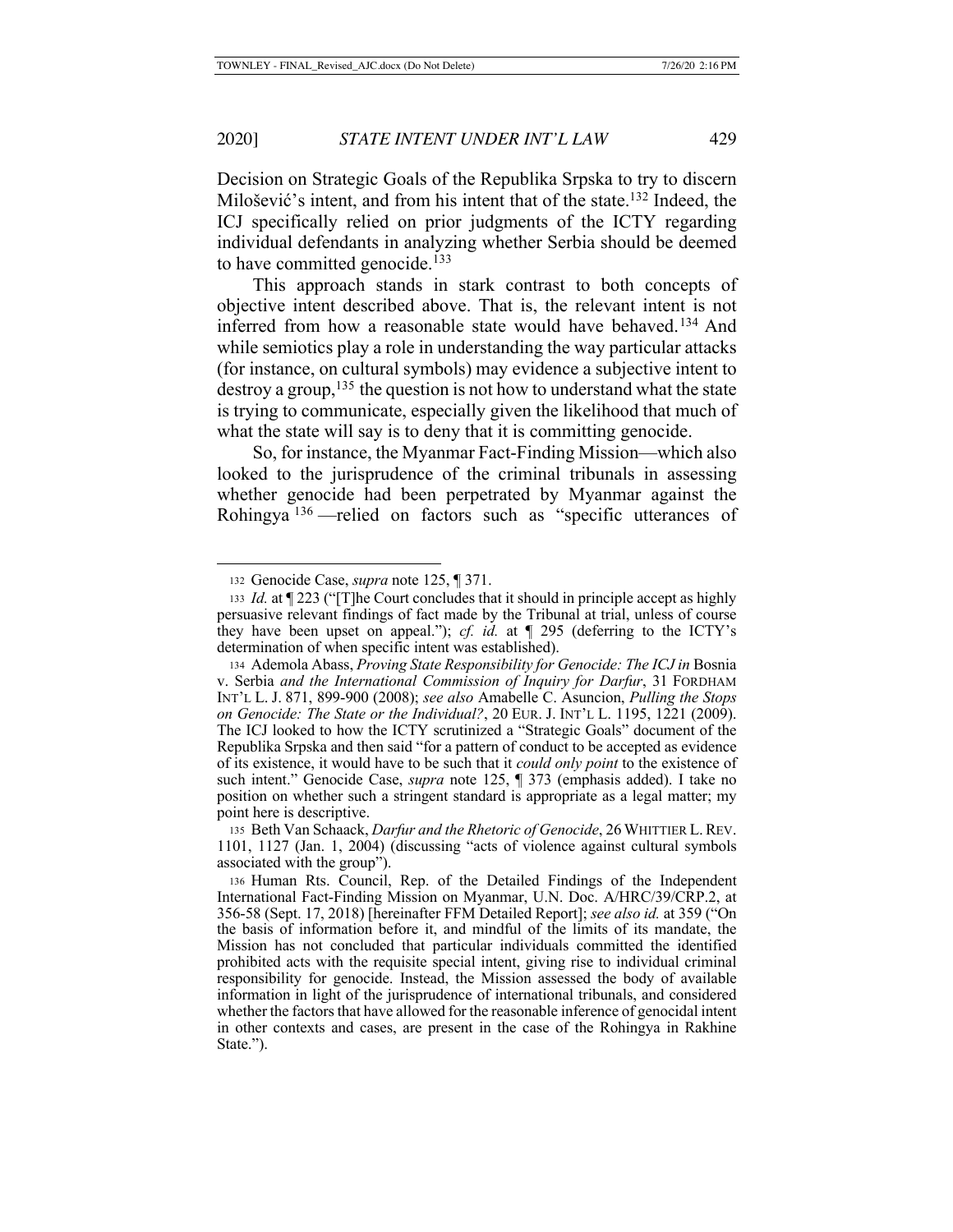Decision on Strategic Goals of the Republika Srpska to try to discern Milošević's intent, and from his intent that of the state.[132] Indeed, the ICJ specifically relied on prior judgments of the ICTY regarding individual defendants in analyzing whether Serbia should be deemed to have committed genocide.[133]

This approach stands in stark contrast to both concepts of objective intent described above. That is, the relevant intent is not inferred from how a reasonable state would have behaved.[134] And while semiotics play a role in understanding the way particular attacks (for instance, on cultural symbols) may evidence a subjective intent to destroy a group,[135] the question is not how to understand what the state is trying to communicate, especially given the likelihood that much of what the state will say is to deny that it is committing genocide.

So, for instance, the Myanmar Fact-Finding Mission—which also looked to the jurisprudence of the criminal tribunals in assessing whether genocide had been perpetrated by Myanmar against the Rohingya [136] —relied on factors such as "specific utterances of

---

132 Genocide Case, *supra* note 125, ¶ 371.

133 *Id.* at ¶ 223 ("[T]he Court concludes that it should in principle accept as highly persuasive relevant findings of fact made by the Tribunal at trial, unless of course they have been upset on appeal."); *cf. id.* at ¶ 295 (deferring to the ICTY's determination of when specific intent was established).

134 Ademola Abass, *Proving State Responsibility for Genocide: The ICJ in* Bosnia v. Serbia *and the International Commission of Inquiry for Darfur*, 31 FORDHAM INT'L L. J. 871, 899-900 (2008); *see also* Amabelle C. Asuncion, *Pulling the Stops on Genocide: The State or the Individual?*, 20 EUR. J. INT'L L. 1195, 1221 (2009). The ICJ looked to how the ICTY scrutinized a "Strategic Goals" document of the Republika Srpska and then said "for a pattern of conduct to be accepted as evidence of its existence, it would have to be such that it *could only point* to the existence of such intent." Genocide Case, *supra* note 125, ¶ 373 (emphasis added). I take no position on whether such a stringent standard is appropriate as a legal matter; my point here is descriptive.

135 Beth Van Schaack, *Darfur and the Rhetoric of Genocide*, 26 WHITTIER L. REV. 1101, 1127 (Jan. 1, 2004) (discussing "acts of violence against cultural symbols associated with the group").

136 Human Rts. Council, Rep. of the Detailed Findings of the Independent International Fact-Finding Mission on Myanmar, U.N. Doc. A/HRC/39/CRP.2, at 356-58 (Sept. 17, 2018) [hereinafter FFM Detailed Report]; *see also id.* at 359 ("On the basis of information before it, and mindful of the limits of its mandate, the Mission has not concluded that particular individuals committed the identified prohibited acts with the requisite special intent, giving rise to individual criminal responsibility for genocide. Instead, the Mission assessed the body of available information in light of the jurisprudence of international tribunals, and considered whether the factors that have allowed for the reasonable inference of genocidal intent in other contexts and cases, are present in the case of the Rohingya in Rakhine State.").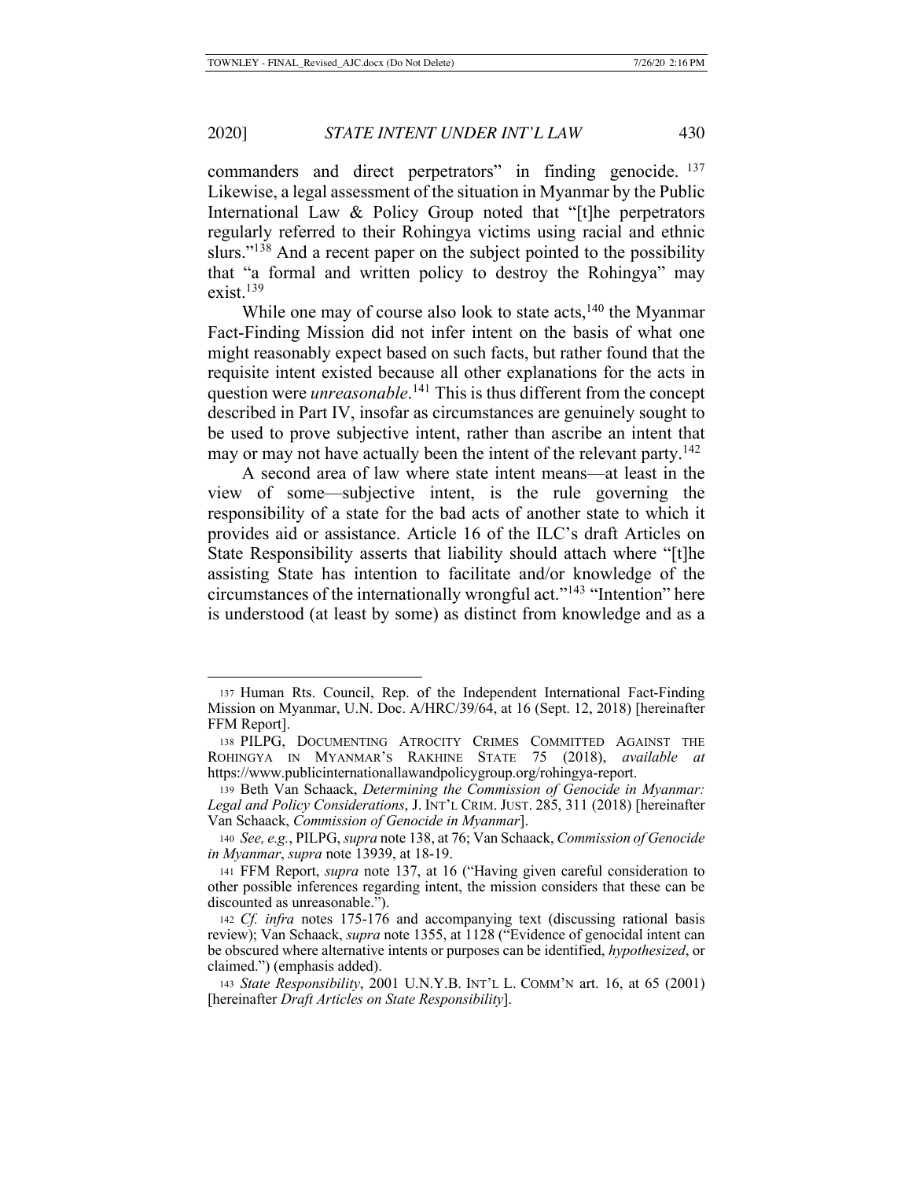commanders and direct perpetrators" in finding genocide. [137] Likewise, a legal assessment of the situation in Myanmar by the Public International Law & Policy Group noted that "[t]he perpetrators regularly referred to their Rohingya victims using racial and ethnic slurs."[138] And a recent paper on the subject pointed to the possibility that "a formal and written policy to destroy the Rohingya" may exist.[139]

While one may of course also look to state acts,[140] the Myanmar Fact-Finding Mission did not infer intent on the basis of what one might reasonably expect based on such facts, but rather found that the requisite intent existed because all other explanations for the acts in question were *unreasonable*.[141] This is thus different from the concept described in Part IV, insofar as circumstances are genuinely sought to be used to prove subjective intent, rather than ascribe an intent that may or may not have actually been the intent of the relevant party.[142]

A second area of law where state intent means—at least in the view of some—subjective intent, is the rule governing the responsibility of a state for the bad acts of another state to which it provides aid or assistance. Article 16 of the ILC's draft Articles on State Responsibility asserts that liability should attach where "[t]he assisting State has intention to facilitate and/or knowledge of the circumstances of the internationally wrongful act."[143] "Intention" here is understood (at least by some) as distinct from knowledge and as a

---

137 Human Rts. Council, Rep. of the Independent International Fact-Finding Mission on Myanmar, U.N. Doc. A/HRC/39/64, at 16 (Sept. 12, 2018) [hereinafter FFM Report].

138 PILPG, DOCUMENTING ATROCITY CRIMES COMMITTED AGAINST THE ROHINGYA IN MYANMAR'S RAKHINE STATE 75 (2018), *available at* https://www.publicinternationallawandpolicygroup.org/rohingya-report.

139 Beth Van Schaack, *Determining the Commission of Genocide in Myanmar: Legal and Policy Considerations*, J. INT'L CRIM. JUST. 285, 311 (2018) [hereinafter Van Schaack, *Commission of Genocide in Myanmar*].

140 *See, e.g.*, PILPG, *supra* note 138, at 76; Van Schaack, *Commission of Genocide in Myanmar*, *supra* note 13939, at 18-19.

141 FFM Report, *supra* note 137, at 16 ("Having given careful consideration to other possible inferences regarding intent, the mission considers that these can be discounted as unreasonable.").

142 *Cf. infra* notes 175-176 and accompanying text (discussing rational basis review); Van Schaack, *supra* note 1355, at 1128 ("Evidence of genocidal intent can be obscured where alternative intents or purposes can be identified, *hypothesized*, or claimed.") (emphasis added).

143 *State Responsibility*, 2001 U.N.Y.B. INT'L L. COMM'N art. 16, at 65 (2001) [hereinafter *Draft Articles on State Responsibility*].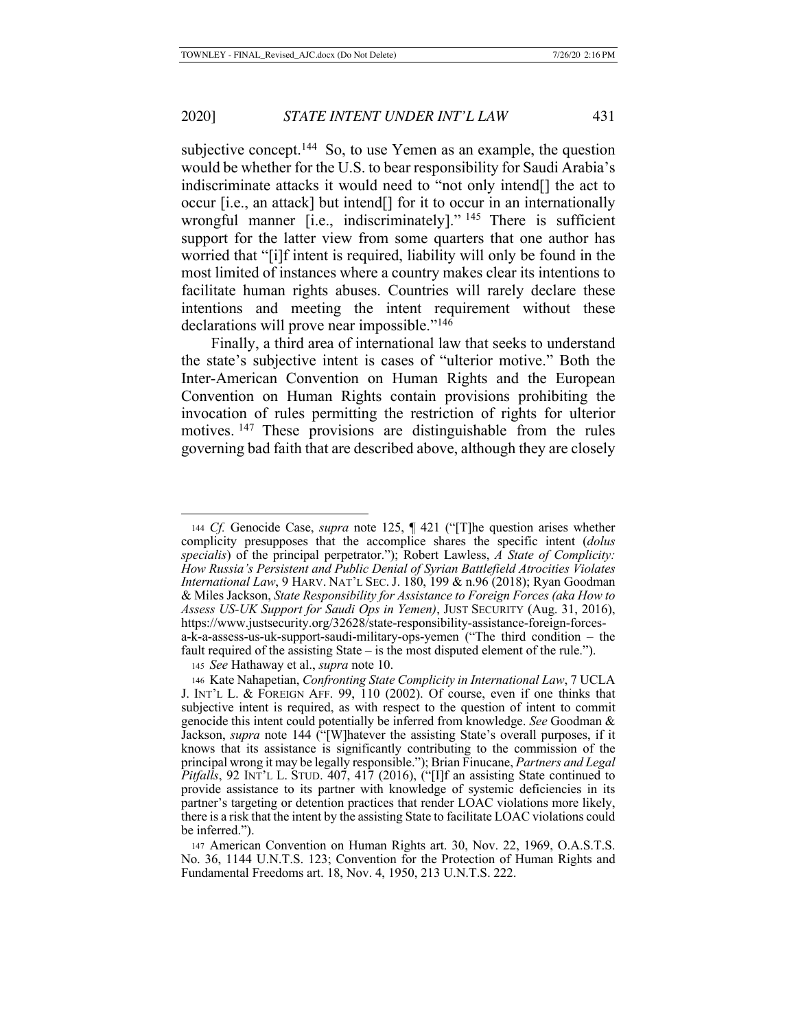subjective concept.[144] So, to use Yemen as an example, the question would be whether for the U.S. to bear responsibility for Saudi Arabia's indiscriminate attacks it would need to "not only intend[] the act to occur [i.e., an attack] but intend[] for it to occur in an internationally wrongful manner [i.e., indiscriminately]." [145] There is sufficient support for the latter view from some quarters that one author has worried that "[i]f intent is required, liability will only be found in the most limited of instances where a country makes clear its intentions to facilitate human rights abuses. Countries will rarely declare these intentions and meeting the intent requirement without these declarations will prove near impossible."[146]

Finally, a third area of international law that seeks to understand the state's subjective intent is cases of "ulterior motive." Both the Inter-American Convention on Human Rights and the European Convention on Human Rights contain provisions prohibiting the invocation of rules permitting the restriction of rights for ulterior motives.[147] These provisions are distinguishable from the rules governing bad faith that are described above, although they are closely

---

[144] *Cf.* Genocide Case, *supra* note 125, ¶ 421 ("[T]he question arises whether complicity presupposes that the accomplice shares the specific intent (*dolus specialis*) of the principal perpetrator."); Robert Lawless, *A State of Complicity: How Russia's Persistent and Public Denial of Syrian Battlefield Atrocities Violates International Law*, 9 HARV. NAT'L SEC. J. 180, 199 & n.96 (2018); Ryan Goodman & Miles Jackson, *State Responsibility for Assistance to Foreign Forces (aka How to Assess US-UK Support for Saudi Ops in Yemen)*, JUST SECURITY (Aug. 31, 2016), https://www.justsecurity.org/32628/state-responsibility-assistance-foreign-forces-a-k-a-assess-us-uk-support-saudi-military-ops-yemen ("The third condition – the fault required of the assisting State – is the most disputed element of the rule.").

[145] *See* Hathaway et al., *supra* note 10.

[146] Kate Nahapetian, *Confronting State Complicity in International Law*, 7 UCLA J. INT'L L. & FOREIGN AFF. 99, 110 (2002). Of course, even if one thinks that subjective intent is required, as with respect to the question of intent to commit genocide this intent could potentially be inferred from knowledge. *See* Goodman & Jackson, *supra* note 144 ("[W]hatever the assisting State's overall purposes, if it knows that its assistance is significantly contributing to the commission of the principal wrong it may be legally responsible."); Brian Finucane, *Partners and Legal Pitfalls*, 92 INT'L L. STUD. 407, 417 (2016), ("[I]f an assisting State continued to provide assistance to its partner with knowledge of systemic deficiencies in its partner's targeting or detention practices that render LOAC violations more likely, there is a risk that the intent by the assisting State to facilitate LOAC violations could be inferred.").

[147] American Convention on Human Rights art. 30, Nov. 22, 1969, O.A.S.T.S. No. 36, 1144 U.N.T.S. 123; Convention for the Protection of Human Rights and Fundamental Freedoms art. 18, Nov. 4, 1950, 213 U.N.T.S. 222.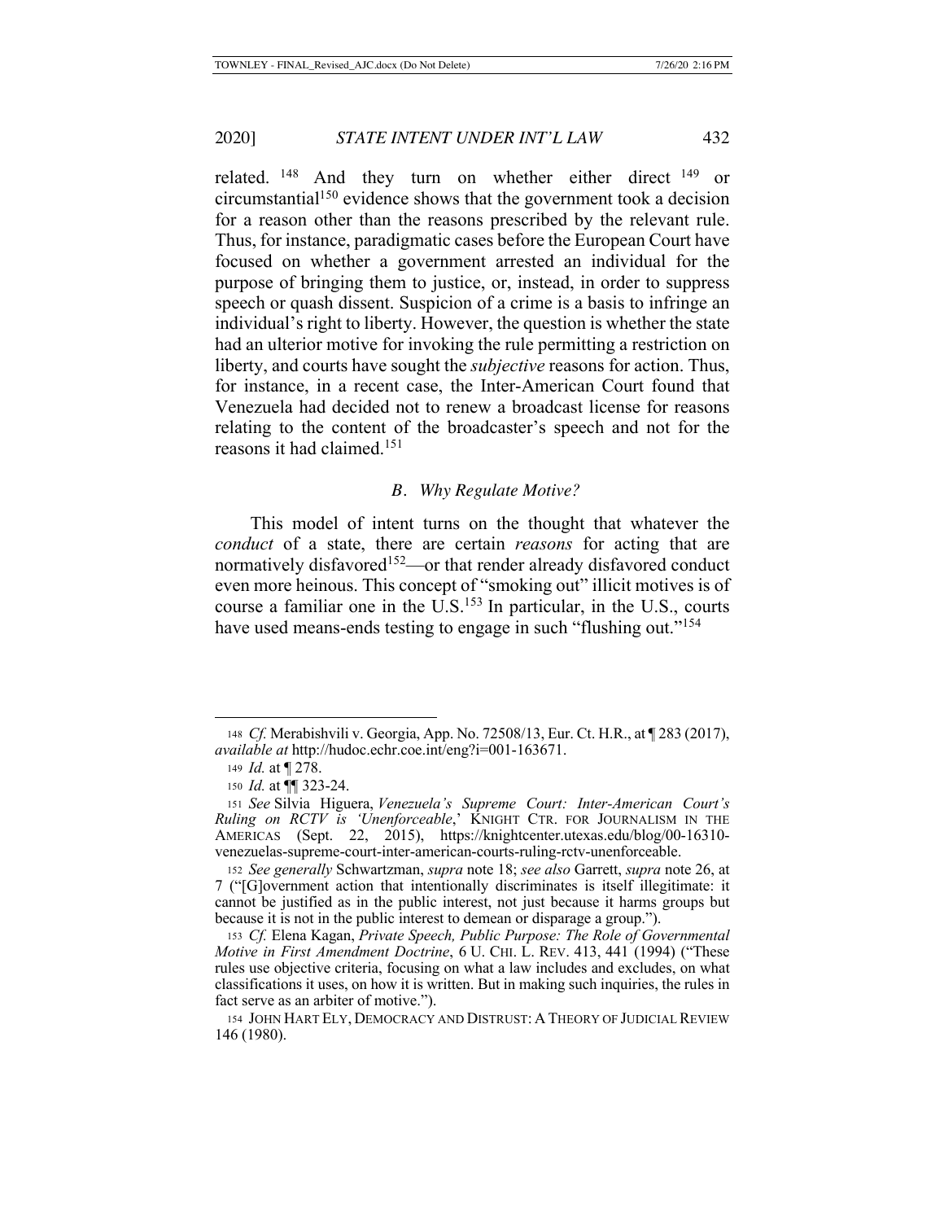related.[148] And they turn on whether either direct[149] or circumstantial[150] evidence shows that the government took a decision for a reason other than the reasons prescribed by the relevant rule. Thus, for instance, paradigmatic cases before the European Court have focused on whether a government arrested an individual for the purpose of bringing them to justice, or, instead, in order to suppress speech or quash dissent. Suspicion of a crime is a basis to infringe an individual's right to liberty. However, the question is whether the state had an ulterior motive for invoking the rule permitting a restriction on liberty, and courts have sought the *subjective* reasons for action. Thus, for instance, in a recent case, the Inter-American Court found that Venezuela had decided not to renew a broadcast license for reasons relating to the content of the broadcaster's speech and not for the reasons it had claimed.[151]

### *B. Why Regulate Motive?*

This model of intent turns on the thought that whatever the *conduct* of a state, there are certain *reasons* for acting that are normatively disfavored[152]—or that render already disfavored conduct even more heinous. This concept of "smoking out" illicit motives is of course a familiar one in the U.S.[153] In particular, in the U.S., courts have used means-ends testing to engage in such "flushing out."[154]

---

148 *Cf.* Merabishvili v. Georgia, App. No. 72508/13, Eur. Ct. H.R., at ¶ 283 (2017), *available at* http://hudoc.echr.coe.int/eng?i=001-163671.

149 *Id.* at ¶ 278.

150 *Id.* at ¶¶ 323-24.

151 *See* Silvia Higuera, *Venezuela's Supreme Court: Inter-American Court's Ruling on RCTV is 'Unenforceable*,' KNIGHT CTR. FOR JOURNALISM IN THE AMERICAS (Sept. 22, 2015), https://knightcenter.utexas.edu/blog/00-16310-venezuelas-supreme-court-inter-american-courts-ruling-rctv-unenforceable.

152 *See generally* Schwartzman, *supra* note 18; *see also* Garrett, *supra* note 26, at 7 ("[G]overnment action that intentionally discriminates is itself illegitimate: it cannot be justified as in the public interest, not just because it harms groups but because it is not in the public interest to demean or disparage a group.").

153 *Cf.* Elena Kagan, *Private Speech, Public Purpose: The Role of Governmental Motive in First Amendment Doctrine*, 6 U. CHI. L. REV. 413, 441 (1994) ("These rules use objective criteria, focusing on what a law includes and excludes, on what classifications it uses, on how it is written. But in making such inquiries, the rules in fact serve as an arbiter of motive.").

154 JOHN HART ELY, DEMOCRACY AND DISTRUST: A THEORY OF JUDICIAL REVIEW 146 (1980).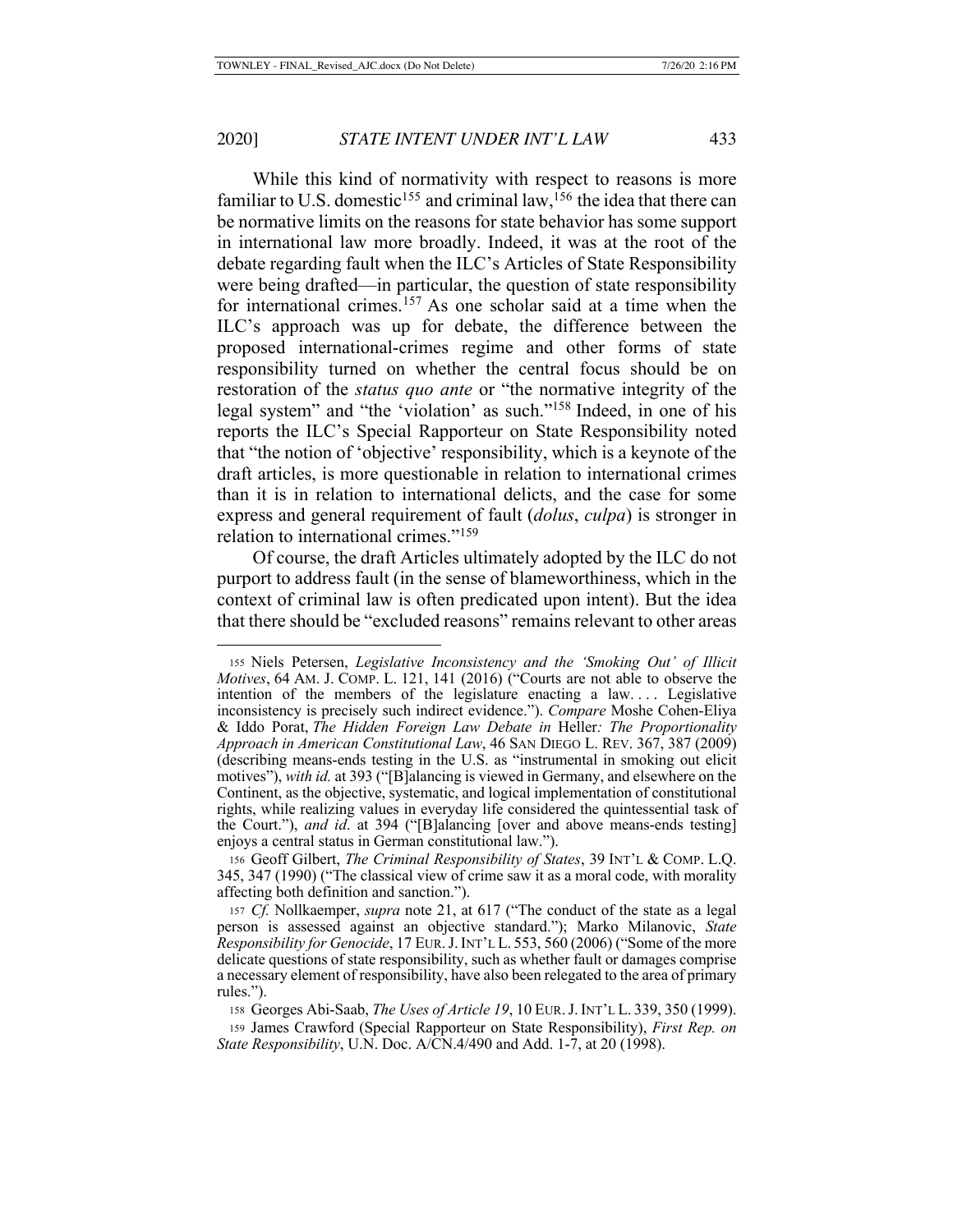While this kind of normativity with respect to reasons is more familiar to U.S. domestic[155] and criminal law,[156] the idea that there can be normative limits on the reasons for state behavior has some support in international law more broadly. Indeed, it was at the root of the debate regarding fault when the ILC's Articles of State Responsibility were being drafted—in particular, the question of state responsibility for international crimes.[157] As one scholar said at a time when the ILC's approach was up for debate, the difference between the proposed international-crimes regime and other forms of state responsibility turned on whether the central focus should be on restoration of the *status quo ante* or "the normative integrity of the legal system" and "the 'violation' as such."[158] Indeed, in one of his reports the ILC's Special Rapporteur on State Responsibility noted that "the notion of 'objective' responsibility, which is a keynote of the draft articles, is more questionable in relation to international crimes than it is in relation to international delicts, and the case for some express and general requirement of fault (*dolus*, *culpa*) is stronger in relation to international crimes."[159]

Of course, the draft Articles ultimately adopted by the ILC do not purport to address fault (in the sense of blameworthiness, which in the context of criminal law is often predicated upon intent). But the idea that there should be "excluded reasons" remains relevant to other areas

---

155 Niels Petersen, *Legislative Inconsistency and the 'Smoking Out' of Illicit Motives*, 64 AM. J. COMP. L. 121, 141 (2016) ("Courts are not able to observe the intention of the members of the legislature enacting a law. . . . Legislative inconsistency is precisely such indirect evidence."). *Compare* Moshe Cohen-Eliya & Iddo Porat, *The Hidden Foreign Law Debate in* Heller*: The Proportionality Approach in American Constitutional Law*, 46 SAN DIEGO L. REV. 367, 387 (2009) (describing means-ends testing in the U.S. as "instrumental in smoking out elicit motives"), *with id.* at 393 ("[B]alancing is viewed in Germany, and elsewhere on the Continent, as the objective, systematic, and logical implementation of constitutional rights, while realizing values in everyday life considered the quintessential task of the Court."), *and id*. at 394 ("[B]alancing [over and above means-ends testing] enjoys a central status in German constitutional law.").

156 Geoff Gilbert, *The Criminal Responsibility of States*, 39 INT'L & COMP. L.Q. 345, 347 (1990) ("The classical view of crime saw it as a moral code, with morality affecting both definition and sanction.").

157 *Cf.* Nollkaemper, *supra* note 21, at 617 ("The conduct of the state as a legal person is assessed against an objective standard."); Marko Milanovic, *State Responsibility for Genocide*, 17 EUR. J. INT'L L. 553, 560 (2006) ("Some of the more delicate questions of state responsibility, such as whether fault or damages comprise a necessary element of responsibility, have also been relegated to the area of primary rules.").

158 Georges Abi-Saab, *The Uses of Article 19*, 10 EUR. J. INT'L L. 339, 350 (1999).

159 James Crawford (Special Rapporteur on State Responsibility), *First Rep. on State Responsibility*, U.N. Doc. A/CN.4/490 and Add. 1-7, at 20 (1998).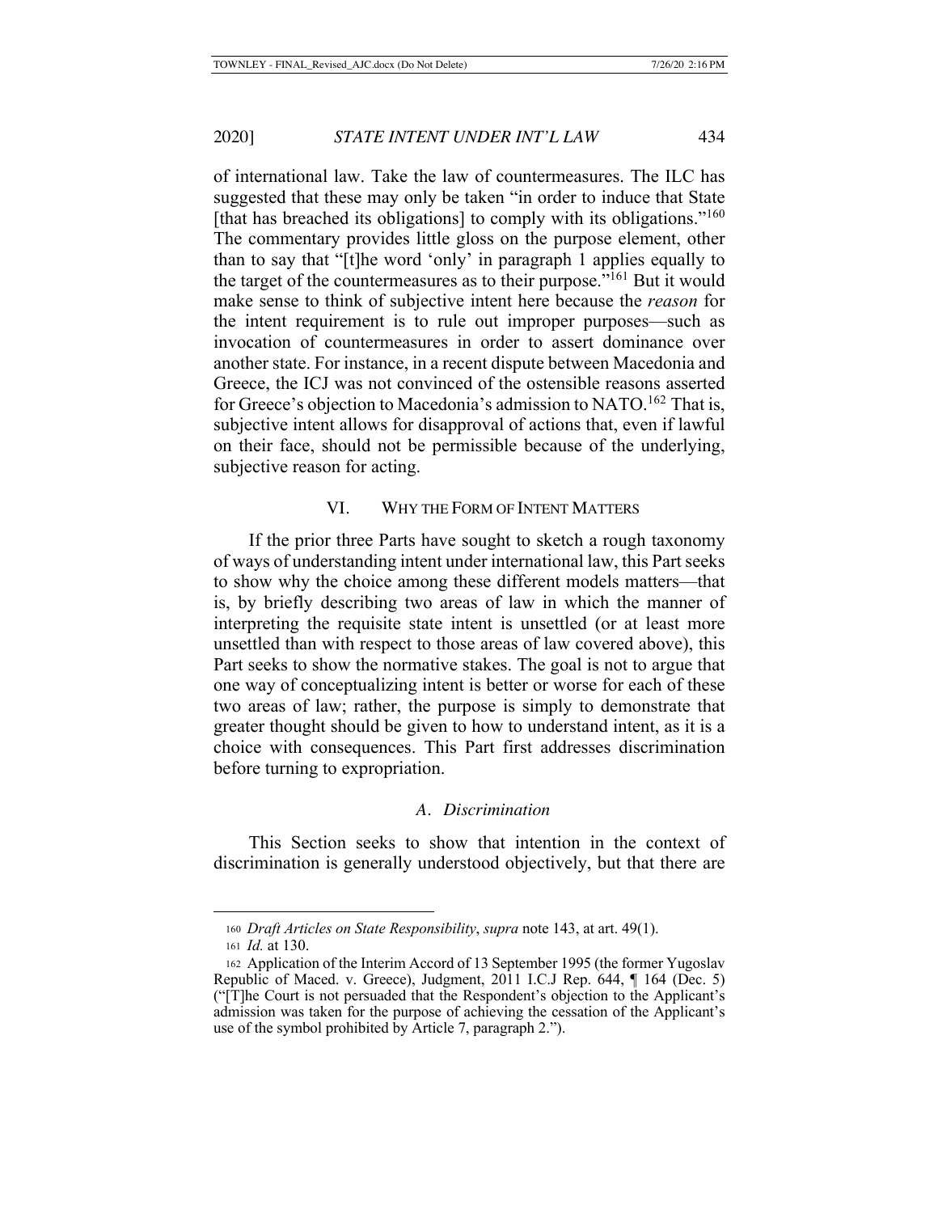of international law. Take the law of countermeasures. The ILC has suggested that these may only be taken "in order to induce that State [that has breached its obligations] to comply with its obligations."[160] The commentary provides little gloss on the purpose element, other than to say that "[t]he word 'only' in paragraph 1 applies equally to the target of the countermeasures as to their purpose."[161] But it would make sense to think of subjective intent here because the *reason* for the intent requirement is to rule out improper purposes—such as invocation of countermeasures in order to assert dominance over another state. For instance, in a recent dispute between Macedonia and Greece, the ICJ was not convinced of the ostensible reasons asserted for Greece's objection to Macedonia's admission to NATO.[162] That is, subjective intent allows for disapproval of actions that, even if lawful on their face, should not be permissible because of the underlying, subjective reason for acting.

## VI. Why the Form of Intent Matters

If the prior three Parts have sought to sketch a rough taxonomy of ways of understanding intent under international law, this Part seeks to show why the choice among these different models matters—that is, by briefly describing two areas of law in which the manner of interpreting the requisite state intent is unsettled (or at least more unsettled than with respect to those areas of law covered above), this Part seeks to show the normative stakes. The goal is not to argue that one way of conceptualizing intent is better or worse for each of these two areas of law; rather, the purpose is simply to demonstrate that greater thought should be given to how to understand intent, as it is a choice with consequences. This Part first addresses discrimination before turning to expropriation.

### *A. Discrimination*

This Section seeks to show that intention in the context of discrimination is generally understood objectively, but that there are

---

160 *Draft Articles on State Responsibility*, *supra* note 143, at art. 49(1).

161 *Id.* at 130.

162 Application of the Interim Accord of 13 September 1995 (the former Yugoslav Republic of Maced. v. Greece), Judgment, 2011 I.C.J Rep. 644, ¶ 164 (Dec. 5) ("[T]he Court is not persuaded that the Respondent's objection to the Applicant's admission was taken for the purpose of achieving the cessation of the Applicant's use of the symbol prohibited by Article 7, paragraph 2.").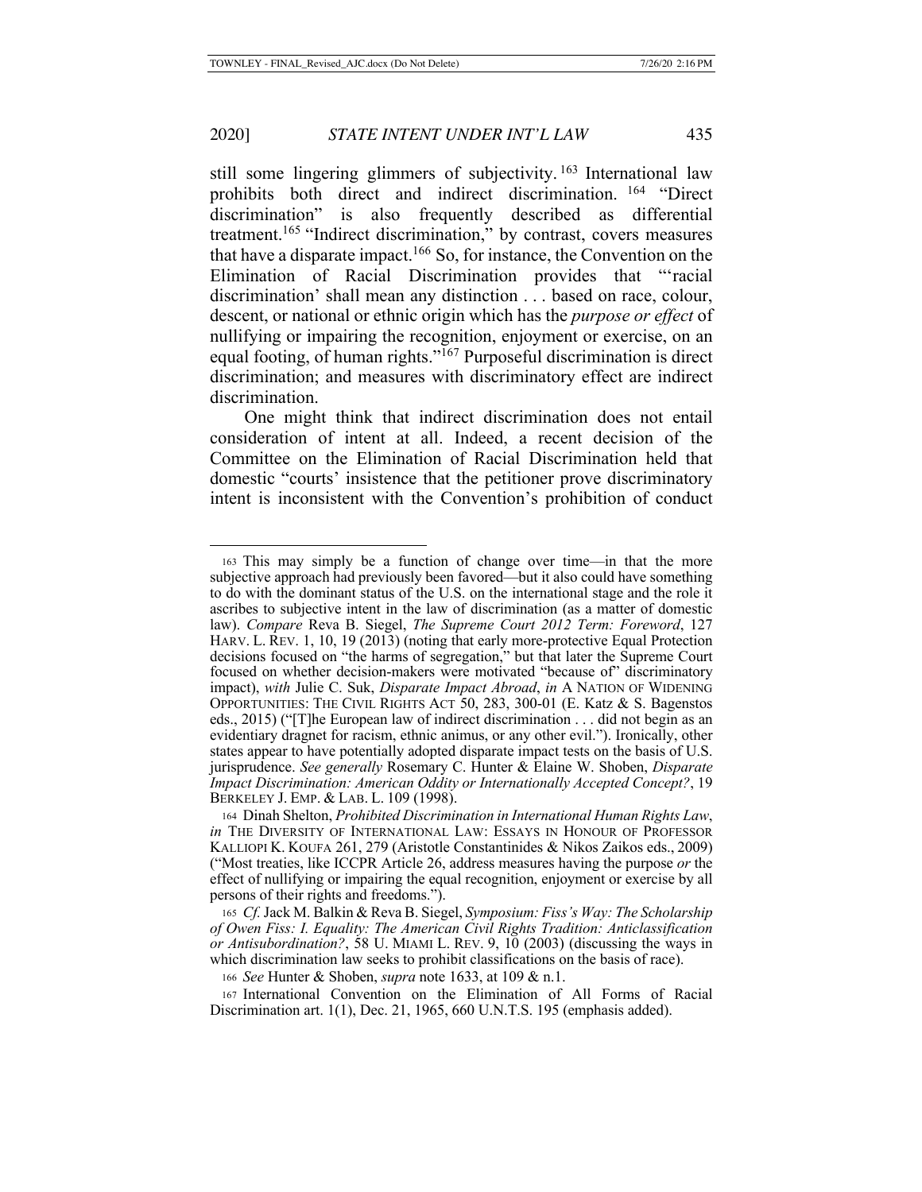still some lingering glimmers of subjectivity.[163] International law prohibits both direct and indirect discrimination.[164] "Direct discrimination" is also frequently described as differential treatment.[165] "Indirect discrimination," by contrast, covers measures that have a disparate impact.[166] So, for instance, the Convention on the Elimination of Racial Discrimination provides that "'racial discrimination' shall mean any distinction . . . based on race, colour, descent, or national or ethnic origin which has the *purpose or effect* of nullifying or impairing the recognition, enjoyment or exercise, on an equal footing, of human rights."[167] Purposeful discrimination is direct discrimination; and measures with discriminatory effect are indirect discrimination.

One might think that indirect discrimination does not entail consideration of intent at all. Indeed, a recent decision of the Committee on the Elimination of Racial Discrimination held that domestic "courts' insistence that the petitioner prove discriminatory intent is inconsistent with the Convention's prohibition of conduct

---

163 This may simply be a function of change over time—in that the more subjective approach had previously been favored—but it also could have something to do with the dominant status of the U.S. on the international stage and the role it ascribes to subjective intent in the law of discrimination (as a matter of domestic law). *Compare* Reva B. Siegel, *The Supreme Court 2012 Term: Foreword*, 127 HARV. L. REV. 1, 10, 19 (2013) (noting that early more-protective Equal Protection decisions focused on "the harms of segregation," but that later the Supreme Court focused on whether decision-makers were motivated "because of" discriminatory impact), *with* Julie C. Suk, *Disparate Impact Abroad*, *in* A NATION OF WIDENING OPPORTUNITIES: THE CIVIL RIGHTS ACT 50, 283, 300-01 (E. Katz & S. Bagenstos eds., 2015) ("[T]he European law of indirect discrimination . . . did not begin as an evidentiary dragnet for racism, ethnic animus, or any other evil."). Ironically, other states appear to have potentially adopted disparate impact tests on the basis of U.S. jurisprudence. *See generally* Rosemary C. Hunter & Elaine W. Shoben, *Disparate Impact Discrimination: American Oddity or Internationally Accepted Concept?*, 19 BERKELEY J. EMP. & LAB. L. 109 (1998).

164 Dinah Shelton, *Prohibited Discrimination in International Human Rights Law*, *in* THE DIVERSITY OF INTERNATIONAL LAW: ESSAYS IN HONOUR OF PROFESSOR KALLIOPI K. KOUFA 261, 279 (Aristotle Constantinides & Nikos Zaikos eds., 2009) ("Most treaties, like ICCPR Article 26, address measures having the purpose *or* the effect of nullifying or impairing the equal recognition, enjoyment or exercise by all persons of their rights and freedoms.").

165 *Cf.* Jack M. Balkin & Reva B. Siegel, *Symposium: Fiss's Way: The Scholarship of Owen Fiss: I. Equality: The American Civil Rights Tradition: Anticlassification or Antisubordination?*, 58 U. MIAMI L. REV. 9, 10 (2003) (discussing the ways in which discrimination law seeks to prohibit classifications on the basis of race).

166 *See* Hunter & Shoben, *supra* note 1633, at 109 & n.1.

167 International Convention on the Elimination of All Forms of Racial Discrimination art. 1(1), Dec. 21, 1965, 660 U.N.T.S. 195 (emphasis added).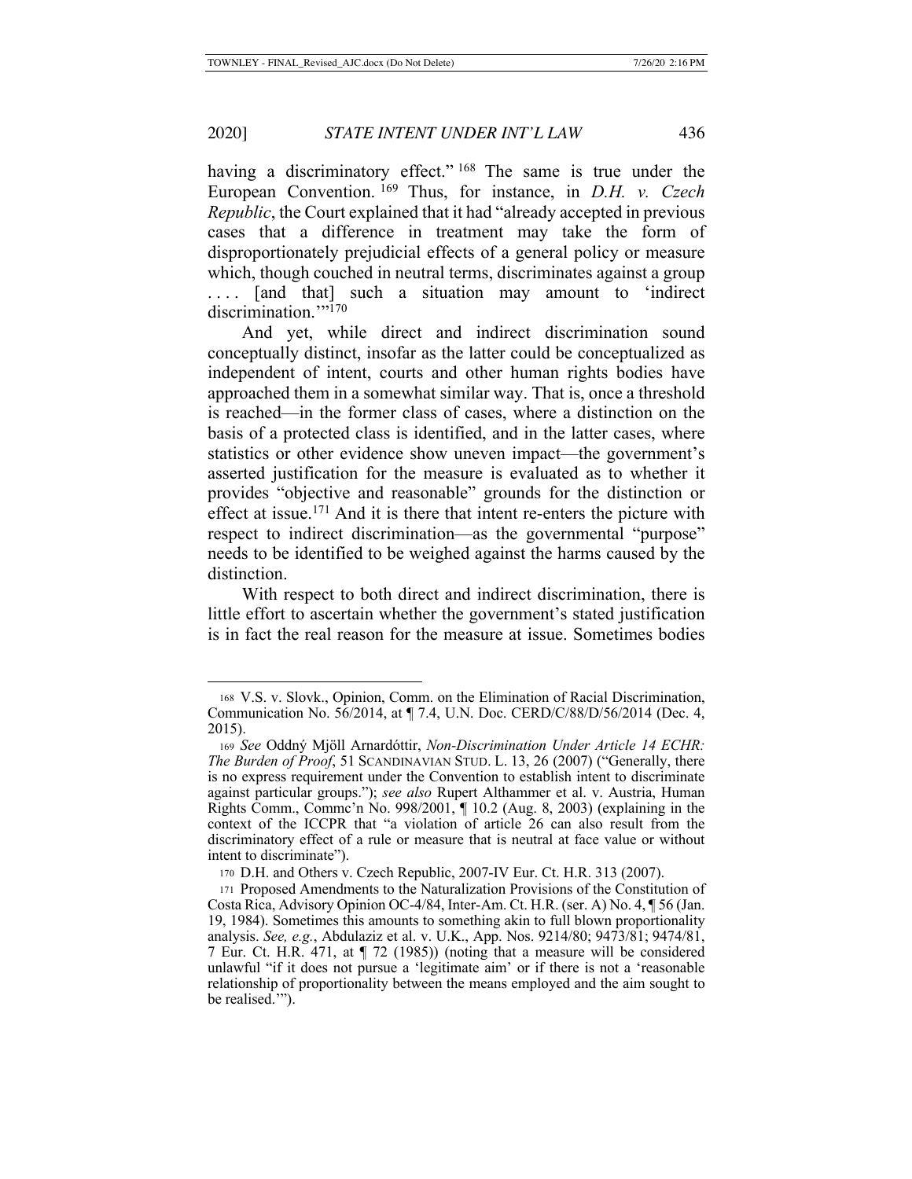having a discriminatory effect."[168] The same is true under the European Convention.[169] Thus, for instance, in *D.H. v. Czech Republic*, the Court explained that it had "already accepted in previous cases that a difference in treatment may take the form of disproportionately prejudicial effects of a general policy or measure which, though couched in neutral terms, discriminates against a group . . . . [and that] such a situation may amount to 'indirect discrimination.'"[170]

And yet, while direct and indirect discrimination sound conceptually distinct, insofar as the latter could be conceptualized as independent of intent, courts and other human rights bodies have approached them in a somewhat similar way. That is, once a threshold is reached—in the former class of cases, where a distinction on the basis of a protected class is identified, and in the latter cases, where statistics or other evidence show uneven impact—the government's asserted justification for the measure is evaluated as to whether it provides "objective and reasonable" grounds for the distinction or effect at issue.[171] And it is there that intent re-enters the picture with respect to indirect discrimination—as the governmental "purpose" needs to be identified to be weighed against the harms caused by the distinction.

With respect to both direct and indirect discrimination, there is little effort to ascertain whether the government's stated justification is in fact the real reason for the measure at issue. Sometimes bodies

---

168 V.S. v. Slovk., Opinion, Comm. on the Elimination of Racial Discrimination, Communication No. 56/2014, at ¶ 7.4, U.N. Doc. CERD/C/88/D/56/2014 (Dec. 4, 2015).

169 *See* Oddný Mjöll Arnardóttir, *Non-Discrimination Under Article 14 ECHR: The Burden of Proof*, 51 SCANDINAVIAN STUD. L. 13, 26 (2007) ("Generally, there is no express requirement under the Convention to establish intent to discriminate against particular groups."); *see also* Rupert Althammer et al. v. Austria, Human Rights Comm., Commc'n No. 998/2001, ¶ 10.2 (Aug. 8, 2003) (explaining in the context of the ICCPR that "a violation of article 26 can also result from the discriminatory effect of a rule or measure that is neutral at face value or without intent to discriminate").

170 D.H. and Others v. Czech Republic, 2007-IV Eur. Ct. H.R. 313 (2007).

171 Proposed Amendments to the Naturalization Provisions of the Constitution of Costa Rica, Advisory Opinion OC-4/84, Inter-Am. Ct. H.R. (ser. A) No. 4, ¶ 56 (Jan. 19, 1984). Sometimes this amounts to something akin to full blown proportionality analysis. *See, e.g.*, Abdulaziz et al. v. U.K., App. Nos. 9214/80; 9473/81; 9474/81, 7 Eur. Ct. H.R. 471, at ¶ 72 (1985)) (noting that a measure will be considered unlawful "if it does not pursue a 'legitimate aim' or if there is not a 'reasonable relationship of proportionality between the means employed and the aim sought to be realised.'").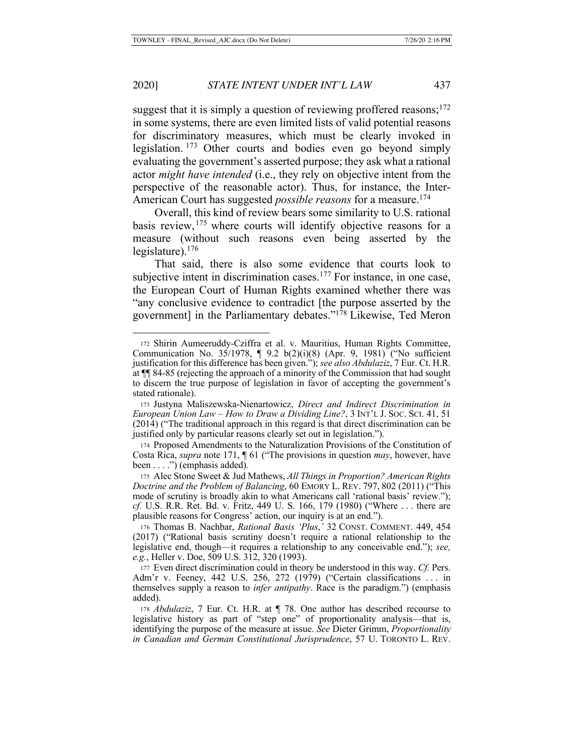suggest that it is simply a question of reviewing proffered reasons;[172] in some systems, there are even limited lists of valid potential reasons for discriminatory measures, which must be clearly invoked in legislation.[173] Other courts and bodies even go beyond simply evaluating the government's asserted purpose; they ask what a rational actor *might have intended* (i.e., they rely on objective intent from the perspective of the reasonable actor). Thus, for instance, the Inter-American Court has suggested *possible reasons* for a measure.[174]

Overall, this kind of review bears some similarity to U.S. rational basis review,[175] where courts will identify objective reasons for a measure (without such reasons even being asserted by the legislature).[176]

That said, there is also some evidence that courts look to subjective intent in discrimination cases.[177] For instance, in one case, the European Court of Human Rights examined whether there was "any conclusive evidence to contradict [the purpose asserted by the government] in the Parliamentary debates."[178] Likewise, Ted Meron

---

172 Shirin Aumeeruddy-Cziffra et al. v. Mauritius, Human Rights Committee, Communication No. 35/1978, ¶ 9.2 b(2)(i)(8) (Apr. 9, 1981) ("No sufficient justification for this difference has been given."); *see also Abdulaziz*, 7 Eur. Ct. H.R. at ¶¶ 84-85 (rejecting the approach of a minority of the Commission that had sought to discern the true purpose of legislation in favor of accepting the government's stated rationale).

173 Justyna Maliszewska-Nienartowicz, *Direct and Indirect Discrimination in European Union Law – How to Draw a Dividing Line?*, 3 INT'L J. SOC. SCI. 41, 51 (2014) ("The traditional approach in this regard is that direct discrimination can be justified only by particular reasons clearly set out in legislation.").

174 Proposed Amendments to the Naturalization Provisions of the Constitution of Costa Rica, *supra* note 171, ¶ 61 ("The provisions in question *may*, however, have been . . . .") (emphasis added).

175 Alec Stone Sweet & Jud Mathews, *All Things in Proportion? American Rights Doctrine and the Problem of Balancing*, 60 EMORY L. REV. 797, 802 (2011) ("This mode of scrutiny is broadly akin to what Americans call 'rational basis' review."); *cf.* U.S. R.R. Ret. Bd. v. Fritz, 449 U. S. 166, 179 (1980) ("Where . . . there are plausible reasons for Congress' action, our inquiry is at an end.").

176 Thomas B. Nachbar, *Rational Basis 'Plus,'* 32 CONST. COMMENT. 449, 454 (2017) ("Rational basis scrutiny doesn't require a rational relationship to the legislative end, though—it requires a relationship to any conceivable end."); *see, e.g.*, Heller v. Doe, 509 U.S. 312, 320 (1993).

177 Even direct discrimination could in theory be understood in this way. *Cf.* Pers. Adm'r v. Feeney, 442 U.S. 256, 272 (1979) ("Certain classifications . . . in themselves supply a reason to *infer antipathy*. Race is the paradigm.") (emphasis added).

178 *Abdulaziz*, 7 Eur. Ct. H.R. at ¶ 78. One author has described recourse to legislative history as part of "step one" of proportionality analysis—that is, identifying the purpose of the measure at issue. *See* Dieter Grimm, *Proportionality in Canadian and German Constitutional Jurisprudence*, 57 U. TORONTO L. REV.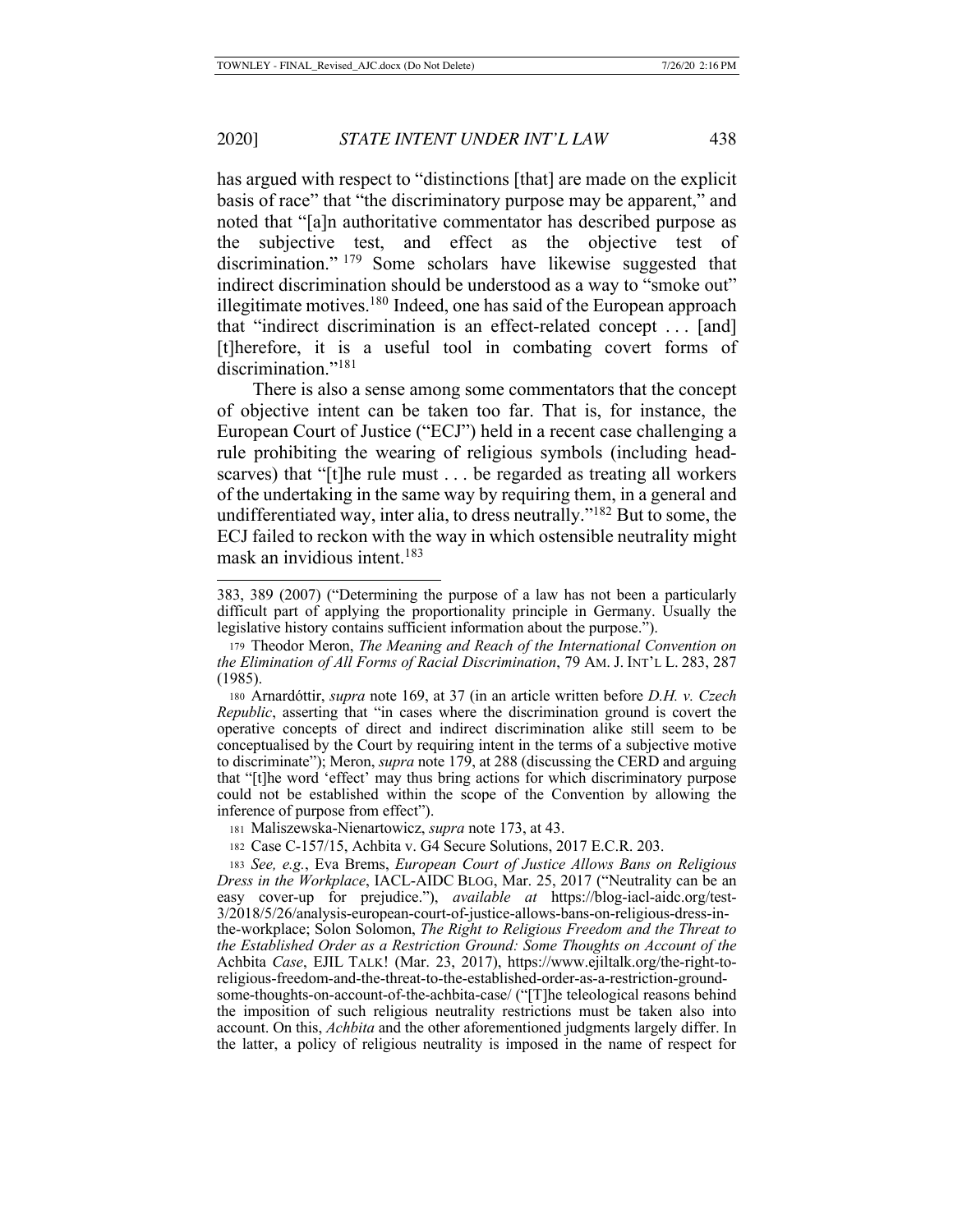has argued with respect to "distinctions [that] are made on the explicit basis of race" that "the discriminatory purpose may be apparent," and noted that "[a]n authoritative commentator has described purpose as the subjective test, and effect as the objective test of discrimination."[179] Some scholars have likewise suggested that indirect discrimination should be understood as a way to "smoke out" illegitimate motives.[180] Indeed, one has said of the European approach that "indirect discrimination is an effect-related concept . . . [and] [t]herefore, it is a useful tool in combating covert forms of discrimination."[181]

There is also a sense among some commentators that the concept of objective intent can be taken too far. That is, for instance, the European Court of Justice ("ECJ") held in a recent case challenging a rule prohibiting the wearing of religious symbols (including head-scarves) that "[t]he rule must . . . be regarded as treating all workers of the undertaking in the same way by requiring them, in a general and undifferentiated way, inter alia, to dress neutrally."[182] But to some, the ECJ failed to reckon with the way in which ostensible neutrality might mask an invidious intent.[183]

---

383, 389 (2007) ("Determining the purpose of a law has not been a particularly difficult part of applying the proportionality principle in Germany. Usually the legislative history contains sufficient information about the purpose.").

179 Theodor Meron, *The Meaning and Reach of the International Convention on the Elimination of All Forms of Racial Discrimination*, 79 AM. J. INT'L L. 283, 287 (1985).

180 Arnardóttir, *supra* note 169, at 37 (in an article written before *D.H. v. Czech Republic*, asserting that "in cases where the discrimination ground is covert the operative concepts of direct and indirect discrimination alike still seem to be conceptualised by the Court by requiring intent in the terms of a subjective motive to discriminate"); Meron, *supra* note 179, at 288 (discussing the CERD and arguing that "[t]he word 'effect' may thus bring actions for which discriminatory purpose could not be established within the scope of the Convention by allowing the inference of purpose from effect").

181 Maliszewska-Nienartowicz, *supra* note 173, at 43.

182 Case C-157/15, Achbita v. G4 Secure Solutions, 2017 E.C.R. 203.

183 *See, e.g.*, Eva Brems, *European Court of Justice Allows Bans on Religious Dress in the Workplace*, IACL-AIDC BLOG, Mar. 25, 2017 ("Neutrality can be an easy cover-up for prejudice."), *available at* https://blog-iacl-aidc.org/test-3/2018/5/26/analysis-european-court-of-justice-allows-bans-on-religious-dress-in-the-workplace; Solon Solomon, *The Right to Religious Freedom and the Threat to the Established Order as a Restriction Ground: Some Thoughts on Account of the* Achbita *Case*, EJIL TALK! (Mar. 23, 2017), https://www.ejiltalk.org/the-right-to-religious-freedom-and-the-threat-to-the-established-order-as-a-restriction-ground-some-thoughts-on-account-of-the-achbita-case/ ("[T]he teleological reasons behind the imposition of such religious neutrality restrictions must be taken also into account. On this, *Achbita* and the other aforementioned judgments largely differ. In the latter, a policy of religious neutrality is imposed in the name of respect for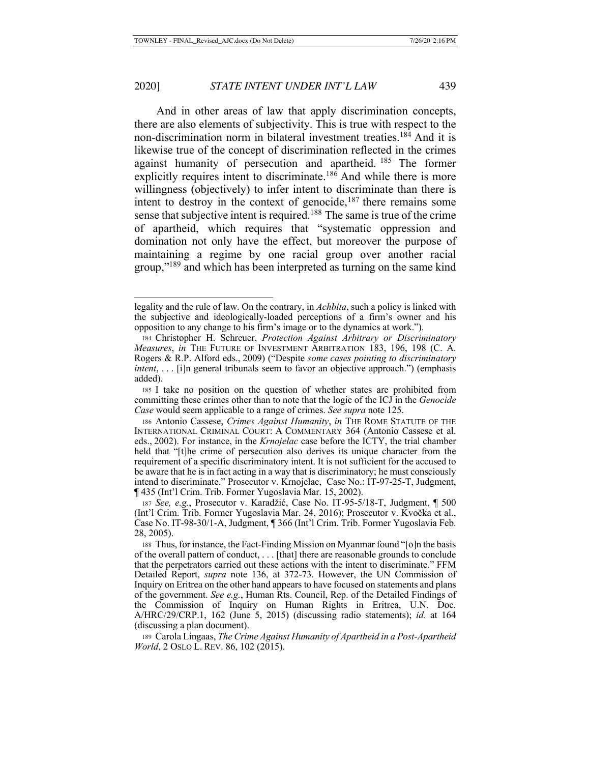And in other areas of law that apply discrimination concepts, there are also elements of subjectivity. This is true with respect to the non-discrimination norm in bilateral investment treaties.[184] And it is likewise true of the concept of discrimination reflected in the crimes against humanity of persecution and apartheid.[185] The former explicitly requires intent to discriminate.[186] And while there is more willingness (objectively) to infer intent to discriminate than there is intent to destroy in the context of genocide,[187] there remains some sense that subjective intent is required.[188] The same is true of the crime of apartheid, which requires that "systematic oppression and domination not only have the effect, but moreover the purpose of maintaining a regime by one racial group over another racial group,"[189] and which has been interpreted as turning on the same kind

---

legality and the rule of law. On the contrary, in *Achbita*, such a policy is linked with the subjective and ideologically-loaded perceptions of a firm's owner and his opposition to any change to his firm's image or to the dynamics at work.").

184 Christopher H. Schreuer, *Protection Against Arbitrary or Discriminatory Measures*, *in* THE FUTURE OF INVESTMENT ARBITRATION 183, 196, 198 (C. A. Rogers & R.P. Alford eds., 2009) ("Despite *some cases pointing to discriminatory intent*, . . . [i]n general tribunals seem to favor an objective approach.") (emphasis added).

185 I take no position on the question of whether states are prohibited from committing these crimes other than to note that the logic of the ICJ in the *Genocide Case* would seem applicable to a range of crimes. *See supra* note 125.

186 Antonio Cassese, *Crimes Against Humanity*, *in* THE ROME STATUTE OF THE INTERNATIONAL CRIMINAL COURT: A COMMENTARY 364 (Antonio Cassese et al. eds., 2002). For instance, in the *Krnojelac* case before the ICTY, the trial chamber held that "[t]he crime of persecution also derives its unique character from the requirement of a specific discriminatory intent. It is not sufficient for the accused to be aware that he is in fact acting in a way that is discriminatory; he must consciously intend to discriminate." Prosecutor v. Krnojelac, Case No.: IT-97-25-T, Judgment, ¶ 435 (Int'l Crim. Trib. Former Yugoslavia Mar. 15, 2002).

187 *See, e.g.*, Prosecutor v. Karadžić, Case No. IT-95-5/18-T, Judgment, ¶ 500 (Int'l Crim. Trib. Former Yugoslavia Mar. 24, 2016); Prosecutor v. Kvočka et al., Case No. IT-98-30/1-A, Judgment, ¶ 366 (Int'l Crim. Trib. Former Yugoslavia Feb. 28, 2005).

188 Thus, for instance, the Fact-Finding Mission on Myanmar found "[o]n the basis of the overall pattern of conduct, . . . [that] there are reasonable grounds to conclude that the perpetrators carried out these actions with the intent to discriminate." FFM Detailed Report, *supra* note 136, at 372-73. However, the UN Commission of Inquiry on Eritrea on the other hand appears to have focused on statements and plans of the government. *See e.g.*, Human Rts. Council, Rep. of the Detailed Findings of the Commission of Inquiry on Human Rights in Eritrea, U.N. Doc. A/HRC/29/CRP.1, 162 (June 5, 2015) (discussing radio statements); *id.* at 164 (discussing a plan document).

189 Carola Lingaas, *The Crime Against Humanity of Apartheid in a Post-Apartheid World*, 2 OSLO L. REV. 86, 102 (2015).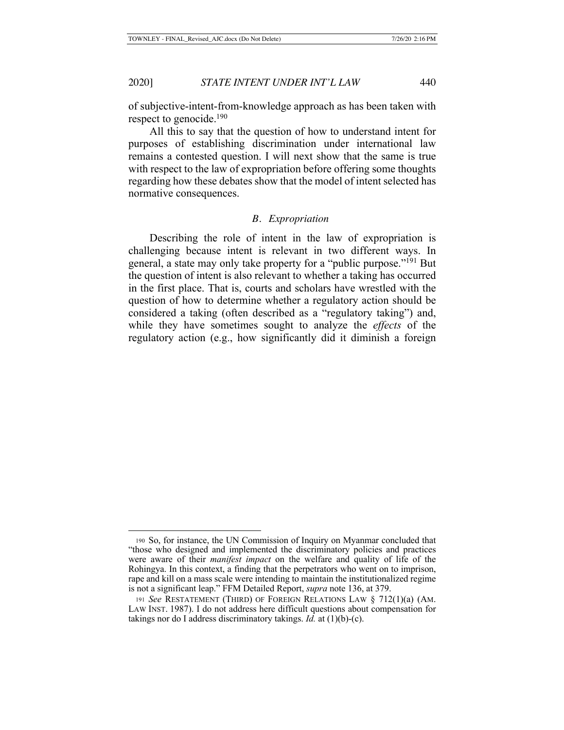of subjective-intent-from-knowledge approach as has been taken with respect to genocide.[190]

All this to say that the question of how to understand intent for purposes of establishing discrimination under international law remains a contested question. I will next show that the same is true with respect to the law of expropriation before offering some thoughts regarding how these debates show that the model of intent selected has normative consequences.

### *B. Expropriation*

Describing the role of intent in the law of expropriation is challenging because intent is relevant in two different ways. In general, a state may only take property for a "public purpose."[191] But the question of intent is also relevant to whether a taking has occurred in the first place. That is, courts and scholars have wrestled with the question of how to determine whether a regulatory action should be considered a taking (often described as a "regulatory taking") and, while they have sometimes sought to analyze the *effects* of the regulatory action (e.g., how significantly did it diminish a foreign

---

[190] So, for instance, the UN Commission of Inquiry on Myanmar concluded that "those who designed and implemented the discriminatory policies and practices were aware of their *manifest impact* on the welfare and quality of life of the Rohingya. In this context, a finding that the perpetrators who went on to imprison, rape and kill on a mass scale were intending to maintain the institutionalized regime is not a significant leap." FFM Detailed Report, *supra* note 136, at 379.

[191] *See* RESTATEMENT (THIRD) OF FOREIGN RELATIONS LAW § 712(1)(a) (AM. LAW INST. 1987). I do not address here difficult questions about compensation for takings nor do I address discriminatory takings. *Id.* at (1)(b)-(c).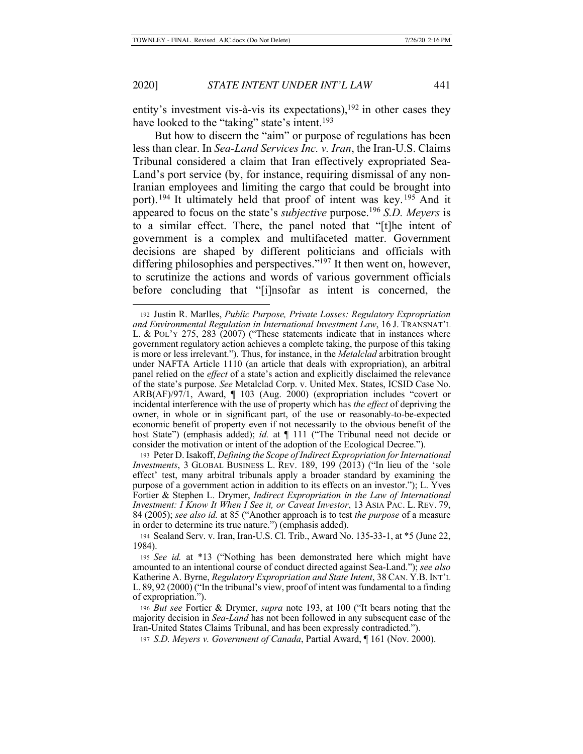entity's investment vis-à-vis its expectations),[192] in other cases they have looked to the "taking" state's intent.[193]

But how to discern the "aim" or purpose of regulations has been less than clear. In *Sea-Land Services Inc. v. Iran*, the Iran-U.S. Claims Tribunal considered a claim that Iran effectively expropriated Sea-Land's port service (by, for instance, requiring dismissal of any non-Iranian employees and limiting the cargo that could be brought into port).[194] It ultimately held that proof of intent was key.[195] And it appeared to focus on the state's *subjective* purpose.[196] *S.D. Meyers* is to a similar effect. There, the panel noted that "[t]he intent of government is a complex and multifaceted matter. Government decisions are shaped by different politicians and officials with differing philosophies and perspectives."[197] It then went on, however, to scrutinize the actions and words of various government officials before concluding that "[i]nsofar as intent is concerned, the

---

192 Justin R. Marlles, *Public Purpose, Private Losses: Regulatory Expropriation and Environmental Regulation in International Investment Law*, 16 J. TRANSNAT'L L. & POL'Y 275, 283 (2007) ("These statements indicate that in instances where government regulatory action achieves a complete taking, the purpose of this taking is more or less irrelevant."). Thus, for instance, in the *Metalclad* arbitration brought under NAFTA Article 1110 (an article that deals with expropriation), an arbitral panel relied on the *effect* of a state's action and explicitly disclaimed the relevance of the state's purpose. *See* Metalclad Corp. v. United Mex. States, ICSID Case No. ARB(AF)/97/1, Award, ¶ 103 (Aug. 2000) (expropriation includes "covert or incidental interference with the use of property which has *the effect* of depriving the owner, in whole or in significant part, of the use or reasonably-to-be-expected economic benefit of property even if not necessarily to the obvious benefit of the host State") (emphasis added); *id.* at ¶ 111 ("The Tribunal need not decide or consider the motivation or intent of the adoption of the Ecological Decree.").

193 Peter D. Isakoff, *Defining the Scope of Indirect Expropriation for International Investments*, 3 GLOBAL BUSINESS L. REV. 189, 199 (2013) ("In lieu of the 'sole effect' test, many arbitral tribunals apply a broader standard by examining the purpose of a government action in addition to its effects on an investor."); L. Yves Fortier & Stephen L. Drymer, *Indirect Expropriation in the Law of International Investment: I Know It When I See it, or Caveat Investor*, 13 ASIA PAC. L. REV. 79, 84 (2005); *see also id.* at 85 ("Another approach is to test *the purpose* of a measure in order to determine its true nature.") (emphasis added).

194 Sealand Serv. v. Iran, Iran-U.S. Cl. Trib., Award No. 135-33-1, at *5 (June 22, 1984).

195 *See id.* at *13 ("Nothing has been demonstrated here which might have amounted to an intentional course of conduct directed against Sea-Land."); *see also* Katherine A. Byrne, *Regulatory Expropriation and State Intent*, 38 CAN. Y.B. INT'L L. 89, 92 (2000) ("In the tribunal's view, proof of intent was fundamental to a finding of expropriation.").

196 *But see* Fortier & Drymer, *supra* note 193, at 100 ("It bears noting that the majority decision in *Sea-Land* has not been followed in any subsequent case of the Iran-United States Claims Tribunal, and has been expressly contradicted.").

197 *S.D. Meyers v. Government of Canada*, Partial Award, ¶ 161 (Nov. 2000).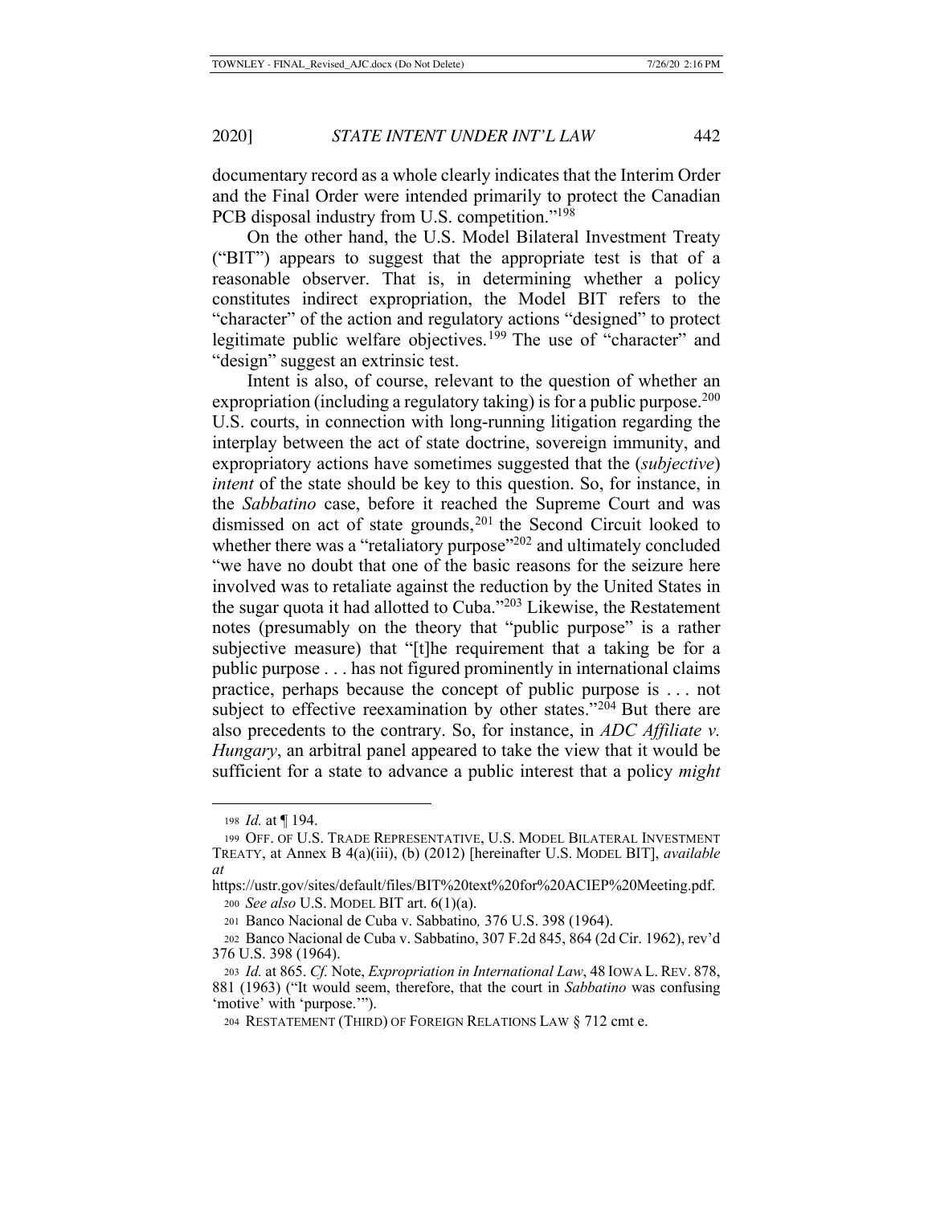documentary record as a whole clearly indicates that the Interim Order and the Final Order were intended primarily to protect the Canadian PCB disposal industry from U.S. competition."[198]

On the other hand, the U.S. Model Bilateral Investment Treaty ("BIT") appears to suggest that the appropriate test is that of a reasonable observer. That is, in determining whether a policy constitutes indirect expropriation, the Model BIT refers to the "character" of the action and regulatory actions "designed" to protect legitimate public welfare objectives.[199] The use of "character" and "design" suggest an extrinsic test.

Intent is also, of course, relevant to the question of whether an expropriation (including a regulatory taking) is for a public purpose.[200] U.S. courts, in connection with long-running litigation regarding the interplay between the act of state doctrine, sovereign immunity, and expropriatory actions have sometimes suggested that the (*subjective*) *intent* of the state should be key to this question. So, for instance, in the *Sabbatino* case, before it reached the Supreme Court and was dismissed on act of state grounds,[201] the Second Circuit looked to whether there was a "retaliatory purpose"[202] and ultimately concluded "we have no doubt that one of the basic reasons for the seizure here involved was to retaliate against the reduction by the United States in the sugar quota it had allotted to Cuba."[203] Likewise, the Restatement notes (presumably on the theory that "public purpose" is a rather subjective measure) that "[t]he requirement that a taking be for a public purpose . . . has not figured prominently in international claims practice, perhaps because the concept of public purpose is . . . not subject to effective reexamination by other states."[204] But there are also precedents to the contrary. So, for instance, in *ADC Affiliate v. Hungary*, an arbitral panel appeared to take the view that it would be sufficient for a state to advance a public interest that a policy *might*

---

198 *Id.* at ¶ 194.

199 OFF. OF U.S. TRADE REPRESENTATIVE, U.S. MODEL BILATERAL INVESTMENT TREATY, at Annex B 4(a)(iii), (b) (2012) [hereinafter U.S. MODEL BIT], *available at* https://ustr.gov/sites/default/files/BIT%20text%20for%20ACIEP%20Meeting.pdf.

200 *See also* U.S. MODEL BIT art. 6(1)(a).

201 Banco Nacional de Cuba v. Sabbatino*,* 376 U.S. 398 (1964).

202 Banco Nacional de Cuba v. Sabbatino, 307 F.2d 845, 864 (2d Cir. 1962), rev'd 376 U.S. 398 (1964).

203 *Id.* at 865. *Cf.* Note, *Expropriation in International Law*, 48 IOWA L. REV. 878, 881 (1963) ("It would seem, therefore, that the court in *Sabbatino* was confusing 'motive' with 'purpose.'").

204 RESTATEMENT (THIRD) OF FOREIGN RELATIONS LAW § 712 cmt e.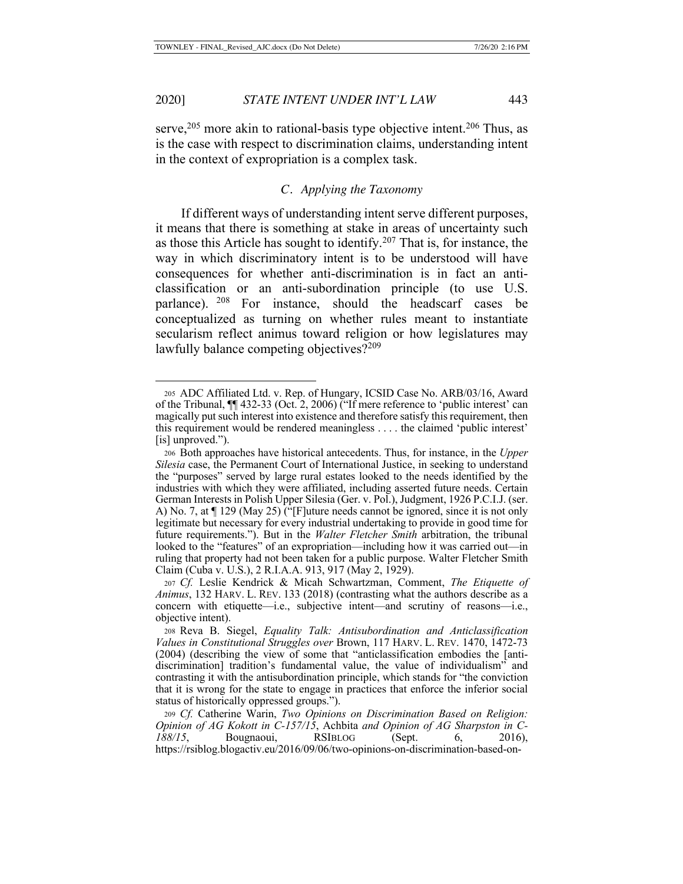serve,[205] more akin to rational-basis type objective intent.[206] Thus, as is the case with respect to discrimination claims, understanding intent in the context of expropriation is a complex task.

### *C. Applying the Taxonomy*

If different ways of understanding intent serve different purposes, it means that there is something at stake in areas of uncertainty such as those this Article has sought to identify.[207] That is, for instance, the way in which discriminatory intent is to be understood will have consequences for whether anti-discrimination is in fact an anti-classification or an anti-subordination principle (to use U.S. parlance).[208] For instance, should the headscarf cases be conceptualized as turning on whether rules meant to instantiate secularism reflect animus toward religion or how legislatures may lawfully balance competing objectives?[209]

---

[205] ADC Affiliated Ltd. v. Rep. of Hungary, ICSID Case No. ARB/03/16, Award of the Tribunal, ¶¶ 432-33 (Oct. 2, 2006) ("If mere reference to 'public interest' can magically put such interest into existence and therefore satisfy this requirement, then this requirement would be rendered meaningless . . . . the claimed 'public interest' [is] unproved.").

[206] Both approaches have historical antecedents. Thus, for instance, in the *Upper Silesia* case, the Permanent Court of International Justice, in seeking to understand the "purposes" served by large rural estates looked to the needs identified by the industries with which they were affiliated, including asserted future needs. Certain German Interests in Polish Upper Silesia (Ger. v. Pol.), Judgment, 1926 P.C.I.J. (ser. A) No. 7, at ¶ 129 (May 25) ("[F]uture needs cannot be ignored, since it is not only legitimate but necessary for every industrial undertaking to provide in good time for future requirements."). But in the *Walter Fletcher Smith* arbitration, the tribunal looked to the "features" of an expropriation—including how it was carried out—in ruling that property had not been taken for a public purpose. Walter Fletcher Smith Claim (Cuba v. U.S.), 2 R.I.A.A. 913, 917 (May 2, 1929).

[207] *Cf.* Leslie Kendrick & Micah Schwartzman, Comment, *The Etiquette of Animus*, 132 HARV. L. REV. 133 (2018) (contrasting what the authors describe as a concern with etiquette—i.e., subjective intent—and scrutiny of reasons—i.e., objective intent).

[208] Reva B. Siegel, *Equality Talk: Antisubordination and Anticlassification Values in Constitutional Struggles over* Brown, 117 HARV. L. REV. 1470, 1472-73 (2004) (describing the view of some that "anticlassification embodies the [anti-discrimination] tradition's fundamental value, the value of individualism" and contrasting it with the antisubordination principle, which stands for "the conviction that it is wrong for the state to engage in practices that enforce the inferior social status of historically oppressed groups.").

[209] *Cf.* Catherine Warin, *Two Opinions on Discrimination Based on Religion: Opinion of AG Kokott in C-157/15*, Achbita *and Opinion of AG Sharpston in C-188/15*, Bougnaoui, RSIBLOG (Sept. 6, 2016), https://rsiblog.blogactiv.eu/2016/09/06/two-opinions-on-discrimination-based-on-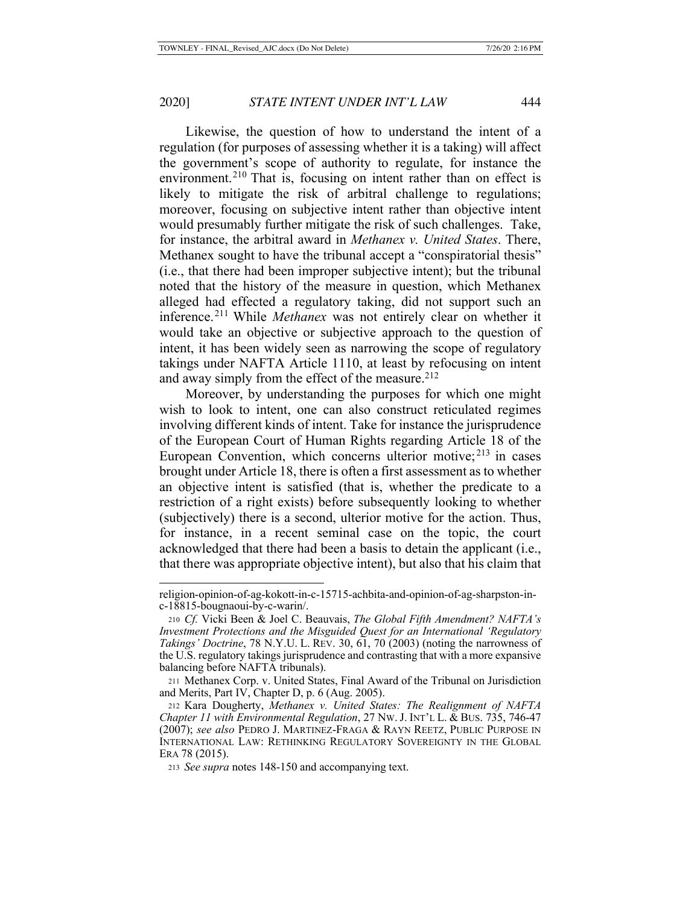Likewise, the question of how to understand the intent of a regulation (for purposes of assessing whether it is a taking) will affect the government's scope of authority to regulate, for instance the environment.[210] That is, focusing on intent rather than on effect is likely to mitigate the risk of arbitral challenge to regulations; moreover, focusing on subjective intent rather than objective intent would presumably further mitigate the risk of such challenges. Take, for instance, the arbitral award in *Methanex v. United States*. There, Methanex sought to have the tribunal accept a "conspiratorial thesis" (i.e., that there had been improper subjective intent); but the tribunal noted that the history of the measure in question, which Methanex alleged had effected a regulatory taking, did not support such an inference.[211] While *Methanex* was not entirely clear on whether it would take an objective or subjective approach to the question of intent, it has been widely seen as narrowing the scope of regulatory takings under NAFTA Article 1110, at least by refocusing on intent and away simply from the effect of the measure.[212]

Moreover, by understanding the purposes for which one might wish to look to intent, one can also construct reticulated regimes involving different kinds of intent. Take for instance the jurisprudence of the European Court of Human Rights regarding Article 18 of the European Convention, which concerns ulterior motive;[213] in cases brought under Article 18, there is often a first assessment as to whether an objective intent is satisfied (that is, whether the predicate to a restriction of a right exists) before subsequently looking to whether (subjectively) there is a second, ulterior motive for the action. Thus, for instance, in a recent seminal case on the topic, the court acknowledged that there had been a basis to detain the applicant (i.e., that there was appropriate objective intent), but also that his claim that

---

religion-opinion-of-ag-kokott-in-c-15715-achbita-and-opinion-of-ag-sharpston-in-c-18815-bougnaoui-by-c-warin/.

[210] *Cf.* Vicki Been & Joel C. Beauvais, *The Global Fifth Amendment? NAFTA's Investment Protections and the Misguided Quest for an International 'Regulatory Takings' Doctrine*, 78 N.Y.U. L. REV. 30, 61, 70 (2003) (noting the narrowness of the U.S. regulatory takings jurisprudence and contrasting that with a more expansive balancing before NAFTA tribunals).

[211] Methanex Corp. v. United States, Final Award of the Tribunal on Jurisdiction and Merits, Part IV, Chapter D, p. 6 (Aug. 2005).

[212] Kara Dougherty, *Methanex v. United States: The Realignment of NAFTA Chapter 11 with Environmental Regulation*, 27 NW. J. INT'L L. & BUS. 735, 746-47 (2007); *see also* PEDRO J. MARTINEZ-FRAGA & RAYN REETZ, PUBLIC PURPOSE IN INTERNATIONAL LAW: RETHINKING REGULATORY SOVEREIGNTY IN THE GLOBAL ERA 78 (2015).

[213] *See supra* notes 148-150 and accompanying text.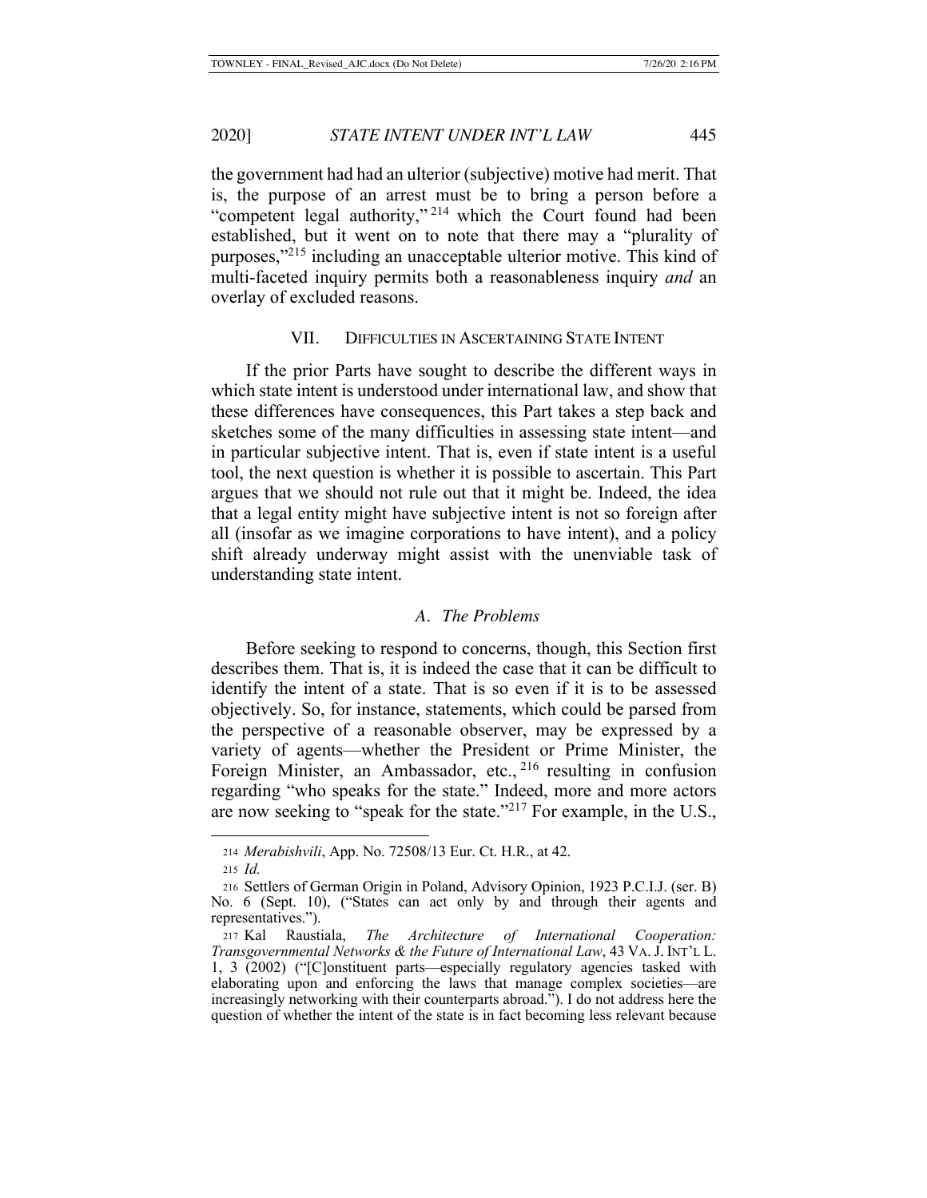the government had had an ulterior (subjective) motive had merit. That is, the purpose of an arrest must be to bring a person before a "competent legal authority,"[214] which the Court found had been established, but it went on to note that there may a "plurality of purposes,"[215] including an unacceptable ulterior motive. This kind of multi-faceted inquiry permits both a reasonableness inquiry *and* an overlay of excluded reasons.

## VII. DIFFICULTIES IN ASCERTAINING STATE INTENT

If the prior Parts have sought to describe the different ways in which state intent is understood under international law, and show that these differences have consequences, this Part takes a step back and sketches some of the many difficulties in assessing state intent—and in particular subjective intent. That is, even if state intent is a useful tool, the next question is whether it is possible to ascertain. This Part argues that we should not rule out that it might be. Indeed, the idea that a legal entity might have subjective intent is not so foreign after all (insofar as we imagine corporations to have intent), and a policy shift already underway might assist with the unenviable task of understanding state intent.

### *A. The Problems*

Before seeking to respond to concerns, though, this Section first describes them. That is, it is indeed the case that it can be difficult to identify the intent of a state. That is so even if it is to be assessed objectively. So, for instance, statements, which could be parsed from the perspective of a reasonable observer, may be expressed by a variety of agents—whether the President or Prime Minister, the Foreign Minister, an Ambassador, etc.,[216] resulting in confusion regarding "who speaks for the state." Indeed, more and more actors are now seeking to "speak for the state."[217] For example, in the U.S.,

---

214 *Merabishvili*, App. No. 72508/13 Eur. Ct. H.R., at 42.

215 *Id.*

216 Settlers of German Origin in Poland, Advisory Opinion, 1923 P.C.I.J. (ser. B) No. 6 (Sept. 10), ("States can act only by and through their agents and representatives.").

217 Kal Raustiala, *The Architecture of International Cooperation: Transgovernmental Networks & the Future of International Law*, 43 VA. J. INT'L L. 1, 3 (2002) ("[C]onstituent parts—especially regulatory agencies tasked with elaborating upon and enforcing the laws that manage complex societies—are increasingly networking with their counterparts abroad."). I do not address here the question of whether the intent of the state is in fact becoming less relevant because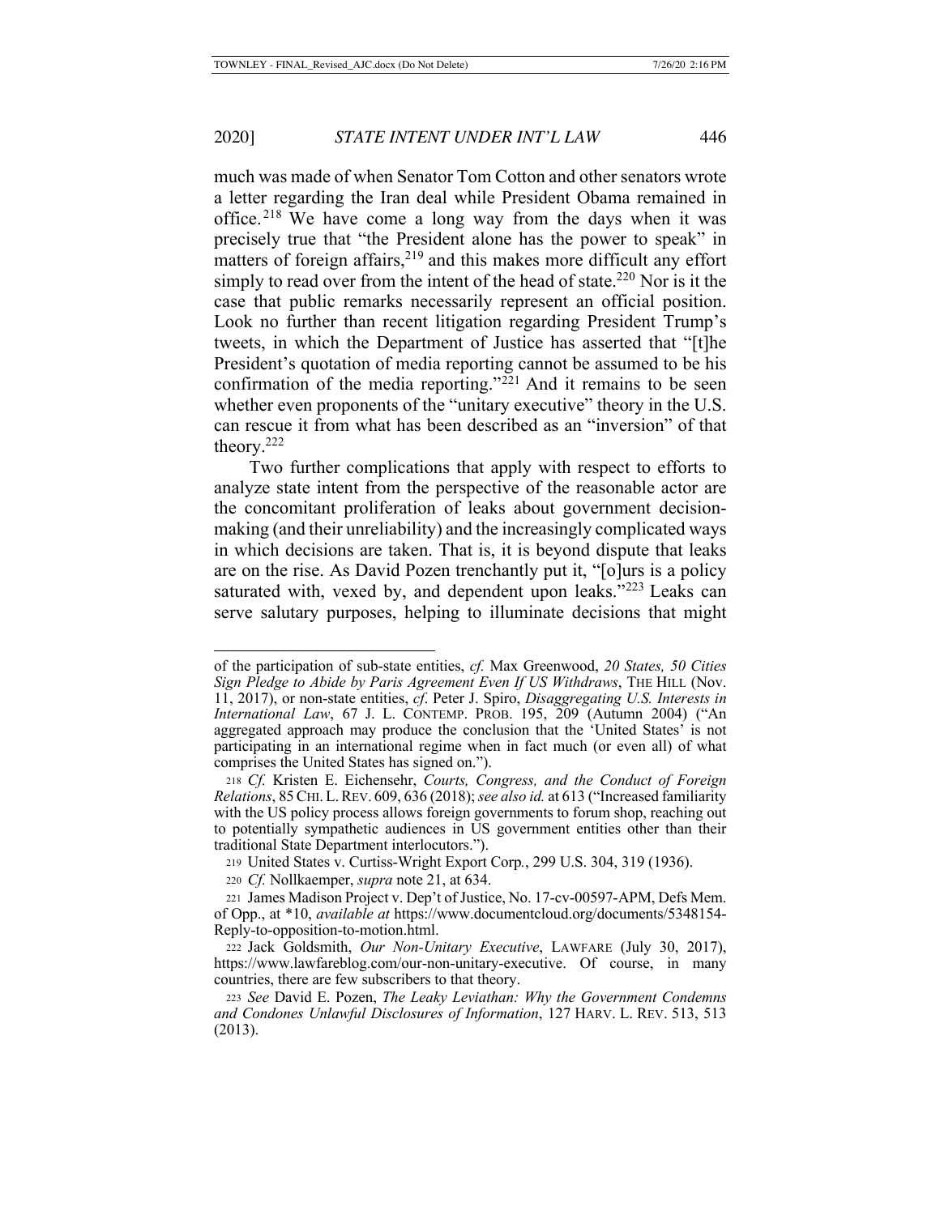much was made of when Senator Tom Cotton and other senators wrote a letter regarding the Iran deal while President Obama remained in office.[218] We have come a long way from the days when it was precisely true that "the President alone has the power to speak" in matters of foreign affairs,[219] and this makes more difficult any effort simply to read over from the intent of the head of state.[220] Nor is it the case that public remarks necessarily represent an official position. Look no further than recent litigation regarding President Trump's tweets, in which the Department of Justice has asserted that "[t]he President's quotation of media reporting cannot be assumed to be his confirmation of the media reporting."[221] And it remains to be seen whether even proponents of the "unitary executive" theory in the U.S. can rescue it from what has been described as an "inversion" of that theory.[222]

Two further complications that apply with respect to efforts to analyze state intent from the perspective of the reasonable actor are the concomitant proliferation of leaks about government decision-making (and their unreliability) and the increasingly complicated ways in which decisions are taken. That is, it is beyond dispute that leaks are on the rise. As David Pozen trenchantly put it, "[o]urs is a policy saturated with, vexed by, and dependent upon leaks."[223] Leaks can serve salutary purposes, helping to illuminate decisions that might

---

of the participation of sub-state entities, *cf.* Max Greenwood, *20 States, 50 Cities Sign Pledge to Abide by Paris Agreement Even If US Withdraws*, THE HILL (Nov. 11, 2017), or non-state entities, *cf.* Peter J. Spiro, *Disaggregating U.S. Interests in International Law*, 67 J. L. CONTEMP. PROB. 195, 209 (Autumn 2004) ("An aggregated approach may produce the conclusion that the 'United States' is not participating in an international regime when in fact much (or even all) of what comprises the United States has signed on.").

218 *Cf.* Kristen E. Eichensehr, *Courts, Congress, and the Conduct of Foreign Relations*, 85 CHI. L. REV. 609, 636 (2018); *see also id.* at 613 ("Increased familiarity with the US policy process allows foreign governments to forum shop, reaching out to potentially sympathetic audiences in US government entities other than their traditional State Department interlocutors.").

219 United States v. Curtiss-Wright Export Corp., 299 U.S. 304, 319 (1936).

220 *Cf.* Nollkaemper, *supra* note 21, at 634.

221 James Madison Project v. Dep't of Justice, No. 17-cv-00597-APM, Defs Mem. of Opp., at *10, *available at* https://www.documentcloud.org/documents/5348154-Reply-to-opposition-to-motion.html.

222 Jack Goldsmith, *Our Non-Unitary Executive*, LAWFARE (July 30, 2017), https://www.lawfareblog.com/our-non-unitary-executive. Of course, in many countries, there are few subscribers to that theory.

223 *See* David E. Pozen, *The Leaky Leviathan: Why the Government Condemns and Condones Unlawful Disclosures of Information*, 127 HARV. L. REV. 513, 513 (2013).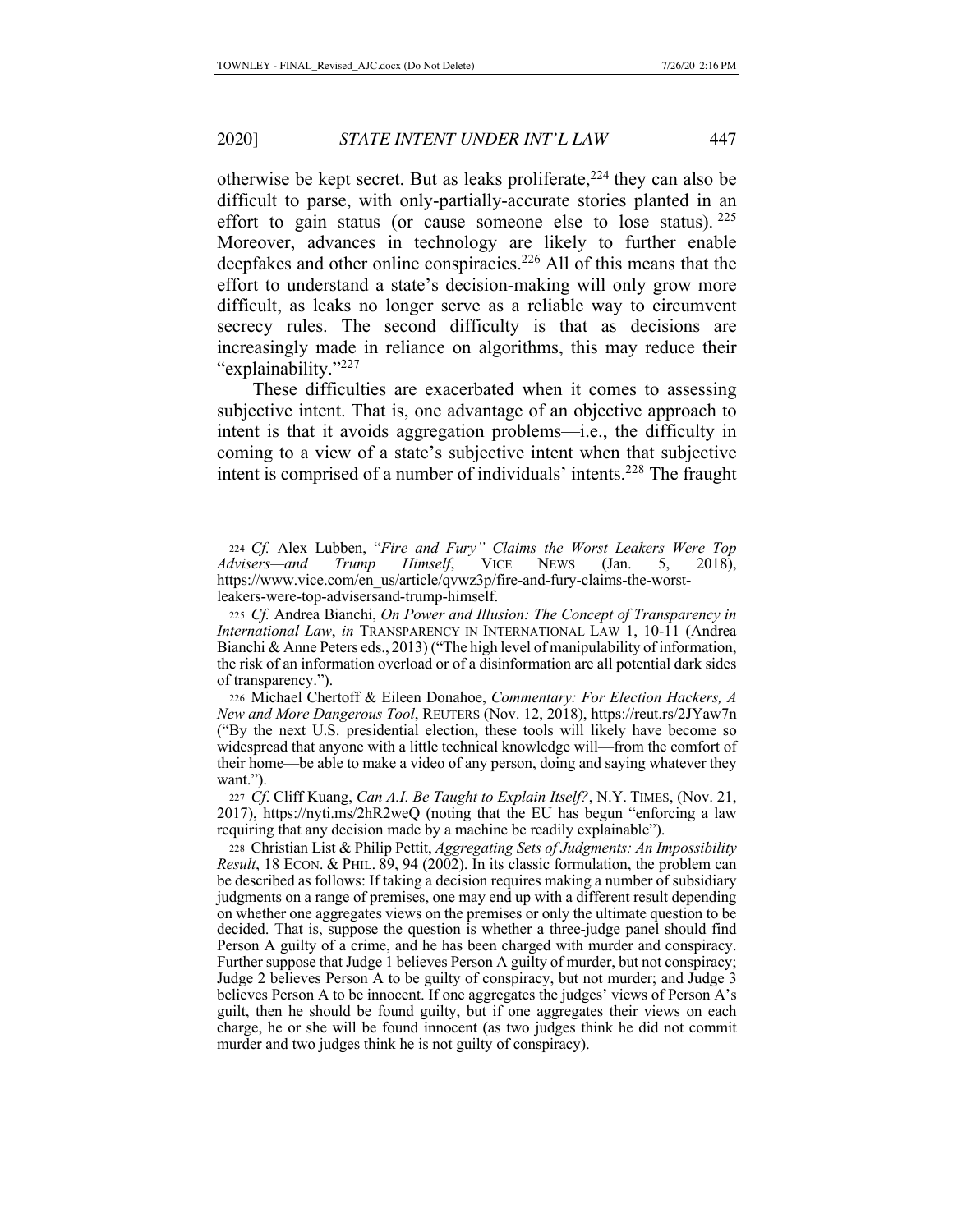otherwise be kept secret. But as leaks proliferate,[224] they can also be difficult to parse, with only-partially-accurate stories planted in an effort to gain status (or cause someone else to lose status).[225] Moreover, advances in technology are likely to further enable deepfakes and other online conspiracies.[226] All of this means that the effort to understand a state's decision-making will only grow more difficult, as leaks no longer serve as a reliable way to circumvent secrecy rules. The second difficulty is that as decisions are increasingly made in reliance on algorithms, this may reduce their "explainability."[227]

These difficulties are exacerbated when it comes to assessing subjective intent. That is, one advantage of an objective approach to intent is that it avoids aggregation problems—i.e., the difficulty in coming to a view of a state's subjective intent when that subjective intent is comprised of a number of individuals' intents.[228] The fraught

---

224 *Cf.* Alex Lubben, "*Fire and Fury" Claims the Worst Leakers Were Top Advisers—and Trump Himself*, VICE NEWS (Jan. 5, 2018), https://www.vice.com/en_us/article/qvwz3p/fire-and-fury-claims-the-worst-leakers-were-top-advisersand-trump-himself.

225 *Cf.* Andrea Bianchi, *On Power and Illusion: The Concept of Transparency in International Law*, *in* TRANSPARENCY IN INTERNATIONAL LAW 1, 10-11 (Andrea Bianchi & Anne Peters eds., 2013) ("The high level of manipulability of information, the risk of an information overload or of a disinformation are all potential dark sides of transparency.").

226 Michael Chertoff & Eileen Donahoe, *Commentary: For Election Hackers, A New and More Dangerous Tool*, REUTERS (Nov. 12, 2018), https://reut.rs/2JYaw7n ("By the next U.S. presidential election, these tools will likely have become so widespread that anyone with a little technical knowledge will—from the comfort of their home—be able to make a video of any person, doing and saying whatever they want.").

227 *Cf*. Cliff Kuang, *Can A.I. Be Taught to Explain Itself?*, N.Y. TIMES, (Nov. 21, 2017), https://nyti.ms/2hR2weQ (noting that the EU has begun "enforcing a law requiring that any decision made by a machine be readily explainable").

228 Christian List & Philip Pettit, *Aggregating Sets of Judgments: An Impossibility Result*, 18 ECON. & PHIL. 89, 94 (2002). In its classic formulation, the problem can be described as follows: If taking a decision requires making a number of subsidiary judgments on a range of premises, one may end up with a different result depending on whether one aggregates views on the premises or only the ultimate question to be decided. That is, suppose the question is whether a three-judge panel should find Person A guilty of a crime, and he has been charged with murder and conspiracy. Further suppose that Judge 1 believes Person A guilty of murder, but not conspiracy; Judge 2 believes Person A to be guilty of conspiracy, but not murder; and Judge 3 believes Person A to be innocent. If one aggregates the judges' views of Person A's guilt, then he should be found guilty, but if one aggregates their views on each charge, he or she will be found innocent (as two judges think he did not commit murder and two judges think he is not guilty of conspiracy).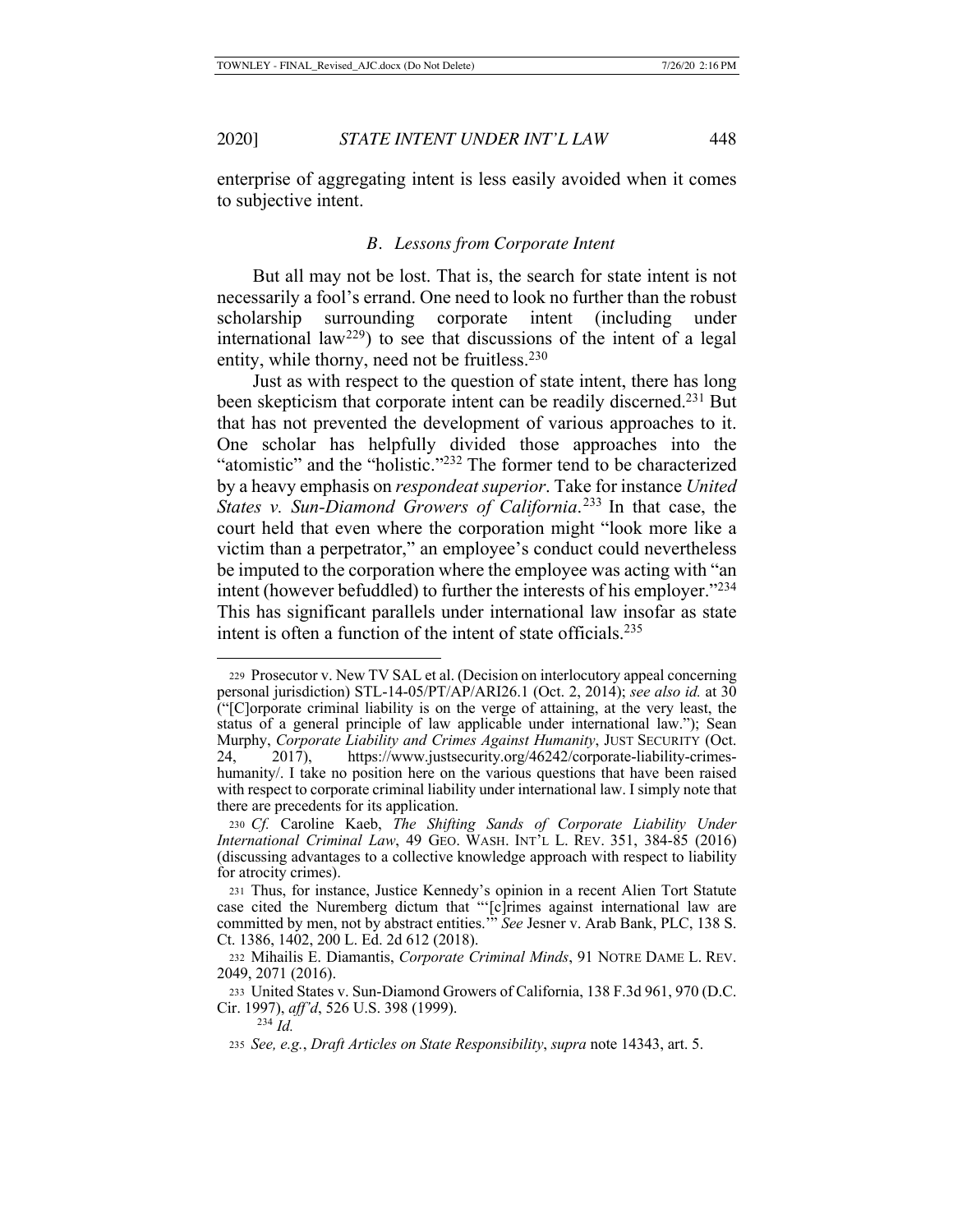enterprise of aggregating intent is less easily avoided when it comes to subjective intent.

### *B. Lessons from Corporate Intent*

But all may not be lost. That is, the search for state intent is not necessarily a fool's errand. One need to look no further than the robust scholarship surrounding corporate intent (including under international law[229]) to see that discussions of the intent of a legal entity, while thorny, need not be fruitless.[230]

Just as with respect to the question of state intent, there has long been skepticism that corporate intent can be readily discerned.[231] But that has not prevented the development of various approaches to it. One scholar has helpfully divided those approaches into the "atomistic" and the "holistic."[232] The former tend to be characterized by a heavy emphasis on *respondeat superior*. Take for instance *United States v. Sun-Diamond Growers of California*.[233] In that case, the court held that even where the corporation might "look more like a victim than a perpetrator," an employee's conduct could nevertheless be imputed to the corporation where the employee was acting with "an intent (however befuddled) to further the interests of his employer."[234] This has significant parallels under international law insofar as state intent is often a function of the intent of state officials.[235]

---

[229] Prosecutor v. New TV SAL et al. (Decision on interlocutory appeal concerning personal jurisdiction) STL-14-05/PT/AP/ARI26.1 (Oct. 2, 2014); *see also id.* at 30 ("[C]orporate criminal liability is on the verge of attaining, at the very least, the status of a general principle of law applicable under international law."); Sean Murphy, *Corporate Liability and Crimes Against Humanity*, JUST SECURITY (Oct. 24, 2017), https://www.justsecurity.org/46242/corporate-liability-crimes-humanity/. I take no position here on the various questions that have been raised with respect to corporate criminal liability under international law. I simply note that there are precedents for its application.

[230] *Cf.* Caroline Kaeb, *The Shifting Sands of Corporate Liability Under International Criminal Law*, 49 GEO. WASH. INT'L L. REV. 351, 384-85 (2016) (discussing advantages to a collective knowledge approach with respect to liability for atrocity crimes).

[231] Thus, for instance, Justice Kennedy's opinion in a recent Alien Tort Statute case cited the Nuremberg dictum that "'[c]rimes against international law are committed by men, not by abstract entities.'" *See* Jesner v. Arab Bank, PLC, 138 S. Ct. 1386, 1402, 200 L. Ed. 2d 612 (2018).

[232] Mihailis E. Diamantis, *Corporate Criminal Minds*, 91 NOTRE DAME L. REV. 2049, 2071 (2016).

[233] United States v. Sun-Diamond Growers of California, 138 F.3d 961, 970 (D.C. Cir. 1997), *aff'd*, 526 U.S. 398 (1999).

[234] *Id.*

[235] *See, e.g.*, *Draft Articles on State Responsibility*, *supra* note 14343, art. 5.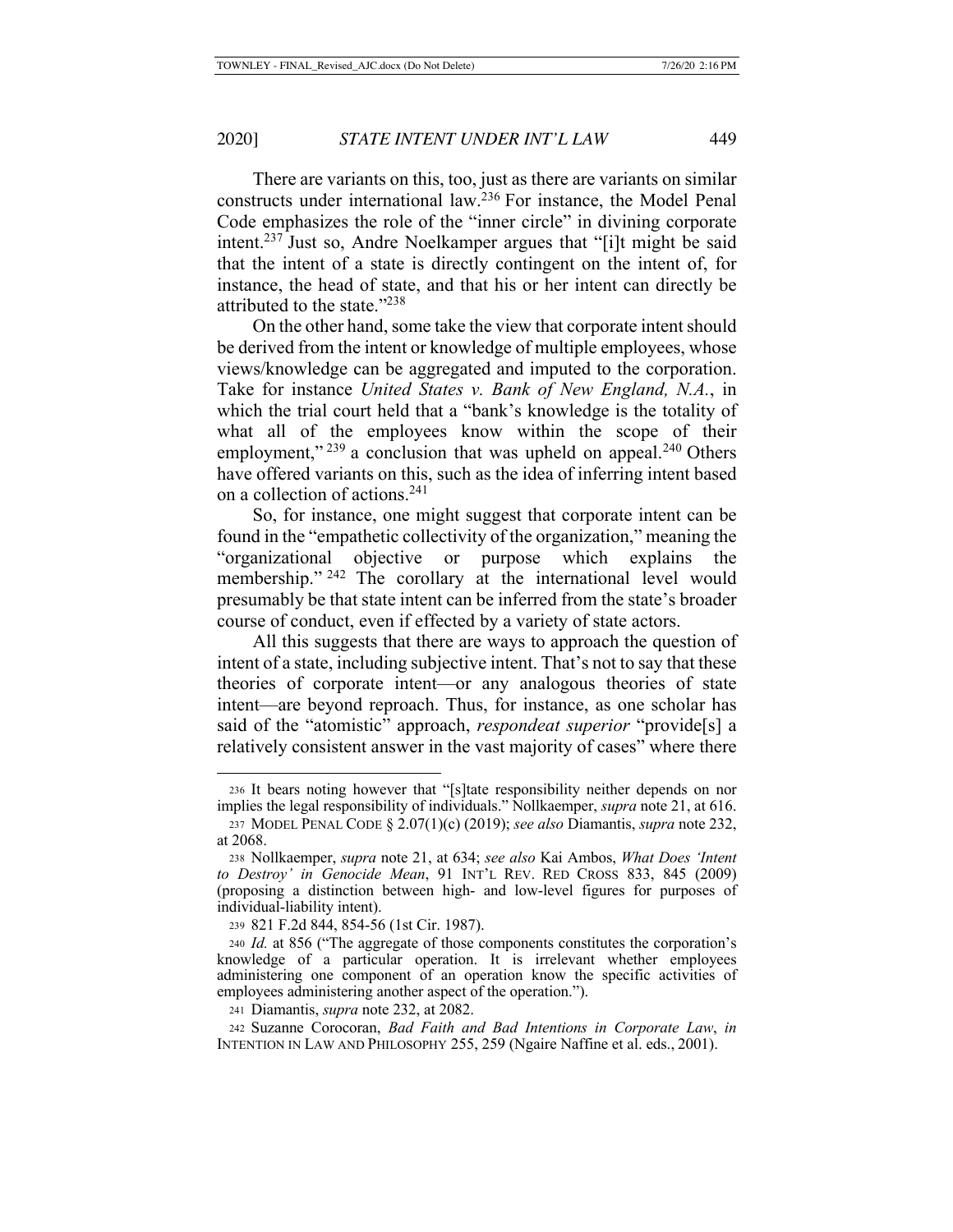There are variants on this, too, just as there are variants on similar constructs under international law.[236] For instance, the Model Penal Code emphasizes the role of the "inner circle" in divining corporate intent.[237] Just so, Andre Noelkamper argues that "[i]t might be said that the intent of a state is directly contingent on the intent of, for instance, the head of state, and that his or her intent can directly be attributed to the state."[238]

On the other hand, some take the view that corporate intent should be derived from the intent or knowledge of multiple employees, whose views/knowledge can be aggregated and imputed to the corporation. Take for instance *United States v. Bank of New England, N.A.*, in which the trial court held that a "bank's knowledge is the totality of what all of the employees know within the scope of their employment,"[239] a conclusion that was upheld on appeal.[240] Others have offered variants on this, such as the idea of inferring intent based on a collection of actions.[241]

So, for instance, one might suggest that corporate intent can be found in the "empathetic collectivity of the organization," meaning the "organizational objective or purpose which explains the membership."[242] The corollary at the international level would presumably be that state intent can be inferred from the state's broader course of conduct, even if effected by a variety of state actors.

All this suggests that there are ways to approach the question of intent of a state, including subjective intent. That's not to say that these theories of corporate intent—or any analogous theories of state intent—are beyond reproach. Thus, for instance, as one scholar has said of the "atomistic" approach, *respondeat superior* "provide[s] a relatively consistent answer in the vast majority of cases" where there

---

236 It bears noting however that "[s]tate responsibility neither depends on nor implies the legal responsibility of individuals." Nollkaemper, *supra* note 21, at 616.

237 MODEL PENAL CODE § 2.07(1)(c) (2019); *see also* Diamantis, *supra* note 232, at 2068.

238 Nollkaemper, *supra* note 21, at 634; *see also* Kai Ambos, *What Does 'Intent to Destroy' in Genocide Mean*, 91 INT'L REV. RED CROSS 833, 845 (2009) (proposing a distinction between high- and low-level figures for purposes of individual-liability intent).

239 821 F.2d 844, 854-56 (1st Cir. 1987).

240 *Id.* at 856 ("The aggregate of those components constitutes the corporation's knowledge of a particular operation. It is irrelevant whether employees administering one component of an operation know the specific activities of employees administering another aspect of the operation.").

241 Diamantis, *supra* note 232, at 2082.

242 Suzanne Corocoran, *Bad Faith and Bad Intentions in Corporate Law*, *in* INTENTION IN LAW AND PHILOSOPHY 255, 259 (Ngaire Naffine et al. eds., 2001).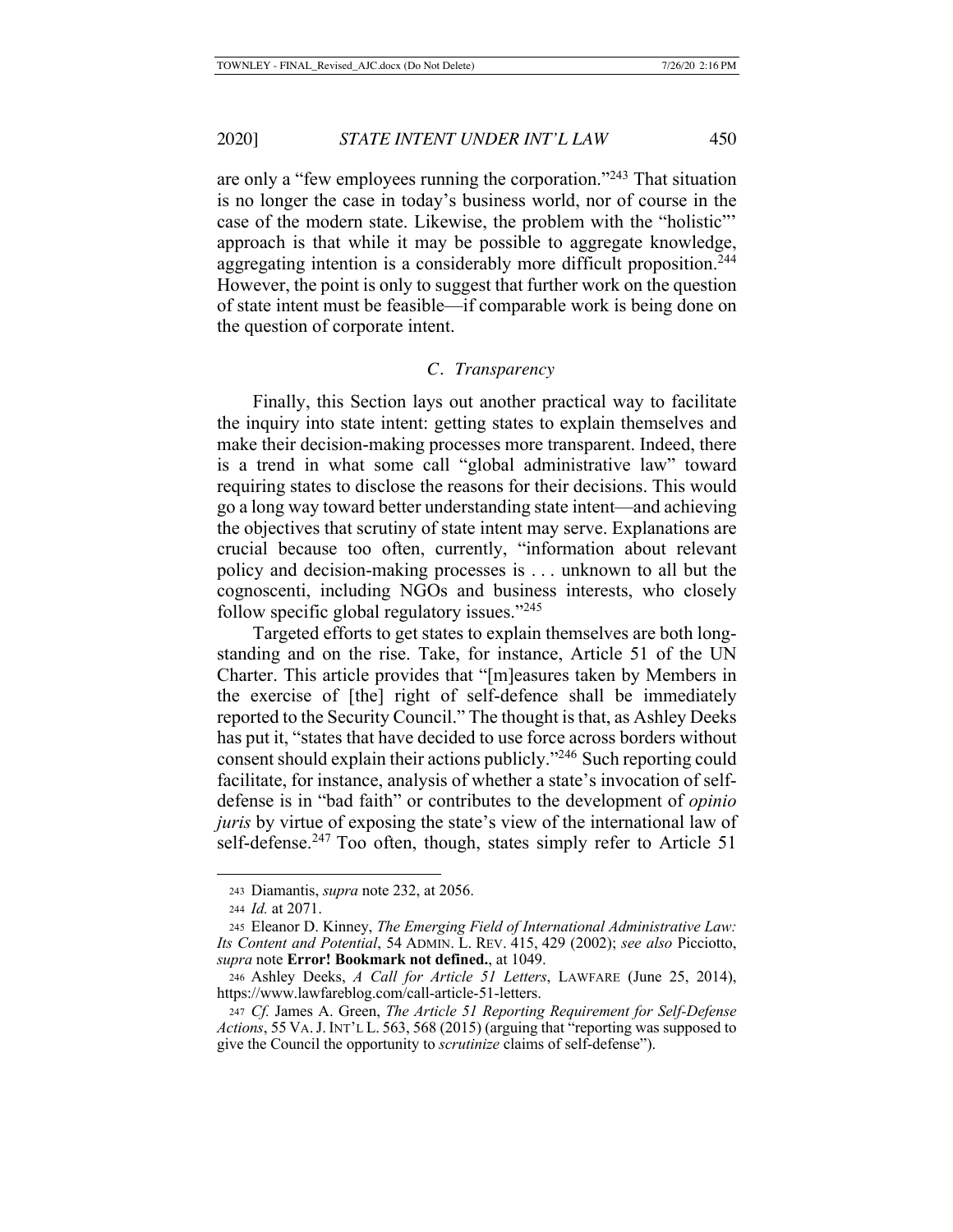are only a "few employees running the corporation."[243] That situation is no longer the case in today's business world, nor of course in the case of the modern state. Likewise, the problem with the "holistic"' approach is that while it may be possible to aggregate knowledge, aggregating intention is a considerably more difficult proposition.[244] However, the point is only to suggest that further work on the question of state intent must be feasible—if comparable work is being done on the question of corporate intent.

### *C. Transparency*

Finally, this Section lays out another practical way to facilitate the inquiry into state intent: getting states to explain themselves and make their decision-making processes more transparent. Indeed, there is a trend in what some call "global administrative law" toward requiring states to disclose the reasons for their decisions. This would go a long way toward better understanding state intent—and achieving the objectives that scrutiny of state intent may serve. Explanations are crucial because too often, currently, "information about relevant policy and decision-making processes is . . . unknown to all but the cognoscenti, including NGOs and business interests, who closely follow specific global regulatory issues."[245]

Targeted efforts to get states to explain themselves are both long-standing and on the rise. Take, for instance, Article 51 of the UN Charter. This article provides that "[m]easures taken by Members in the exercise of [the] right of self-defence shall be immediately reported to the Security Council." The thought is that, as Ashley Deeks has put it, "states that have decided to use force across borders without consent should explain their actions publicly."[246] Such reporting could facilitate, for instance, analysis of whether a state's invocation of self-defense is in "bad faith" or contributes to the development of *opinio juris* by virtue of exposing the state's view of the international law of self-defense.[247] Too often, though, states simply refer to Article 51

---

243 Diamantis, *supra* note 232, at 2056.

244 *Id.* at 2071.

245 Eleanor D. Kinney, *The Emerging Field of International Administrative Law: Its Content and Potential*, 54 ADMIN. L. REV. 415, 429 (2002); *see also* Picciotto, *supra* note **Error! Bookmark not defined.**, at 1049.

246 Ashley Deeks, *A Call for Article 51 Letters*, LAWFARE (June 25, 2014), https://www.lawfareblog.com/call-article-51-letters.

247 *Cf.* James A. Green, *The Article 51 Reporting Requirement for Self-Defense Actions*, 55 VA. J. INT'L L. 563, 568 (2015) (arguing that "reporting was supposed to give the Council the opportunity to *scrutinize* claims of self-defense").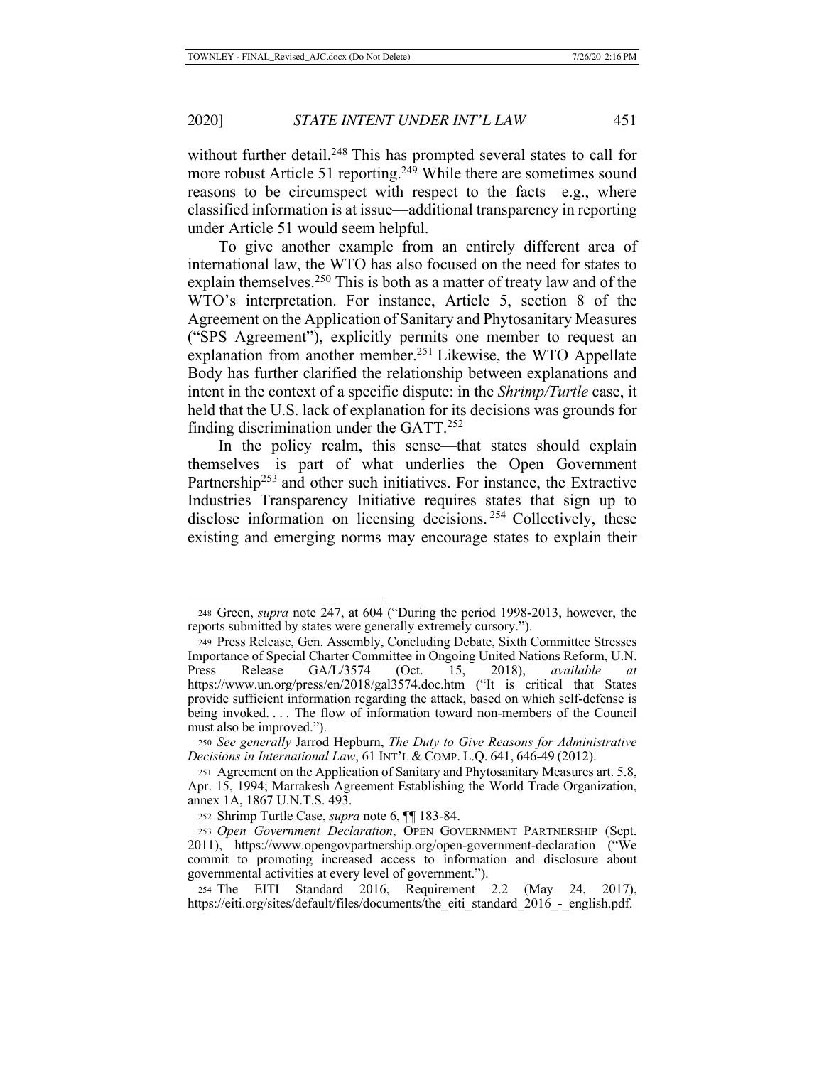without further detail.[248] This has prompted several states to call for more robust Article 51 reporting.[249] While there are sometimes sound reasons to be circumspect with respect to the facts—e.g., where classified information is at issue—additional transparency in reporting under Article 51 would seem helpful.

To give another example from an entirely different area of international law, the WTO has also focused on the need for states to explain themselves.[250] This is both as a matter of treaty law and of the WTO's interpretation. For instance, Article 5, section 8 of the Agreement on the Application of Sanitary and Phytosanitary Measures ("SPS Agreement"), explicitly permits one member to request an explanation from another member.[251] Likewise, the WTO Appellate Body has further clarified the relationship between explanations and intent in the context of a specific dispute: in the *Shrimp/Turtle* case, it held that the U.S. lack of explanation for its decisions was grounds for finding discrimination under the GATT.[252]

In the policy realm, this sense—that states should explain themselves—is part of what underlies the Open Government Partnership[253] and other such initiatives. For instance, the Extractive Industries Transparency Initiative requires states that sign up to disclose information on licensing decisions.[254] Collectively, these existing and emerging norms may encourage states to explain their

---

248 Green, *supra* note 247, at 604 ("During the period 1998-2013, however, the reports submitted by states were generally extremely cursory.").

249 Press Release, Gen. Assembly, Concluding Debate, Sixth Committee Stresses Importance of Special Charter Committee in Ongoing United Nations Reform, U.N. Press Release GA/L/3574 (Oct. 15, 2018), *available at* https://www.un.org/press/en/2018/gal3574.doc.htm ("It is critical that States provide sufficient information regarding the attack, based on which self-defense is being invoked. . . . The flow of information toward non-members of the Council must also be improved.").

250 *See generally* Jarrod Hepburn, *The Duty to Give Reasons for Administrative Decisions in International Law*, 61 INT'L & COMP. L.Q. 641, 646-49 (2012).

251 Agreement on the Application of Sanitary and Phytosanitary Measures art. 5.8, Apr. 15, 1994; Marrakesh Agreement Establishing the World Trade Organization, annex 1A, 1867 U.N.T.S. 493.

252 Shrimp Turtle Case, *supra* note 6, ¶¶ 183-84.

253 *Open Government Declaration*, OPEN GOVERNMENT PARTNERSHIP (Sept. 2011), https://www.opengovpartnership.org/open-government-declaration ("We commit to promoting increased access to information and disclosure about governmental activities at every level of government.").

254 The EITI Standard 2016, Requirement 2.2 (May 24, 2017), https://eiti.org/sites/default/files/documents/the_eiti_standard_2016_-_english.pdf.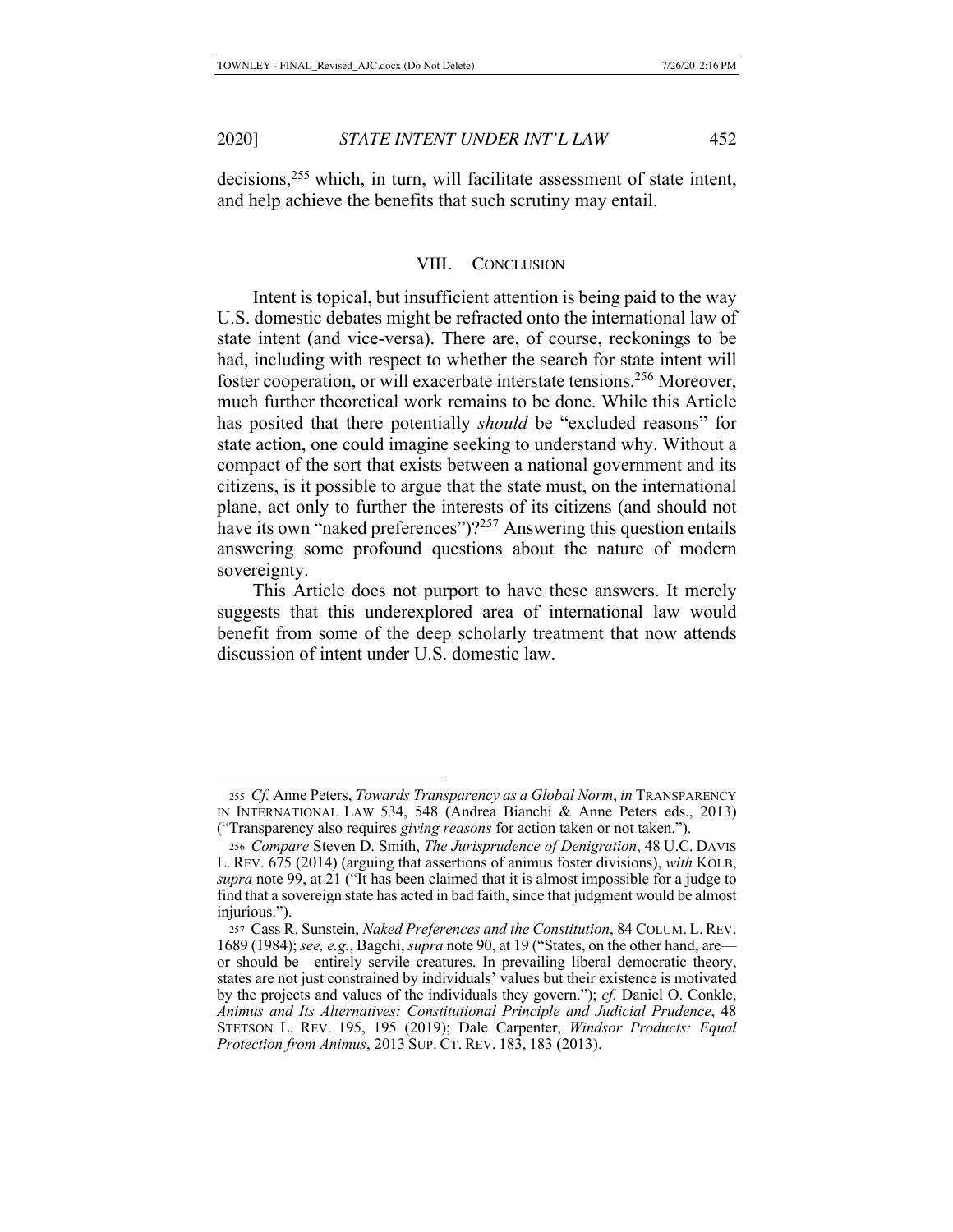decisions,[255] which, in turn, will facilitate assessment of state intent, and help achieve the benefits that such scrutiny may entail.

## VIII. CONCLUSION

Intent is topical, but insufficient attention is being paid to the way U.S. domestic debates might be refracted onto the international law of state intent (and vice-versa). There are, of course, reckonings to be had, including with respect to whether the search for state intent will foster cooperation, or will exacerbate interstate tensions.[256] Moreover, much further theoretical work remains to be done. While this Article has posited that there potentially *should* be "excluded reasons" for state action, one could imagine seeking to understand why. Without a compact of the sort that exists between a national government and its citizens, is it possible to argue that the state must, on the international plane, act only to further the interests of its citizens (and should not have its own "naked preferences")?[257] Answering this question entails answering some profound questions about the nature of modern sovereignty.

This Article does not purport to have these answers. It merely suggests that this underexplored area of international law would benefit from some of the deep scholarly treatment that now attends discussion of intent under U.S. domestic law.

---

[255] *Cf.* Anne Peters, *Towards Transparency as a Global Norm*, *in* TRANSPARENCY IN INTERNATIONAL LAW 534, 548 (Andrea Bianchi & Anne Peters eds., 2013) ("Transparency also requires *giving reasons* for action taken or not taken.").

[256] *Compare* Steven D. Smith, *The Jurisprudence of Denigration*, 48 U.C. DAVIS L. REV. 675 (2014) (arguing that assertions of animus foster divisions), *with* KOLB, *supra* note 99, at 21 ("It has been claimed that it is almost impossible for a judge to find that a sovereign state has acted in bad faith, since that judgment would be almost injurious.").

[257] Cass R. Sunstein, *Naked Preferences and the Constitution*, 84 COLUM. L. REV. 1689 (1984); *see, e.g.*, Bagchi, *supra* note 90, at 19 ("States, on the other hand, are—or should be—entirely servile creatures. In prevailing liberal democratic theory, states are not just constrained by individuals' values but their existence is motivated by the projects and values of the individuals they govern."); *cf.* Daniel O. Conkle, *Animus and Its Alternatives: Constitutional Principle and Judicial Prudence*, 48 STETSON L. REV. 195, 195 (2019); Dale Carpenter, *Windsor Products: Equal Protection from Animus*, 2013 SUP. CT. REV. 183, 183 (2013).